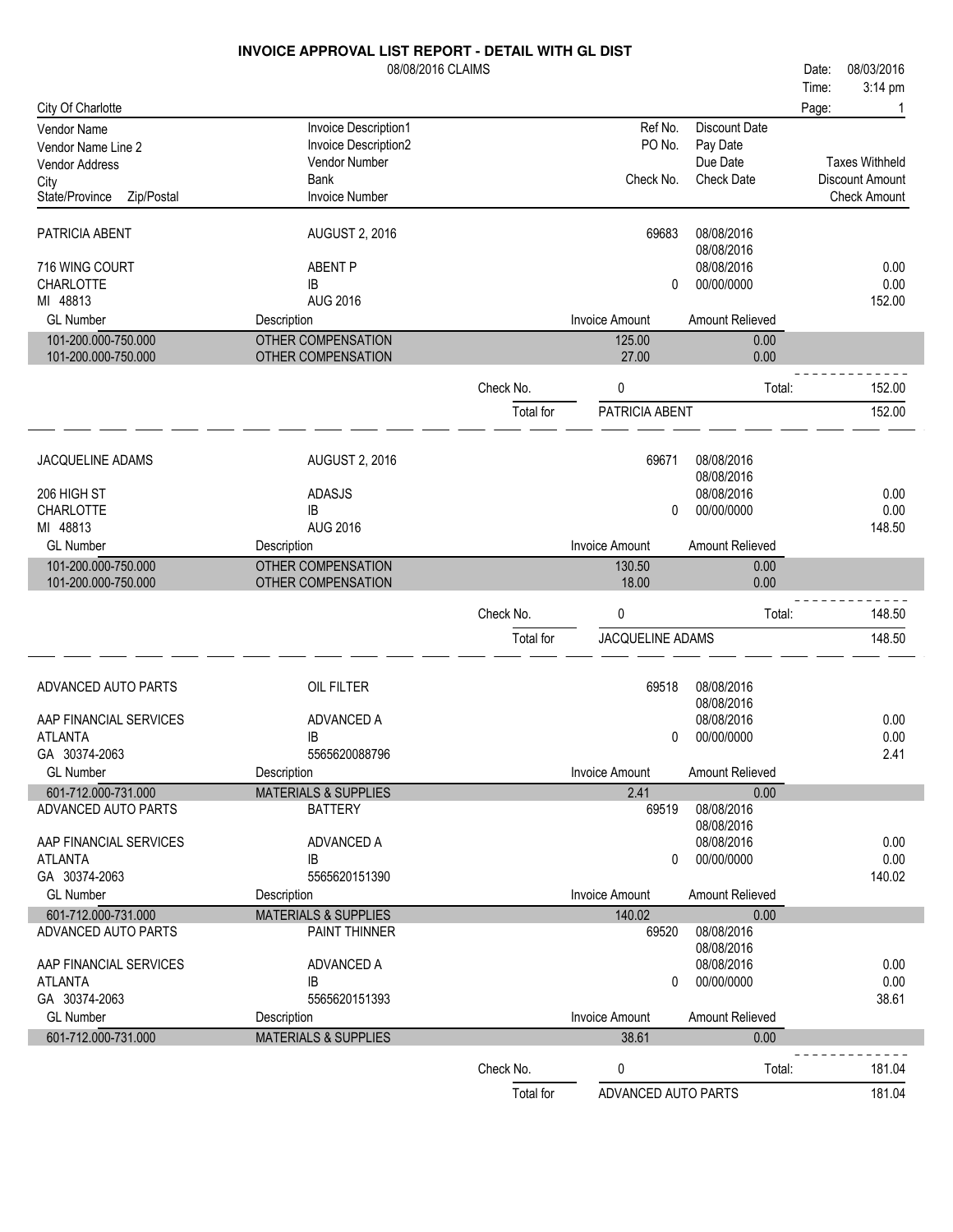# INVOICE APPROVAL LIST REPORT - DETAIL WITH GL DIST

08/08/2016 CLAIMS

Date: 08/03/2016
Time: 3:14 pm

City Of Charlotte

| Vendor Name | Invoice Description1 | Ref No. | Discount Date | |
|---|---|---|---|---|
| Vendor Name Line 2 | Invoice Description2 | PO No. | Pay Date | |
| Vendor Address | Vendor Number | | Due Date | Taxes Withheld |
| City | Bank | Check No. | Check Date | Discount Amount |
| State/Province Zip/Postal | Invoice Number | | | Check Amount |

| PATRICIA ABENT | AUGUST 2, 2016 | 69683 | 08/08/2016 | |
|---|---|---|---|---|
| | | | 08/08/2016 | |
| 716 WING COURT | ABENT P | | 08/08/2016 | 0.00 |
| CHARLOTTE | IB | 0 | 00/00/0000 | 0.00 |
| MI 48813 | AUG 2016 | | | 152.00 |

| GL Number | Description | Invoice Amount | Amount Relieved |
|---|---|---|---|
| 101-200.000-750.000 | OTHER COMPENSATION | 125.00 | 0.00 |
| 101-200.000-750.000 | OTHER COMPENSATION | 27.00 | 0.00 |

Check No. 0 Total: 152.00

Total for PATRICIA ABENT 152.00

| JACQUELINE ADAMS | AUGUST 2, 2016 | 69671 | 08/08/2016 | |
|---|---|---|---|---|
| | | | 08/08/2016 | |
| 206 HIGH ST | ADASJS | | 08/08/2016 | 0.00 |
| CHARLOTTE | IB | 0 | 00/00/0000 | 0.00 |
| MI 48813 | AUG 2016 | | | 148.50 |

| GL Number | Description | Invoice Amount | Amount Relieved |
|---|---|---|---|
| 101-200.000-750.000 | OTHER COMPENSATION | 130.50 | 0.00 |
| 101-200.000-750.000 | OTHER COMPENSATION | 18.00 | 0.00 |

Check No. 0 Total: 148.50

Total for JACQUELINE ADAMS 148.50

| ADVANCED AUTO PARTS | OIL FILTER | 69518 | 08/08/2016 | |
|---|---|---|---|---|
| | | | 08/08/2016 | |
| AAP FINANCIAL SERVICES | ADVANCED A | | 08/08/2016 | 0.00 |
| ATLANTA | IB | 0 | 00/00/0000 | 0.00 |
| GA 30374-2063 | 5565620088796 | | | 2.41 |

| GL Number | Description | Invoice Amount | Amount Relieved |
|---|---|---|---|
| 601-712.000-731.000 | MATERIALS & SUPPLIES | 2.41 | 0.00 |

| ADVANCED AUTO PARTS | BATTERY | 69519 | 08/08/2016 | |
|---|---|---|---|---|
| | | | 08/08/2016 | |
| AAP FINANCIAL SERVICES | ADVANCED A | | 08/08/2016 | 0.00 |
| ATLANTA | IB | 0 | 00/00/0000 | 0.00 |
| GA 30374-2063 | 5565620151390 | | | 140.02 |

| GL Number | Description | Invoice Amount | Amount Relieved |
|---|---|---|---|
| 601-712.000-731.000 | MATERIALS & SUPPLIES | 140.02 | 0.00 |

| ADVANCED AUTO PARTS | PAINT THINNER | 69520 | 08/08/2016 | |
|---|---|---|---|---|
| | | | 08/08/2016 | |
| AAP FINANCIAL SERVICES | ADVANCED A | | 08/08/2016 | 0.00 |
| ATLANTA | IB | 0 | 00/00/0000 | 0.00 |
| GA 30374-2063 | 5565620151393 | | | 38.61 |

| GL Number | Description | Invoice Amount | Amount Relieved |
|---|---|---|---|
| 601-712.000-731.000 | MATERIALS & SUPPLIES | 38.61 | 0.00 |

Check No. 0 Total: 181.04

Total for ADVANCED AUTO PARTS 181.04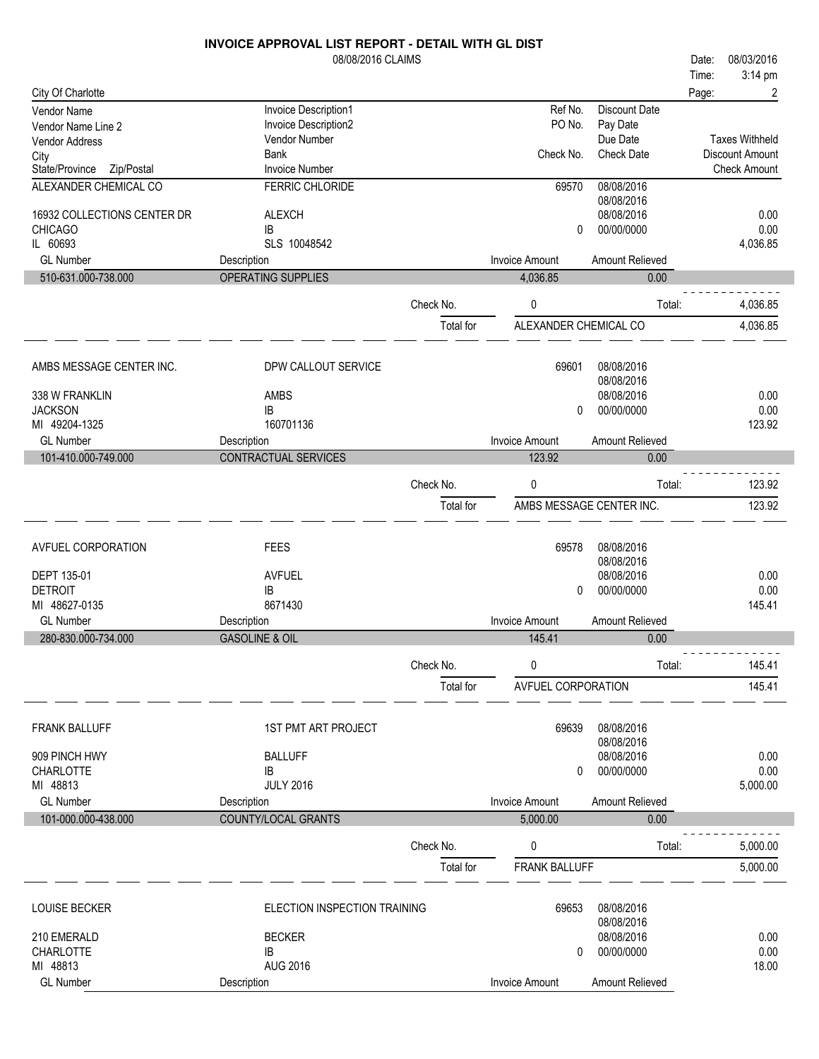# INVOICE APPROVAL LIST REPORT - DETAIL WITH GL DIST

08/08/2016 CLAIMS

Date: 08/03/2016
Time: 3:14 pm

City Of Charlotte

| Vendor Name / Vendor Name Line 2 / Vendor Address / City / State/Province Zip/Postal | Invoice Description1 / Invoice Description2 / Vendor Number / Bank / Invoice Number | Ref No. / PO No. / Check No. | Discount Date / Pay Date / Due Date / Check Date | Taxes Withheld / Discount Amount / Check Amount |
|---|---|---|---|---|
| ALEXANDER CHEMICAL CO | FERRIC CHLORIDE | 69570 | 08/08/2016 | |
| | | | 08/08/2016 | |
| 16932 COLLECTIONS CENTER DR | ALEXCH | | 08/08/2016 | 0.00 |
| CHICAGO | IB | 0 | 00/00/0000 | 0.00 |
| IL 60693 | SLS 10048542 | | | 4,036.85 |

| GL Number | Description | Invoice Amount | Amount Relieved |
|---|---|---|---|
| 510-631.000-738.000 | OPERATING SUPPLIES | 4,036.85 | 0.00 |

Check No. 0 Total: 4,036.85

Total for ALEXANDER CHEMICAL CO 4,036.85

| Vendor | Invoice | Ref/Check No. | Dates | Amounts |
|---|---|---|---|---|
| AMBS MESSAGE CENTER INC. | DPW CALLOUT SERVICE | 69601 | 08/08/2016 | |
| | | | 08/08/2016 | |
| 338 W FRANKLIN | AMBS | | 08/08/2016 | 0.00 |
| JACKSON | IB | 0 | 00/00/0000 | 0.00 |
| MI 49204-1325 | 160701136 | | | 123.92 |

| GL Number | Description | Invoice Amount | Amount Relieved |
|---|---|---|---|
| 101-410.000-749.000 | CONTRACTUAL SERVICES | 123.92 | 0.00 |

Check No. 0 Total: 123.92

Total for AMBS MESSAGE CENTER INC. 123.92

| Vendor | Invoice | Ref/Check No. | Dates | Amounts |
|---|---|---|---|---|
| AVFUEL CORPORATION | FEES | 69578 | 08/08/2016 | |
| | | | 08/08/2016 | |
| DEPT 135-01 | AVFUEL | | 08/08/2016 | 0.00 |
| DETROIT | IB | 0 | 00/00/0000 | 0.00 |
| MI 48627-0135 | 8671430 | | | 145.41 |

| GL Number | Description | Invoice Amount | Amount Relieved |
|---|---|---|---|
| 280-830.000-734.000 | GASOLINE & OIL | 145.41 | 0.00 |

Check No. 0 Total: 145.41

Total for AVFUEL CORPORATION 145.41

| Vendor | Invoice | Ref/Check No. | Dates | Amounts |
|---|---|---|---|---|
| FRANK BALLUFF | 1ST PMT ART PROJECT | 69639 | 08/08/2016 | |
| | | | 08/08/2016 | |
| 909 PINCH HWY | BALLUFF | | 08/08/2016 | 0.00 |
| CHARLOTTE | IB | 0 | 00/00/0000 | 0.00 |
| MI 48813 | JULY 2016 | | | 5,000.00 |

| GL Number | Description | Invoice Amount | Amount Relieved |
|---|---|---|---|
| 101-000.000-438.000 | COUNTY/LOCAL GRANTS | 5,000.00 | 0.00 |

Check No. 0 Total: 5,000.00

Total for FRANK BALLUFF 5,000.00

| Vendor | Invoice | Ref/Check No. | Dates | Amounts |
|---|---|---|---|---|
| LOUISE BECKER | ELECTION INSPECTION TRAINING | 69653 | 08/08/2016 | |
| | | | 08/08/2016 | |
| 210 EMERALD | BECKER | | 08/08/2016 | 0.00 |
| CHARLOTTE | IB | 0 | 00/00/0000 | 0.00 |
| MI 48813 | AUG 2016 | | | 18.00 |

| GL Number | Description | Invoice Amount | Amount Relieved |
|---|---|---|---|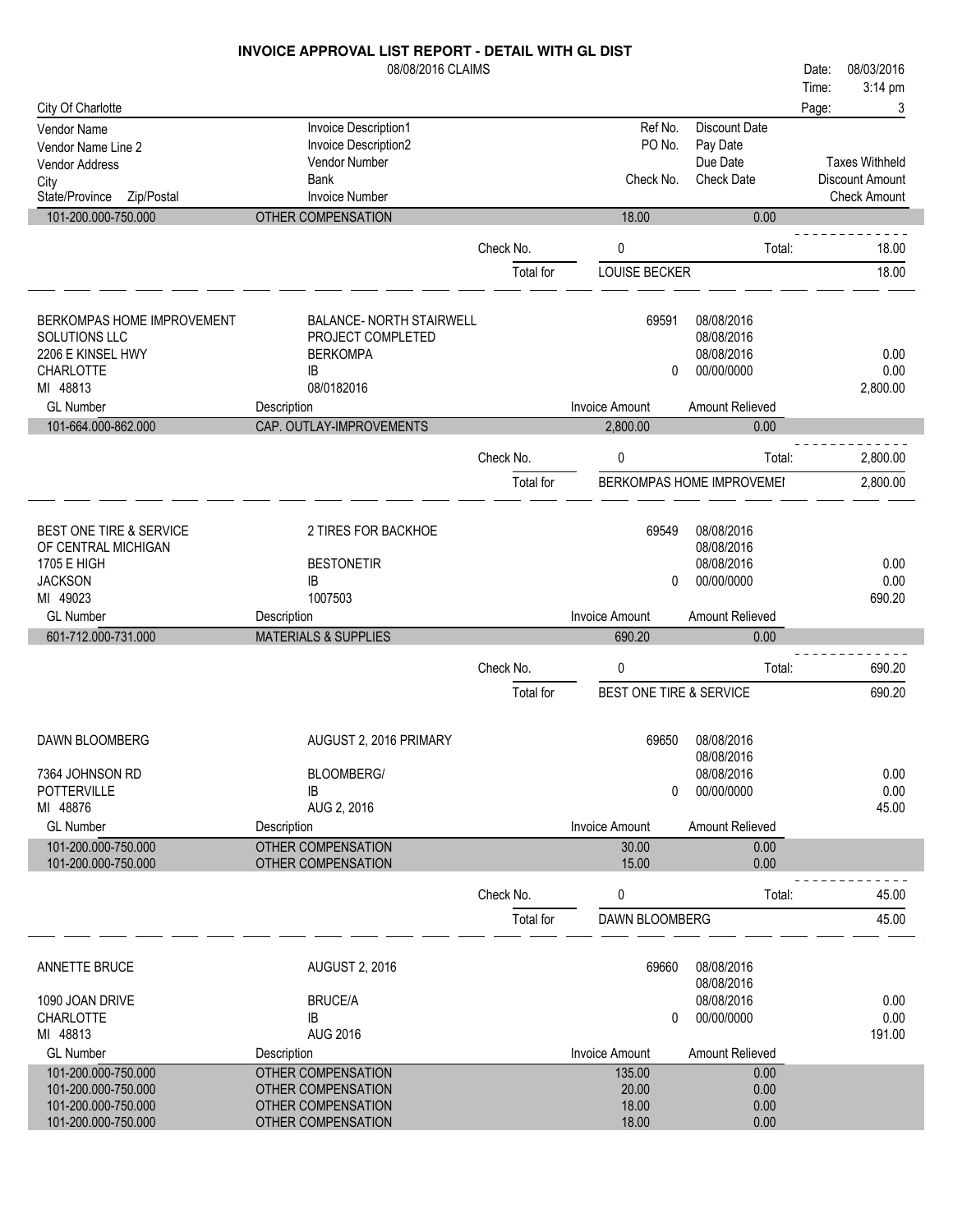# INVOICE APPROVAL LIST REPORT - DETAIL WITH GL DIST

08/08/2016 CLAIMS

Date: 08/03/2016
Time: 3:14 pm

City Of Charlotte

| Vendor Name | Invoice Description1 | Ref No. | Discount Date | |
|---|---|---|---|---|
| Vendor Name Line 2 | Invoice Description2 | PO No. | Pay Date | |
| Vendor Address | Vendor Number | | Due Date | Taxes Withheld |
| City | Bank | Check No. | Check Date | Discount Amount |
| State/Province Zip/Postal | Invoice Number | | | Check Amount |

| GL Number | Description | Invoice Amount | Amount Relieved |
|---|---|---|---|
| 101-200.000-750.000 | OTHER COMPENSATION | 18.00 | 0.00 |

Check No. 0 Total: 18.00

Total for LOUISE BECKER 18.00

---

| | | | | |
|---|---|---|---|---|
| BERKOMPAS HOME IMPROVEMENT | BALANCE- NORTH STAIRWELL | 69591 | 08/08/2016 | |
| SOLUTIONS LLC | PROJECT COMPLETED | | 08/08/2016 | |
| 2206 E KINSEL HWY | BERKOMPA | | 08/08/2016 | 0.00 |
| CHARLOTTE | IB | 0 | 00/00/0000 | 0.00 |
| MI 48813 | 08/0182016 | | | 2,800.00 |

| GL Number | Description | Invoice Amount | Amount Relieved |
|---|---|---|---|
| 101-664.000-862.000 | CAP. OUTLAY-IMPROVEMENTS | 2,800.00 | 0.00 |

Check No. 0 Total: 2,800.00

Total for BERKOMPAS HOME IMPROVEMEI 2,800.00

---

| | | | | |
|---|---|---|---|---|
| BEST ONE TIRE & SERVICE | 2 TIRES FOR BACKHOE | 69549 | 08/08/2016 | |
| OF CENTRAL MICHIGAN | | | 08/08/2016 | |
| 1705 E HIGH | BESTONETIR | | 08/08/2016 | 0.00 |
| JACKSON | IB | 0 | 00/00/0000 | 0.00 |
| MI 49023 | 1007503 | | | 690.20 |

| GL Number | Description | Invoice Amount | Amount Relieved |
|---|---|---|---|
| 601-712.000-731.000 | MATERIALS & SUPPLIES | 690.20 | 0.00 |

Check No. 0 Total: 690.20

Total for BEST ONE TIRE & SERVICE 690.20

---

| | | | | |
|---|---|---|---|---|
| DAWN BLOOMBERG | AUGUST 2, 2016 PRIMARY | 69650 | 08/08/2016 | |
| | | | 08/08/2016 | |
| 7364 JOHNSON RD | BLOOMBERG/ | | 08/08/2016 | 0.00 |
| POTTERVILLE | IB | 0 | 00/00/0000 | 0.00 |
| MI 48876 | AUG 2, 2016 | | | 45.00 |

| GL Number | Description | Invoice Amount | Amount Relieved |
|---|---|---|---|
| 101-200.000-750.000 | OTHER COMPENSATION | 30.00 | 0.00 |
| 101-200.000-750.000 | OTHER COMPENSATION | 15.00 | 0.00 |

Check No. 0 Total: 45.00

Total for DAWN BLOOMBERG 45.00

---

| | | | | |
|---|---|---|---|---|
| ANNETTE BRUCE | AUGUST 2, 2016 | 69660 | 08/08/2016 | |
| | | | 08/08/2016 | |
| 1090 JOAN DRIVE | BRUCE/A | | 08/08/2016 | 0.00 |
| CHARLOTTE | IB | 0 | 00/00/0000 | 0.00 |
| MI 48813 | AUG 2016 | | | 191.00 |

| GL Number | Description | Invoice Amount | Amount Relieved |
|---|---|---|---|
| 101-200.000-750.000 | OTHER COMPENSATION | 135.00 | 0.00 |
| 101-200.000-750.000 | OTHER COMPENSATION | 20.00 | 0.00 |
| 101-200.000-750.000 | OTHER COMPENSATION | 18.00 | 0.00 |
| 101-200.000-750.000 | OTHER COMPENSATION | 18.00 | 0.00 |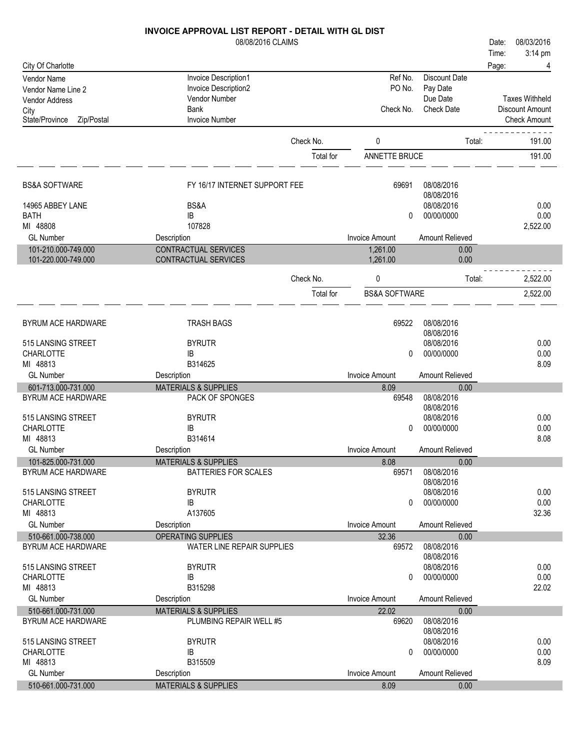# INVOICE APPROVAL LIST REPORT - DETAIL WITH GL DIST

08/08/2016 CLAIMS

Date: 08/03/2016
Time: 3:14 pm

City Of Charlotte

| Vendor Name / Vendor Name Line 2 / Vendor Address / City / State/Province Zip/Postal | Invoice Description1 / Invoice Description2 / Vendor Number / Bank / Invoice Number | Ref No. / PO No. / Check No. | Discount Date / Pay Date / Due Date / Check Date | Taxes Withheld / Discount Amount / Check Amount |
|---|---|---|---|---|

| | | Check No. | 0 | Total: | 191.00 |
|---|---|---|---|---|---|
| | | Total for | ANNETTE BRUCE | | 191.00 |

| BS&A SOFTWARE | FY 16/17 INTERNET SUPPORT FEE | 69691 | 08/08/2016 | |
|---|---|---|---|---|
| | | | 08/08/2016 | |
| 14965 ABBEY LANE | BS&A | | 08/08/2016 | 0.00 |
| BATH | IB | 0 | 00/00/0000 | 0.00 |
| MI 48808 | 107828 | | | 2,522.00 |

| GL Number | Description | Invoice Amount | Amount Relieved |
|---|---|---|---|
| 101-210.000-749.000 | CONTRACTUAL SERVICES | 1,261.00 | 0.00 |
| 101-220.000-749.000 | CONTRACTUAL SERVICES | 1,261.00 | 0.00 |

| | | Check No. | 0 | Total: | 2,522.00 |
|---|---|---|---|---|---|
| | | Total for | BS&A SOFTWARE | | 2,522.00 |

| BYRUM ACE HARDWARE | TRASH BAGS | 69522 | 08/08/2016 | |
|---|---|---|---|---|
| | | | 08/08/2016 | |
| 515 LANSING STREET | BYRUTR | | 08/08/2016 | 0.00 |
| CHARLOTTE | IB | 0 | 00/00/0000 | 0.00 |
| MI 48813 | B314625 | | | 8.09 |

| GL Number | Description | Invoice Amount | Amount Relieved |
|---|---|---|---|
| 601-713.000-731.000 | MATERIALS & SUPPLIES | 8.09 | 0.00 |

| BYRUM ACE HARDWARE | PACK OF SPONGES | 69548 | 08/08/2016 | |
|---|---|---|---|---|
| | | | 08/08/2016 | |
| 515 LANSING STREET | BYRUTR | | 08/08/2016 | 0.00 |
| CHARLOTTE | IB | 0 | 00/00/0000 | 0.00 |
| MI 48813 | B314614 | | | 8.08 |

| GL Number | Description | Invoice Amount | Amount Relieved |
|---|---|---|---|
| 101-825.000-731.000 | MATERIALS & SUPPLIES | 8.08 | 0.00 |

| BYRUM ACE HARDWARE | BATTERIES FOR SCALES | 69571 | 08/08/2016 | |
|---|---|---|---|---|
| | | | 08/08/2016 | |
| 515 LANSING STREET | BYRUTR | | 08/08/2016 | 0.00 |
| CHARLOTTE | IB | 0 | 00/00/0000 | 0.00 |
| MI 48813 | A137605 | | | 32.36 |

| GL Number | Description | Invoice Amount | Amount Relieved |
|---|---|---|---|
| 510-661.000-738.000 | OPERATING SUPPLIES | 32.36 | 0.00 |

| BYRUM ACE HARDWARE | WATER LINE REPAIR SUPPLIES | 69572 | 08/08/2016 | |
|---|---|---|---|---|
| | | | 08/08/2016 | |
| 515 LANSING STREET | BYRUTR | | 08/08/2016 | 0.00 |
| CHARLOTTE | IB | 0 | 00/00/0000 | 0.00 |
| MI 48813 | B315298 | | | 22.02 |

| GL Number | Description | Invoice Amount | Amount Relieved |
|---|---|---|---|
| 510-661.000-731.000 | MATERIALS & SUPPLIES | 22.02 | 0.00 |

| BYRUM ACE HARDWARE | PLUMBING REPAIR WELL #5 | 69620 | 08/08/2016 | |
|---|---|---|---|---|
| | | | 08/08/2016 | |
| 515 LANSING STREET | BYRUTR | | 08/08/2016 | 0.00 |
| CHARLOTTE | IB | 0 | 00/00/0000 | 0.00 |
| MI 48813 | B315509 | | | 8.09 |

| GL Number | Description | Invoice Amount | Amount Relieved |
|---|---|---|---|
| 510-661.000-731.000 | MATERIALS & SUPPLIES | 8.09 | 0.00 |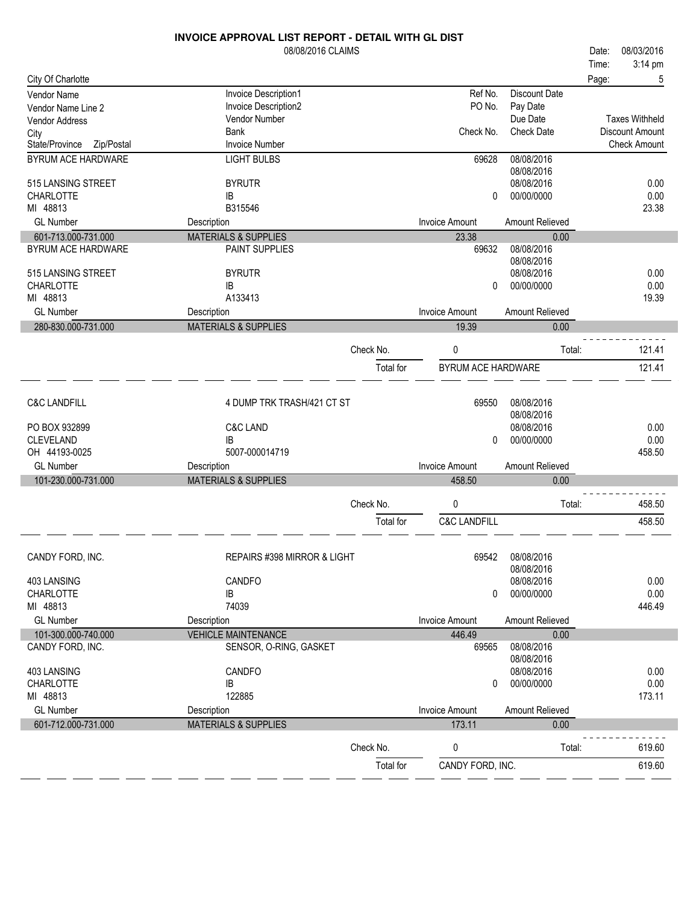# INVOICE APPROVAL LIST REPORT - DETAIL WITH GL DIST

08/08/2016 CLAIMS

Date: 08/03/2016
Time: 3:14 pm

City Of Charlotte

| Vendor Name / Vendor Name Line 2 / Vendor Address / City / State/Province Zip/Postal | Invoice Description1 / Invoice Description2 / Vendor Number / Bank / Invoice Number | Ref No. / PO No. / Check No. | Discount Date / Pay Date / Due Date / Check Date | Taxes Withheld / Discount Amount / Check Amount |
|---|---|---|---|---|
| BYRUM ACE HARDWARE | LIGHT BULBS | 69628 | 08/08/2016 | |
| | | | 08/08/2016 | |
| 515 LANSING STREET | BYRUTR | | 08/08/2016 | 0.00 |
| CHARLOTTE | IB | 0 | 00/00/0000 | 0.00 |
| MI 48813 | B315546 | | | 23.38 |

| GL Number | Description | Invoice Amount | Amount Relieved |
|---|---|---|---|
| 601-713.000-731.000 | MATERIALS & SUPPLIES | 23.38 | 0.00 |

| Vendor | Invoice | Ref No. / Check No. | Dates | Amounts |
|---|---|---|---|---|
| BYRUM ACE HARDWARE | PAINT SUPPLIES | 69632 | 08/08/2016 | |
| | | | 08/08/2016 | |
| 515 LANSING STREET | BYRUTR | | 08/08/2016 | 0.00 |
| CHARLOTTE | IB | 0 | 00/00/0000 | 0.00 |
| MI 48813 | A133413 | | | 19.39 |

| GL Number | Description | Invoice Amount | Amount Relieved |
|---|---|---|---|
| 280-830.000-731.000 | MATERIALS & SUPPLIES | 19.39 | 0.00 |

Check No. 0 Total: 121.41

Total for BYRUM ACE HARDWARE 121.41

| Vendor | Invoice | Ref No. / Check No. | Dates | Amounts |
|---|---|---|---|---|
| C&C LANDFILL | 4 DUMP TRK TRASH/421 CT ST | 69550 | 08/08/2016 | |
| | | | 08/08/2016 | |
| PO BOX 932899 | C&C LAND | | 08/08/2016 | 0.00 |
| CLEVELAND | IB | 0 | 00/00/0000 | 0.00 |
| OH 44193-0025 | 5007-000014719 | | | 458.50 |

| GL Number | Description | Invoice Amount | Amount Relieved |
|---|---|---|---|
| 101-230.000-731.000 | MATERIALS & SUPPLIES | 458.50 | 0.00 |

Check No. 0 Total: 458.50

Total for C&C LANDFILL 458.50

| Vendor | Invoice | Ref No. / Check No. | Dates | Amounts |
|---|---|---|---|---|
| CANDY FORD, INC. | REPAIRS #398 MIRROR & LIGHT | 69542 | 08/08/2016 | |
| | | | 08/08/2016 | |
| 403 LANSING | CANDFO | | 08/08/2016 | 0.00 |
| CHARLOTTE | IB | 0 | 00/00/0000 | 0.00 |
| MI 48813 | 74039 | | | 446.49 |

| GL Number | Description | Invoice Amount | Amount Relieved |
|---|---|---|---|
| 101-300.000-740.000 | VEHICLE MAINTENANCE | 446.49 | 0.00 |

| Vendor | Invoice | Ref No. / Check No. | Dates | Amounts |
|---|---|---|---|---|
| CANDY FORD, INC. | SENSOR, O-RING, GASKET | 69565 | 08/08/2016 | |
| | | | 08/08/2016 | |
| 403 LANSING | CANDFO | | 08/08/2016 | 0.00 |
| CHARLOTTE | IB | 0 | 00/00/0000 | 0.00 |
| MI 48813 | 122885 | | | 173.11 |

| GL Number | Description | Invoice Amount | Amount Relieved |
|---|---|---|---|
| 601-712.000-731.000 | MATERIALS & SUPPLIES | 173.11 | 0.00 |

Check No. 0 Total: 619.60

Total for CANDY FORD, INC. 619.60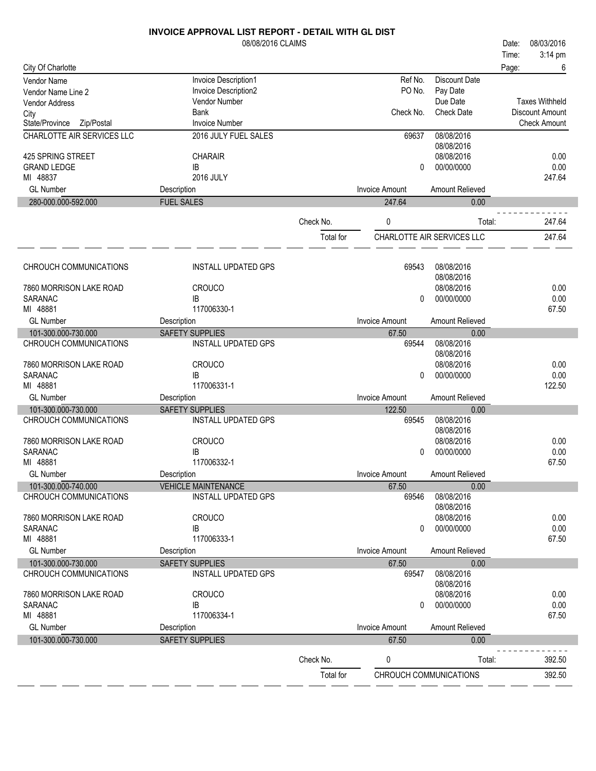# INVOICE APPROVAL LIST REPORT - DETAIL WITH GL DIST

08/08/2016 CLAIMS

Date: 08/03/2016
Time: 3:14 pm

City Of Charlotte

| Vendor Name / Vendor Name Line 2 / Vendor Address / City / State/Province Zip/Postal | Invoice Description1 / Invoice Description2 / Vendor Number / Bank / Invoice Number | Ref No. / PO No. / Check No. | Discount Date / Pay Date / Due Date / Check Date | Taxes Withheld / Discount Amount / Check Amount |
|---|---|---|---|---|
| CHARLOTTE AIR SERVICES LLC | 2016 JULY FUEL SALES | 69637 | 08/08/2016 | |
| | | | 08/08/2016 | |
| 425 SPRING STREET | CHARAIR | | 08/08/2016 | 0.00 |
| GRAND LEDGE | IB | 0 | 00/00/0000 | 0.00 |
| MI 48837 | 2016 JULY | | | 247.64 |

| GL Number | Description | Invoice Amount | Amount Relieved |
|---|---|---|---|
| 280-000.000-592.000 | FUEL SALES | 247.64 | 0.00 |

Check No. 0 Total: 247.64

Total for CHARLOTTE AIR SERVICES LLC 247.64

| Vendor | Invoice Description / Vendor Number / Bank / Invoice Number | Ref No. / Check No. | Dates | Amounts |
|---|---|---|---|---|
| CHROUCH COMMUNICATIONS | INSTALL UPDATED GPS | 69543 | 08/08/2016 | |
| | | | 08/08/2016 | |
| 7860 MORRISON LAKE ROAD | CROUCO | | 08/08/2016 | 0.00 |
| SARANAC | IB | 0 | 00/00/0000 | 0.00 |
| MI 48881 | 117006330-1 | | | 67.50 |

| GL Number | Description | Invoice Amount | Amount Relieved |
|---|---|---|---|
| 101-300.000-730.000 | SAFETY SUPPLIES | 67.50 | 0.00 |

| Vendor | Invoice Description / Vendor Number / Bank / Invoice Number | Ref No. / Check No. | Dates | Amounts |
|---|---|---|---|---|
| CHROUCH COMMUNICATIONS | INSTALL UPDATED GPS | 69544 | 08/08/2016 | |
| | | | 08/08/2016 | |
| 7860 MORRISON LAKE ROAD | CROUCO | | 08/08/2016 | 0.00 |
| SARANAC | IB | 0 | 00/00/0000 | 0.00 |
| MI 48881 | 117006331-1 | | | 122.50 |

| GL Number | Description | Invoice Amount | Amount Relieved |
|---|---|---|---|
| 101-300.000-730.000 | SAFETY SUPPLIES | 122.50 | 0.00 |

| Vendor | Invoice Description / Vendor Number / Bank / Invoice Number | Ref No. / Check No. | Dates | Amounts |
|---|---|---|---|---|
| CHROUCH COMMUNICATIONS | INSTALL UPDATED GPS | 69545 | 08/08/2016 | |
| | | | 08/08/2016 | |
| 7860 MORRISON LAKE ROAD | CROUCO | | 08/08/2016 | 0.00 |
| SARANAC | IB | 0 | 00/00/0000 | 0.00 |
| MI 48881 | 117006332-1 | | | 67.50 |

| GL Number | Description | Invoice Amount | Amount Relieved |
|---|---|---|---|
| 101-300.000-740.000 | VEHICLE MAINTENANCE | 67.50 | 0.00 |

| Vendor | Invoice Description / Vendor Number / Bank / Invoice Number | Ref No. / Check No. | Dates | Amounts |
|---|---|---|---|---|
| CHROUCH COMMUNICATIONS | INSTALL UPDATED GPS | 69546 | 08/08/2016 | |
| | | | 08/08/2016 | |
| 7860 MORRISON LAKE ROAD | CROUCO | | 08/08/2016 | 0.00 |
| SARANAC | IB | 0 | 00/00/0000 | 0.00 |
| MI 48881 | 117006333-1 | | | 67.50 |

| GL Number | Description | Invoice Amount | Amount Relieved |
|---|---|---|---|
| 101-300.000-730.000 | SAFETY SUPPLIES | 67.50 | 0.00 |

| Vendor | Invoice Description / Vendor Number / Bank / Invoice Number | Ref No. / Check No. | Dates | Amounts |
|---|---|---|---|---|
| CHROUCH COMMUNICATIONS | INSTALL UPDATED GPS | 69547 | 08/08/2016 | |
| | | | 08/08/2016 | |
| 7860 MORRISON LAKE ROAD | CROUCO | | 08/08/2016 | 0.00 |
| SARANAC | IB | 0 | 00/00/0000 | 0.00 |
| MI 48881 | 117006334-1 | | | 67.50 |

| GL Number | Description | Invoice Amount | Amount Relieved |
|---|---|---|---|
| 101-300.000-730.000 | SAFETY SUPPLIES | 67.50 | 0.00 |

Check No. 0 Total: 392.50

Total for CHROUCH COMMUNICATIONS 392.50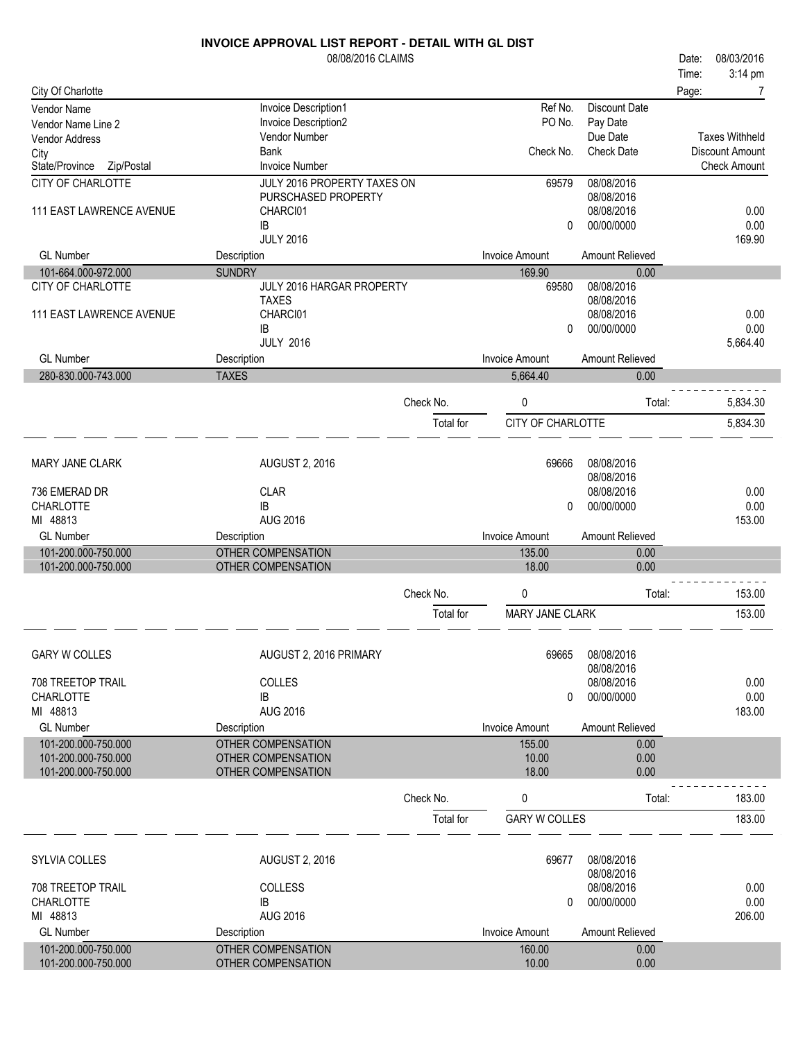**INVOICE APPROVAL LIST REPORT - DETAIL WITH GL DIST**

08/08/2016 CLAIMS

Date: 08/03/2016
Time: 3:14 pm

City Of Charlotte

| Vendor Name / Vendor Name Line 2 / Vendor Address / City / State/Province Zip/Postal | Invoice Description1 / Invoice Description2 / Vendor Number / Bank / Invoice Number | Ref No. / PO No. / Check No. | Discount Date / Pay Date / Due Date / Check Date | Taxes Withheld / Discount Amount / Check Amount |
|---|---|---|---|---|

**CITY OF CHARLOTTE**
111 EAST LAWRENCE AVENUE

JULY 2016 PROPERTY TAXES ON PURSCHASED PROPERTY
CHARCI01
IB
JULY 2016

Ref No.: 69579 — Discount Date: 08/08/2016 — Pay Date: 08/08/2016 — Due Date: 08/08/2016 — Check No.: 0 — Check Date: 00/00/0000
Taxes Withheld: 0.00 — Discount Amount: 0.00 — Check Amount: 169.90

| GL Number | Description | Invoice Amount | Amount Relieved |
|---|---|---|---|
| 101-664.000-972.000 | SUNDRY | 169.90 | 0.00 |

**CITY OF CHARLOTTE**
111 EAST LAWRENCE AVENUE

JULY 2016 HARGAR PROPERTY TAXES
CHARCI01
IB
JULY 2016

Ref No.: 69580 — Discount Date: 08/08/2016 — Pay Date: 08/08/2016 — Due Date: 08/08/2016 — Check No.: 0 — Check Date: 00/00/0000
Taxes Withheld: 0.00 — Discount Amount: 0.00 — Check Amount: 5,664.40

| GL Number | Description | Invoice Amount | Amount Relieved |
|---|---|---|---|
| 280-830.000-743.000 | TAXES | 5,664.40 | 0.00 |

Check No. 0 — Total: 5,834.30

Total for CITY OF CHARLOTTE: 5,834.30

---

**MARY JANE CLARK**
736 EMERAD DR
CHARLOTTE
MI 48813

AUGUST 2, 2016
CLAR
IB
AUG 2016

Ref No.: 69666 — Discount Date: 08/08/2016 — Pay Date: 08/08/2016 — Due Date: 08/08/2016 — Check No.: 0 — Check Date: 00/00/0000
Taxes Withheld: 0.00 — Discount Amount: 0.00 — Check Amount: 153.00

| GL Number | Description | Invoice Amount | Amount Relieved |
|---|---|---|---|
| 101-200.000-750.000 | OTHER COMPENSATION | 135.00 | 0.00 |
| 101-200.000-750.000 | OTHER COMPENSATION | 18.00 | 0.00 |

Check No. 0 — Total: 153.00

Total for MARY JANE CLARK: 153.00

---

**GARY W COLLES**
708 TREETOP TRAIL
CHARLOTTE
MI 48813

AUGUST 2, 2016 PRIMARY
COLLES
IB
AUG 2016

Ref No.: 69665 — Discount Date: 08/08/2016 — Pay Date: 08/08/2016 — Due Date: 08/08/2016 — Check No.: 0 — Check Date: 00/00/0000
Taxes Withheld: 0.00 — Discount Amount: 0.00 — Check Amount: 183.00

| GL Number | Description | Invoice Amount | Amount Relieved |
|---|---|---|---|
| 101-200.000-750.000 | OTHER COMPENSATION | 155.00 | 0.00 |
| 101-200.000-750.000 | OTHER COMPENSATION | 10.00 | 0.00 |
| 101-200.000-750.000 | OTHER COMPENSATION | 18.00 | 0.00 |

Check No. 0 — Total: 183.00

Total for GARY W COLLES: 183.00

---

**SYLVIA COLLES**
708 TREETOP TRAIL
CHARLOTTE
MI 48813

AUGUST 2, 2016
COLLESS
IB
AUG 2016

Ref No.: 69677 — Discount Date: 08/08/2016 — Pay Date: 08/08/2016 — Due Date: 08/08/2016 — Check No.: 0 — Check Date: 00/00/0000
Taxes Withheld: 0.00 — Discount Amount: 0.00 — Check Amount: 206.00

| GL Number | Description | Invoice Amount | Amount Relieved |
|---|---|---|---|
| 101-200.000-750.000 | OTHER COMPENSATION | 160.00 | 0.00 |
| 101-200.000-750.000 | OTHER COMPENSATION | 10.00 | 0.00 |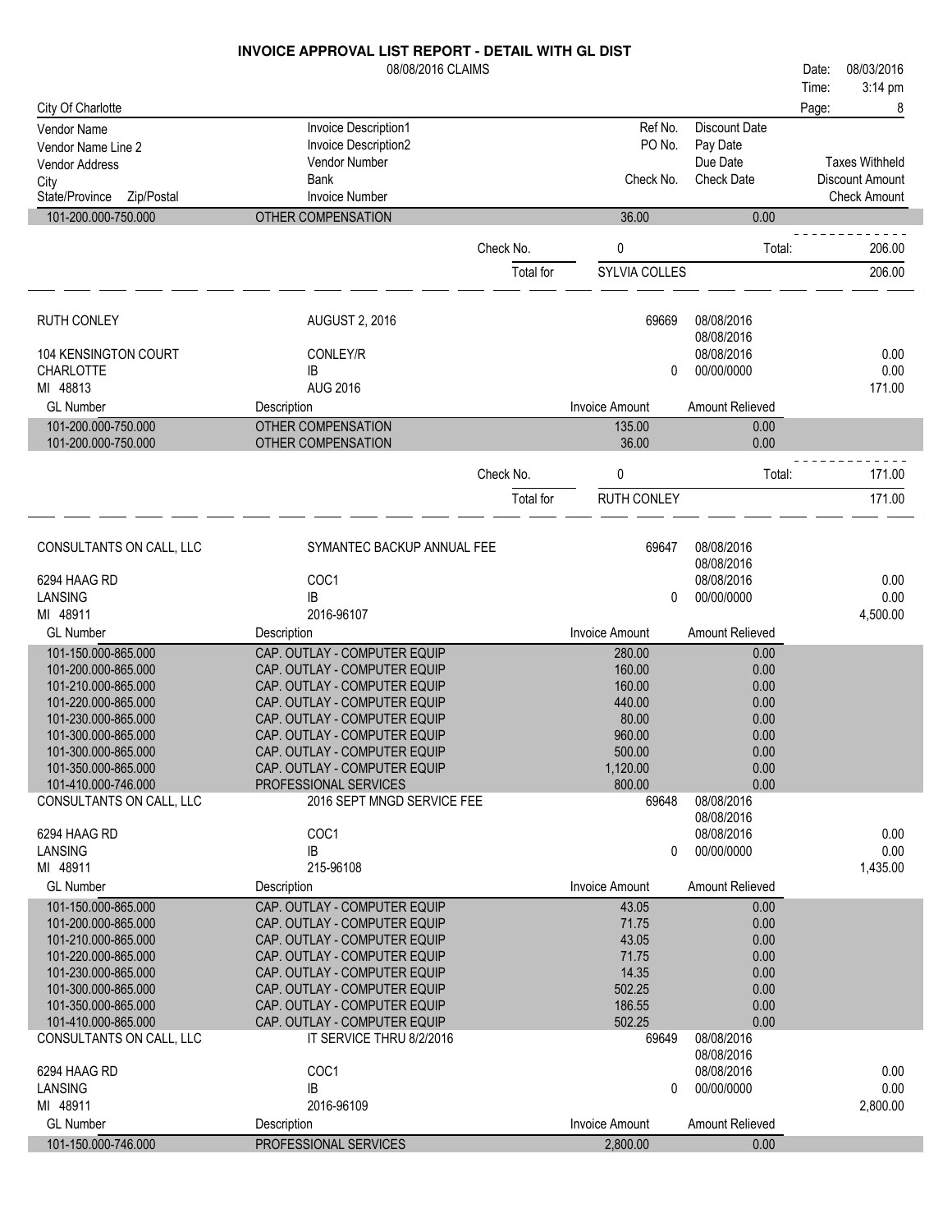# INVOICE APPROVAL LIST REPORT - DETAIL WITH GL DIST

08/08/2016 CLAIMS

Date: 08/03/2016
Time: 3:14 pm

City Of Charlotte

| Vendor Name / Vendor Name Line 2 / Vendor Address / City / State/Province Zip/Postal | Invoice Description1 / Invoice Description2 / Vendor Number / Bank / Invoice Number | Ref No. / PO No. / Check No. | Discount Date / Pay Date / Due Date / Check Date | Taxes Withheld / Discount Amount / Check Amount |
|---|---|---|---|---|

| GL Number | Description | Invoice Amount | Amount Relieved |
|---|---|---|---|
| 101-200.000-750.000 | OTHER COMPENSATION | 36.00 | 0.00 |

Check No. 0 Total: 206.00

Total for SYLVIA COLLES 206.00

---

RUTH CONLEY | AUGUST 2, 2016 | 69669 | 08/08/2016

08/08/2016

104 KENSINGTON COURT | CONLEY/R | 08/08/2016 | 0.00

CHARLOTTE | IB | 0 | 00/00/0000 | 0.00

MI 48813 | AUG 2016 | 171.00

| GL Number | Description | Invoice Amount | Amount Relieved |
|---|---|---|---|
| 101-200.000-750.000 | OTHER COMPENSATION | 135.00 | 0.00 |
| 101-200.000-750.000 | OTHER COMPENSATION | 36.00 | 0.00 |

Check No. 0 Total: 171.00

Total for RUTH CONLEY 171.00

---

CONSULTANTS ON CALL, LLC | SYMANTEC BACKUP ANNUAL FEE | 69647 | 08/08/2016

08/08/2016

6294 HAAG RD | COC1 | 08/08/2016 | 0.00

LANSING | IB | 0 | 00/00/0000 | 0.00

MI 48911 | 2016-96107 | 4,500.00

| GL Number | Description | Invoice Amount | Amount Relieved |
|---|---|---|---|
| 101-150.000-865.000 | CAP. OUTLAY - COMPUTER EQUIP | 280.00 | 0.00 |
| 101-200.000-865.000 | CAP. OUTLAY - COMPUTER EQUIP | 160.00 | 0.00 |
| 101-210.000-865.000 | CAP. OUTLAY - COMPUTER EQUIP | 160.00 | 0.00 |
| 101-220.000-865.000 | CAP. OUTLAY - COMPUTER EQUIP | 440.00 | 0.00 |
| 101-230.000-865.000 | CAP. OUTLAY - COMPUTER EQUIP | 80.00 | 0.00 |
| 101-300.000-865.000 | CAP. OUTLAY - COMPUTER EQUIP | 960.00 | 0.00 |
| 101-300.000-865.000 | CAP. OUTLAY - COMPUTER EQUIP | 500.00 | 0.00 |
| 101-350.000-865.000 | CAP. OUTLAY - COMPUTER EQUIP | 1,120.00 | 0.00 |
| 101-410.000-746.000 | PROFESSIONAL SERVICES | 800.00 | 0.00 |

CONSULTANTS ON CALL, LLC | 2016 SEPT MNGD SERVICE FEE | 69648 | 08/08/2016

08/08/2016

6294 HAAG RD | COC1 | 08/08/2016 | 0.00

LANSING | IB | 0 | 00/00/0000 | 0.00

MI 48911 | 215-96108 | 1,435.00

| GL Number | Description | Invoice Amount | Amount Relieved |
|---|---|---|---|
| 101-150.000-865.000 | CAP. OUTLAY - COMPUTER EQUIP | 43.05 | 0.00 |
| 101-200.000-865.000 | CAP. OUTLAY - COMPUTER EQUIP | 71.75 | 0.00 |
| 101-210.000-865.000 | CAP. OUTLAY - COMPUTER EQUIP | 43.05 | 0.00 |
| 101-220.000-865.000 | CAP. OUTLAY - COMPUTER EQUIP | 71.75 | 0.00 |
| 101-230.000-865.000 | CAP. OUTLAY - COMPUTER EQUIP | 14.35 | 0.00 |
| 101-300.000-865.000 | CAP. OUTLAY - COMPUTER EQUIP | 502.25 | 0.00 |
| 101-350.000-865.000 | CAP. OUTLAY - COMPUTER EQUIP | 186.55 | 0.00 |
| 101-410.000-865.000 | CAP. OUTLAY - COMPUTER EQUIP | 502.25 | 0.00 |

CONSULTANTS ON CALL, LLC | IT SERVICE THRU 8/2/2016 | 69649 | 08/08/2016

08/08/2016

6294 HAAG RD | COC1 | 08/08/2016 | 0.00

LANSING | IB | 0 | 00/00/0000 | 0.00

MI 48911 | 2016-96109 | 2,800.00

| GL Number | Description | Invoice Amount | Amount Relieved |
|---|---|---|---|
| 101-150.000-746.000 | PROFESSIONAL SERVICES | 2,800.00 | 0.00 |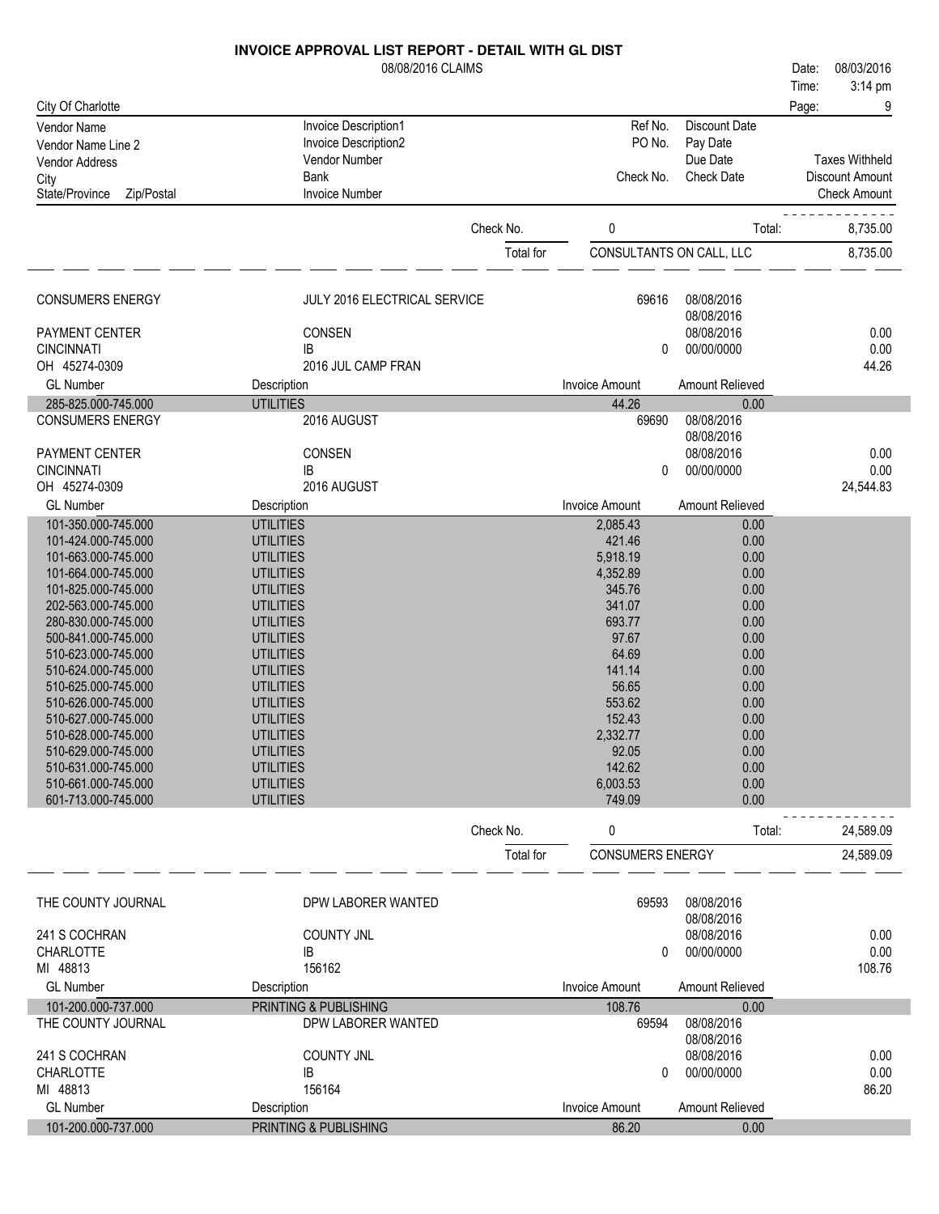# INVOICE APPROVAL LIST REPORT - DETAIL WITH GL DIST

08/08/2016 CLAIMS

Date: 08/03/2016
Time: 3:14 pm

City Of Charlotte

| Vendor Name | Invoice Description1 | Ref No. | Discount Date | |
|---|---|---|---|---|
| Vendor Name Line 2 | Invoice Description2 | PO No. | Pay Date | |
| Vendor Address | Vendor Number | | Due Date | Taxes Withheld |
| City | Bank | Check No. | Check Date | Discount Amount |
| State/Province Zip/Postal | Invoice Number | | | Check Amount |

| | | Check No. 0 | Total: | 8,735.00 |
|---|---|---|---|---|
| | | Total for | CONSULTANTS ON CALL, LLC | 8,735.00 |

| | | | | |
|---|---|---|---|---|
| CONSUMERS ENERGY | JULY 2016 ELECTRICAL SERVICE | 69616 | 08/08/2016 | |
| | | | 08/08/2016 | |
| PAYMENT CENTER | CONSEN | | 08/08/2016 | 0.00 |
| CINCINNATI | IB | 0 | 00/00/0000 | 0.00 |
| OH 45274-0309 | 2016 JUL CAMP FRAN | | | 44.26 |

| GL Number | Description | Invoice Amount | Amount Relieved |
|---|---|---|---|
| 285-825.000-745.000 | UTILITIES | 44.26 | 0.00 |

| | | | | |
|---|---|---|---|---|
| CONSUMERS ENERGY | 2016 AUGUST | 69690 | 08/08/2016 | |
| | | | 08/08/2016 | |
| PAYMENT CENTER | CONSEN | | 08/08/2016 | 0.00 |
| CINCINNATI | IB | 0 | 00/00/0000 | 0.00 |
| OH 45274-0309 | 2016 AUGUST | | | 24,544.83 |

| GL Number | Description | Invoice Amount | Amount Relieved |
|---|---|---|---|
| 101-350.000-745.000 | UTILITIES | 2,085.43 | 0.00 |
| 101-424.000-745.000 | UTILITIES | 421.46 | 0.00 |
| 101-663.000-745.000 | UTILITIES | 5,918.19 | 0.00 |
| 101-664.000-745.000 | UTILITIES | 4,352.89 | 0.00 |
| 101-825.000-745.000 | UTILITIES | 345.76 | 0.00 |
| 202-563.000-745.000 | UTILITIES | 341.07 | 0.00 |
| 280-830.000-745.000 | UTILITIES | 693.77 | 0.00 |
| 500-841.000-745.000 | UTILITIES | 97.67 | 0.00 |
| 510-623.000-745.000 | UTILITIES | 64.69 | 0.00 |
| 510-624.000-745.000 | UTILITIES | 141.14 | 0.00 |
| 510-625.000-745.000 | UTILITIES | 56.65 | 0.00 |
| 510-626.000-745.000 | UTILITIES | 553.62 | 0.00 |
| 510-627.000-745.000 | UTILITIES | 152.43 | 0.00 |
| 510-628.000-745.000 | UTILITIES | 2,332.77 | 0.00 |
| 510-629.000-745.000 | UTILITIES | 92.05 | 0.00 |
| 510-631.000-745.000 | UTILITIES | 142.62 | 0.00 |
| 510-661.000-745.000 | UTILITIES | 6,003.53 | 0.00 |
| 601-713.000-745.000 | UTILITIES | 749.09 | 0.00 |

| | | Check No. 0 | Total: | 24,589.09 |
|---|---|---|---|---|
| | | Total for | CONSUMERS ENERGY | 24,589.09 |

| | | | | |
|---|---|---|---|---|
| THE COUNTY JOURNAL | DPW LABORER WANTED | 69593 | 08/08/2016 | |
| | | | 08/08/2016 | |
| 241 S COCHRAN | COUNTY JNL | | 08/08/2016 | 0.00 |
| CHARLOTTE | IB | 0 | 00/00/0000 | 0.00 |
| MI 48813 | 156162 | | | 108.76 |

| GL Number | Description | Invoice Amount | Amount Relieved |
|---|---|---|---|
| 101-200.000-737.000 | PRINTING & PUBLISHING | 108.76 | 0.00 |

| | | | | |
|---|---|---|---|---|
| THE COUNTY JOURNAL | DPW LABORER WANTED | 69594 | 08/08/2016 | |
| | | | 08/08/2016 | |
| 241 S COCHRAN | COUNTY JNL | | 08/08/2016 | 0.00 |
| CHARLOTTE | IB | 0 | 00/00/0000 | 0.00 |
| MI 48813 | 156164 | | | 86.20 |

| GL Number | Description | Invoice Amount | Amount Relieved |
|---|---|---|---|
| 101-200.000-737.000 | PRINTING & PUBLISHING | 86.20 | 0.00 |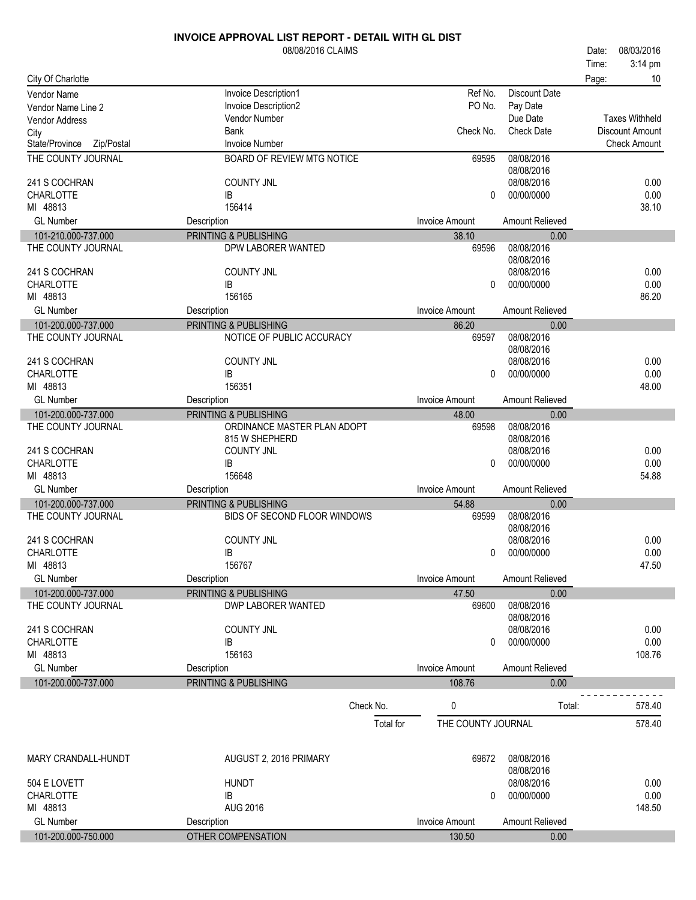**INVOICE APPROVAL LIST REPORT - DETAIL WITH GL DIST**

08/08/2016 CLAIMS

Date: 08/03/2016
Time: 3:14 pm

City Of Charlotte

| Vendor Name / Vendor Name Line 2 / Vendor Address / City / State/Province Zip/Postal | Invoice Description1 / Invoice Description2 / Vendor Number / Bank / Invoice Number | Ref No. / PO No. / Check No. | Discount Date / Pay Date / Due Date / Check Date | Taxes Withheld / Discount Amount / Check Amount |
|---|---|---|---|---|
| THE COUNTY JOURNAL | BOARD OF REVIEW MTG NOTICE | 69595 | 08/08/2016 | |
| | | | 08/08/2016 | |
| 241 S COCHRAN | COUNTY JNL | | 08/08/2016 | 0.00 |
| CHARLOTTE | IB | 0 | 00/00/0000 | 0.00 |
| MI 48813 | 156414 | | | 38.10 |
| **GL Number** | **Description** | **Invoice Amount** | **Amount Relieved** | |
| 101-210.000-737.000 | PRINTING & PUBLISHING | 38.10 | 0.00 | |
| THE COUNTY JOURNAL | DPW LABORER WANTED | 69596 | 08/08/2016 | |
| | | | 08/08/2016 | |
| 241 S COCHRAN | COUNTY JNL | | 08/08/2016 | 0.00 |
| CHARLOTTE | IB | 0 | 00/00/0000 | 0.00 |
| MI 48813 | 156165 | | | 86.20 |
| **GL Number** | **Description** | **Invoice Amount** | **Amount Relieved** | |
| 101-200.000-737.000 | PRINTING & PUBLISHING | 86.20 | 0.00 | |
| THE COUNTY JOURNAL | NOTICE OF PUBLIC ACCURACY | 69597 | 08/08/2016 | |
| | | | 08/08/2016 | |
| 241 S COCHRAN | COUNTY JNL | | 08/08/2016 | 0.00 |
| CHARLOTTE | IB | 0 | 00/00/0000 | 0.00 |
| MI 48813 | 156351 | | | 48.00 |
| **GL Number** | **Description** | **Invoice Amount** | **Amount Relieved** | |
| 101-200.000-737.000 | PRINTING & PUBLISHING | 48.00 | 0.00 | |
| THE COUNTY JOURNAL | ORDINANCE MASTER PLAN ADOPT | 69598 | 08/08/2016 | |
| | 815 W SHEPHERD | | 08/08/2016 | |
| 241 S COCHRAN | COUNTY JNL | | 08/08/2016 | 0.00 |
| CHARLOTTE | IB | 0 | 00/00/0000 | 0.00 |
| MI 48813 | 156648 | | | 54.88 |
| **GL Number** | **Description** | **Invoice Amount** | **Amount Relieved** | |
| 101-200.000-737.000 | PRINTING & PUBLISHING | 54.88 | 0.00 | |
| THE COUNTY JOURNAL | BIDS OF SECOND FLOOR WINDOWS | 69599 | 08/08/2016 | |
| | | | 08/08/2016 | |
| 241 S COCHRAN | COUNTY JNL | | 08/08/2016 | 0.00 |
| CHARLOTTE | IB | 0 | 00/00/0000 | 0.00 |
| MI 48813 | 156767 | | | 47.50 |
| **GL Number** | **Description** | **Invoice Amount** | **Amount Relieved** | |
| 101-200.000-737.000 | PRINTING & PUBLISHING | 47.50 | 0.00 | |
| THE COUNTY JOURNAL | DWP LABORER WANTED | 69600 | 08/08/2016 | |
| | | | 08/08/2016 | |
| 241 S COCHRAN | COUNTY JNL | | 08/08/2016 | 0.00 |
| CHARLOTTE | IB | 0 | 00/00/0000 | 0.00 |
| MI 48813 | 156163 | | | 108.76 |
| **GL Number** | **Description** | **Invoice Amount** | **Amount Relieved** | |
| 101-200.000-737.000 | PRINTING & PUBLISHING | 108.76 | 0.00 | |
| | Check No. | 0 | Total: | 578.40 |
| | Total for | THE COUNTY JOURNAL | | 578.40 |
| MARY CRANDALL-HUNDT | AUGUST 2, 2016 PRIMARY | 69672 | 08/08/2016 | |
| | | | 08/08/2016 | |
| 504 E LOVETT | HUNDT | | 08/08/2016 | 0.00 |
| CHARLOTTE | IB | 0 | 00/00/0000 | 0.00 |
| MI 48813 | AUG 2016 | | | 148.50 |
| **GL Number** | **Description** | **Invoice Amount** | **Amount Relieved** | |
| 101-200.000-750.000 | OTHER COMPENSATION | 130.50 | 0.00 | |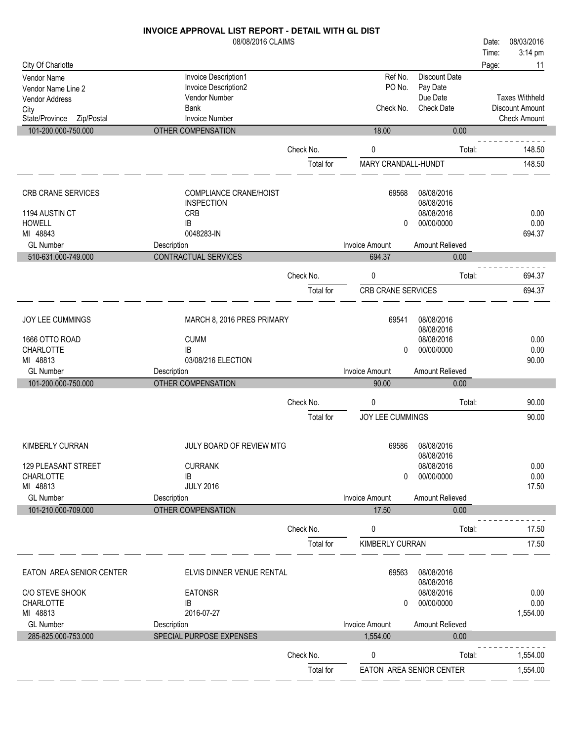# INVOICE APPROVAL LIST REPORT - DETAIL WITH GL DIST

08/08/2016 CLAIMS

Date: 08/03/2016
Time: 3:14 pm

City Of Charlotte

| Vendor Name / Vendor Name Line 2 / Vendor Address / City / State/Province Zip/Postal | Invoice Description1 / Invoice Description2 / Vendor Number / Bank / Invoice Number | Ref No. / PO No. / Check No. | Discount Date / Pay Date / Due Date / Check Date | Taxes Withheld / Discount Amount / Check Amount |
|---|---|---|---|---|
| 101-200.000-750.000 | OTHER COMPENSATION | 18.00 | 0.00 | |
| | Check No. | 0 | Total: | 148.50 |
| | Total for | MARY CRANDALL-HUNDT | | 148.50 |
| CRB CRANE SERVICES | COMPLIANCE CRANE/HOIST INSPECTION | 69568 | 08/08/2016 | |
| | | | 08/08/2016 | |
| 1194 AUSTIN CT | CRB | | 08/08/2016 | 0.00 |
| HOWELL | IB | 0 | 00/00/0000 | 0.00 |
| MI 48843 | 0048283-IN | | | 694.37 |
| GL Number | Description | Invoice Amount | Amount Relieved | |
| 510-631.000-749.000 | CONTRACTUAL SERVICES | 694.37 | 0.00 | |
| | Check No. | 0 | Total: | 694.37 |
| | Total for | CRB CRANE SERVICES | | 694.37 |
| JOY LEE CUMMINGS | MARCH 8, 2016 PRES PRIMARY | 69541 | 08/08/2016 | |
| | | | 08/08/2016 | |
| 1666 OTTO ROAD | CUMM | | 08/08/2016 | 0.00 |
| CHARLOTTE | IB | 0 | 00/00/0000 | 0.00 |
| MI 48813 | 03/08/216 ELECTION | | | 90.00 |
| GL Number | Description | Invoice Amount | Amount Relieved | |
| 101-200.000-750.000 | OTHER COMPENSATION | 90.00 | 0.00 | |
| | Check No. | 0 | Total: | 90.00 |
| | Total for | JOY LEE CUMMINGS | | 90.00 |
| KIMBERLY CURRAN | JULY BOARD OF REVIEW MTG | 69586 | 08/08/2016 | |
| | | | 08/08/2016 | |
| 129 PLEASANT STREET | CURRANK | | 08/08/2016 | 0.00 |
| CHARLOTTE | IB | 0 | 00/00/0000 | 0.00 |
| MI 48813 | JULY 2016 | | | 17.50 |
| GL Number | Description | Invoice Amount | Amount Relieved | |
| 101-210.000-709.000 | OTHER COMPENSATION | 17.50 | 0.00 | |
| | Check No. | 0 | Total: | 17.50 |
| | Total for | KIMBERLY CURRAN | | 17.50 |
| EATON AREA SENIOR CENTER | ELVIS DINNER VENUE RENTAL | 69563 | 08/08/2016 | |
| | | | 08/08/2016 | |
| C/O STEVE SHOOK | EATONSR | | 08/08/2016 | 0.00 |
| CHARLOTTE | IB | 0 | 00/00/0000 | 0.00 |
| MI 48813 | 2016-07-27 | | | 1,554.00 |
| GL Number | Description | Invoice Amount | Amount Relieved | |
| 285-825.000-753.000 | SPECIAL PURPOSE EXPENSES | 1,554.00 | 0.00 | |
| | Check No. | 0 | Total: | 1,554.00 |
| | Total for | EATON AREA SENIOR CENTER | | 1,554.00 |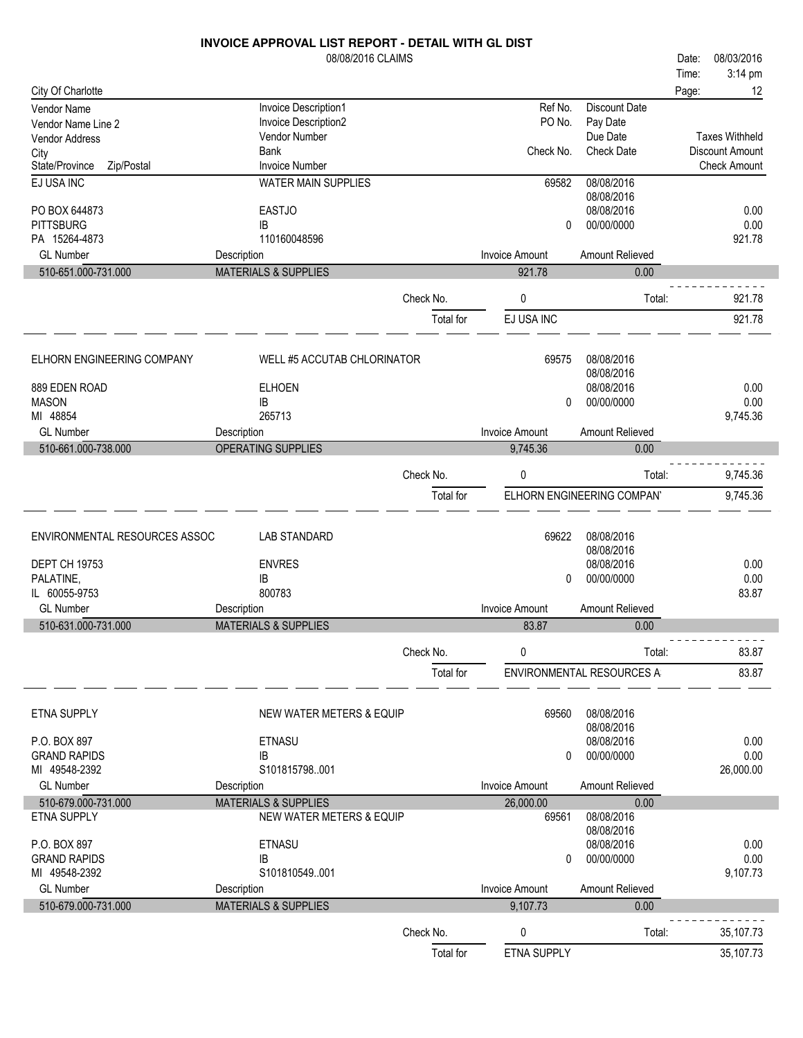# INVOICE APPROVAL LIST REPORT - DETAIL WITH GL DIST

08/08/2016 CLAIMS

Date: 08/03/2016
Time: 3:14 pm

City Of Charlotte

| Vendor Name / Vendor Name Line 2 / Vendor Address / City / State/Province Zip/Postal | Invoice Description1 / Invoice Description2 / Vendor Number / Bank / Invoice Number | Ref No. / PO No. / Check No. | Discount Date / Pay Date / Due Date / Check Date | Taxes Withheld / Discount Amount / Check Amount |
|---|---|---|---|---|
| EJ USA INC | WATER MAIN SUPPLIES | 69582 | 08/08/2016 | |
| | | | 08/08/2016 | |
| PO BOX 644873 | EASTJO | | 08/08/2016 | 0.00 |
| PITTSBURG | IB | 0 | 00/00/0000 | 0.00 |
| PA 15264-4873 | 110160048596 | | | 921.78 |

| GL Number | Description | Invoice Amount | Amount Relieved |
|---|---|---|---|
| 510-651.000-731.000 | MATERIALS & SUPPLIES | 921.78 | 0.00 |

Check No. 0 Total: 921.78

Total for EJ USA INC 921.78

| Vendor | Invoice Description / Vendor Number / Bank / Invoice Number | Ref No. / Check No. | Dates | Taxes Withheld / Discount Amount / Check Amount |
|---|---|---|---|---|
| ELHORN ENGINEERING COMPANY | WELL #5 ACCUTAB CHLORINATOR | 69575 | 08/08/2016 | |
| | | | 08/08/2016 | |
| 889 EDEN ROAD | ELHOEN | | 08/08/2016 | 0.00 |
| MASON | IB | 0 | 00/00/0000 | 0.00 |
| MI 48854 | 265713 | | | 9,745.36 |

| GL Number | Description | Invoice Amount | Amount Relieved |
|---|---|---|---|
| 510-661.000-738.000 | OPERATING SUPPLIES | 9,745.36 | 0.00 |

Check No. 0 Total: 9,745.36

Total for ELHORN ENGINEERING COMPAN' 9,745.36

| Vendor | Invoice Description / Vendor Number / Bank / Invoice Number | Ref No. / Check No. | Dates | Taxes Withheld / Discount Amount / Check Amount |
|---|---|---|---|---|
| ENVIRONMENTAL RESOURCES ASSOC | LAB STANDARD | 69622 | 08/08/2016 | |
| | | | 08/08/2016 | |
| DEPT CH 19753 | ENVRES | | 08/08/2016 | 0.00 |
| PALATINE, | IB | 0 | 00/00/0000 | 0.00 |
| IL 60055-9753 | 800783 | | | 83.87 |

| GL Number | Description | Invoice Amount | Amount Relieved |
|---|---|---|---|
| 510-631.000-731.000 | MATERIALS & SUPPLIES | 83.87 | 0.00 |

Check No. 0 Total: 83.87

Total for ENVIRONMENTAL RESOURCES A 83.87

| Vendor | Invoice Description / Vendor Number / Bank / Invoice Number | Ref No. / Check No. | Dates | Taxes Withheld / Discount Amount / Check Amount |
|---|---|---|---|---|
| ETNA SUPPLY | NEW WATER METERS & EQUIP | 69560 | 08/08/2016 | |
| | | | 08/08/2016 | |
| P.O. BOX 897 | ETNASU | | 08/08/2016 | 0.00 |
| GRAND RAPIDS | IB | 0 | 00/00/0000 | 0.00 |
| MI 49548-2392 | S101815798..001 | | | 26,000.00 |

| GL Number | Description | Invoice Amount | Amount Relieved |
|---|---|---|---|
| 510-679.000-731.000 | MATERIALS & SUPPLIES | 26,000.00 | 0.00 |

| Vendor | Invoice Description / Vendor Number / Bank / Invoice Number | Ref No. / Check No. | Dates | Taxes Withheld / Discount Amount / Check Amount |
|---|---|---|---|---|
| ETNA SUPPLY | NEW WATER METERS & EQUIP | 69561 | 08/08/2016 | |
| | | | 08/08/2016 | |
| P.O. BOX 897 | ETNASU | | 08/08/2016 | 0.00 |
| GRAND RAPIDS | IB | 0 | 00/00/0000 | 0.00 |
| MI 49548-2392 | S101810549..001 | | | 9,107.73 |

| GL Number | Description | Invoice Amount | Amount Relieved |
|---|---|---|---|
| 510-679.000-731.000 | MATERIALS & SUPPLIES | 9,107.73 | 0.00 |

Check No. 0 Total: 35,107.73

Total for ETNA SUPPLY 35,107.73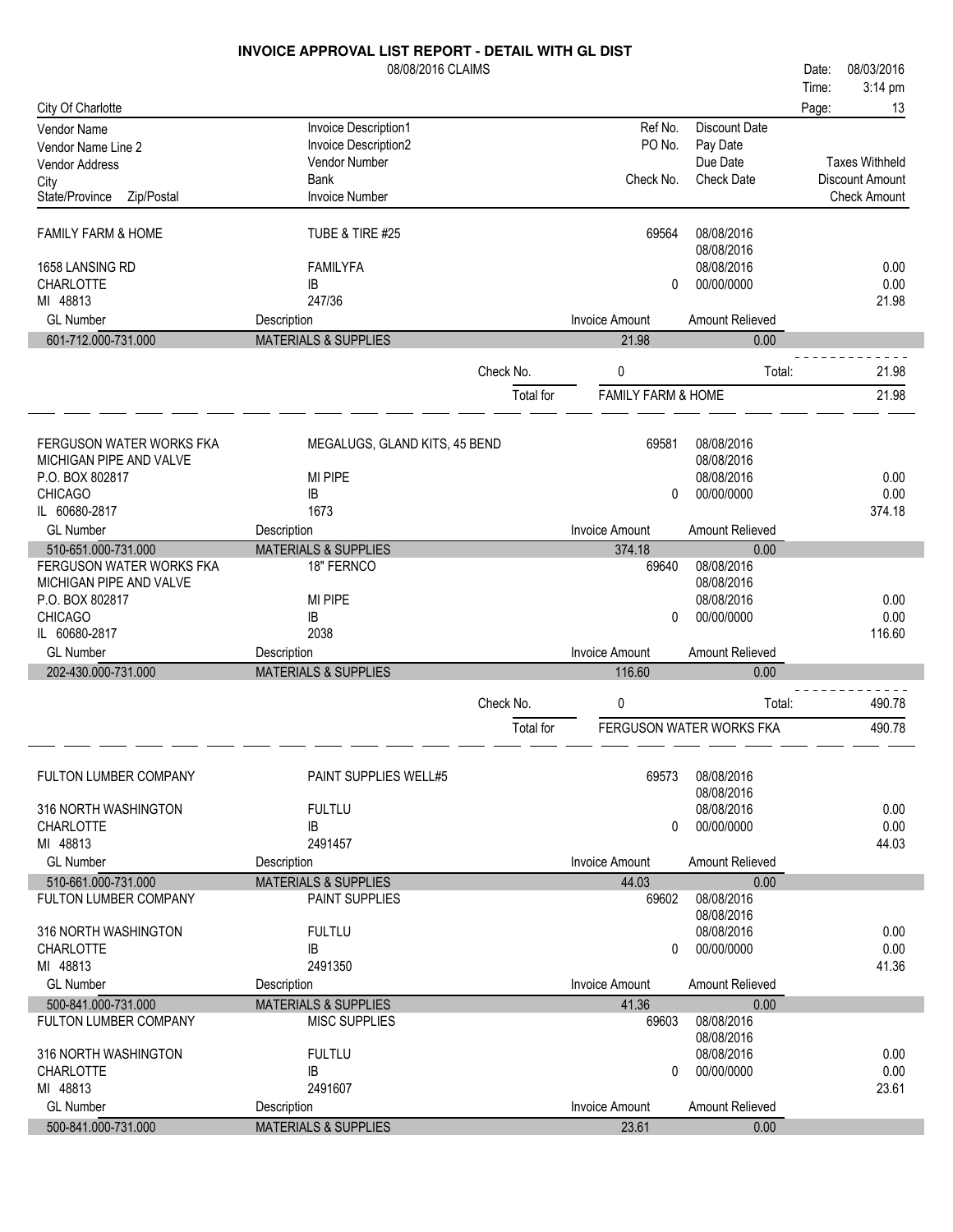# INVOICE APPROVAL LIST REPORT - DETAIL WITH GL DIST

08/08/2016 CLAIMS

Date: 08/03/2016
Time: 3:14 pm

City Of Charlotte

| Vendor Name / Vendor Name Line 2 / Vendor Address / City / State/Province Zip/Postal | Invoice Description1 / Invoice Description2 / Vendor Number / Bank / Invoice Number | Ref No. / PO No. / Check No. | Discount Date / Pay Date / Due Date / Check Date | Taxes Withheld / Discount Amount / Check Amount |
|---|---|---|---|---|
| FAMILY FARM & HOME | TUBE & TIRE #25 | 69564 | 08/08/2016 | |
| | | | 08/08/2016 | |
| 1658 LANSING RD | FAMILYFA | | 08/08/2016 | 0.00 |
| CHARLOTTE | IB | 0 | 00/00/0000 | 0.00 |
| MI 48813 | 247/36 | | | 21.98 |

| GL Number | Description | Invoice Amount | Amount Relieved |
|---|---|---|---|
| 601-712.000-731.000 | MATERIALS & SUPPLIES | 21.98 | 0.00 |

Check No. 0 Total: 21.98

Total for FAMILY FARM & HOME 21.98

| Vendor | Invoice | Ref No. / Check No. | Dates | Amounts |
|---|---|---|---|---|
| FERGUSON WATER WORKS FKA | MEGALUGS, GLAND KITS, 45 BEND | 69581 | 08/08/2016 | |
| MICHIGAN PIPE AND VALVE | | | 08/08/2016 | |
| P.O. BOX 802817 | MI PIPE | | 08/08/2016 | 0.00 |
| CHICAGO | IB | 0 | 00/00/0000 | 0.00 |
| IL 60680-2817 | 1673 | | | 374.18 |

| GL Number | Description | Invoice Amount | Amount Relieved |
|---|---|---|---|
| 510-651.000-731.000 | MATERIALS & SUPPLIES | 374.18 | 0.00 |

| Vendor | Invoice | Ref No. / Check No. | Dates | Amounts |
|---|---|---|---|---|
| FERGUSON WATER WORKS FKA | 18" FERNCO | 69640 | 08/08/2016 | |
| MICHIGAN PIPE AND VALVE | | | 08/08/2016 | |
| P.O. BOX 802817 | MI PIPE | | 08/08/2016 | 0.00 |
| CHICAGO | IB | 0 | 00/00/0000 | 0.00 |
| IL 60680-2817 | 2038 | | | 116.60 |

| GL Number | Description | Invoice Amount | Amount Relieved |
|---|---|---|---|
| 202-430.000-731.000 | MATERIALS & SUPPLIES | 116.60 | 0.00 |

Check No. 0 Total: 490.78

Total for FERGUSON WATER WORKS FKA 490.78

| Vendor | Invoice | Ref No. / Check No. | Dates | Amounts |
|---|---|---|---|---|
| FULTON LUMBER COMPANY | PAINT SUPPLIES WELL#5 | 69573 | 08/08/2016 | |
| | | | 08/08/2016 | |
| 316 NORTH WASHINGTON | FULTLU | | 08/08/2016 | 0.00 |
| CHARLOTTE | IB | 0 | 00/00/0000 | 0.00 |
| MI 48813 | 2491457 | | | 44.03 |

| GL Number | Description | Invoice Amount | Amount Relieved |
|---|---|---|---|
| 510-661.000-731.000 | MATERIALS & SUPPLIES | 44.03 | 0.00 |

| Vendor | Invoice | Ref No. / Check No. | Dates | Amounts |
|---|---|---|---|---|
| FULTON LUMBER COMPANY | PAINT SUPPLIES | 69602 | 08/08/2016 | |
| | | | 08/08/2016 | |
| 316 NORTH WASHINGTON | FULTLU | | 08/08/2016 | 0.00 |
| CHARLOTTE | IB | 0 | 00/00/0000 | 0.00 |
| MI 48813 | 2491350 | | | 41.36 |

| GL Number | Description | Invoice Amount | Amount Relieved |
|---|---|---|---|
| 500-841.000-731.000 | MATERIALS & SUPPLIES | 41.36 | 0.00 |

| Vendor | Invoice | Ref No. / Check No. | Dates | Amounts |
|---|---|---|---|---|
| FULTON LUMBER COMPANY | MISC SUPPLIES | 69603 | 08/08/2016 | |
| | | | 08/08/2016 | |
| 316 NORTH WASHINGTON | FULTLU | | 08/08/2016 | 0.00 |
| CHARLOTTE | IB | 0 | 00/00/0000 | 0.00 |
| MI 48813 | 2491607 | | | 23.61 |

| GL Number | Description | Invoice Amount | Amount Relieved |
|---|---|---|---|
| 500-841.000-731.000 | MATERIALS & SUPPLIES | 23.61 | 0.00 |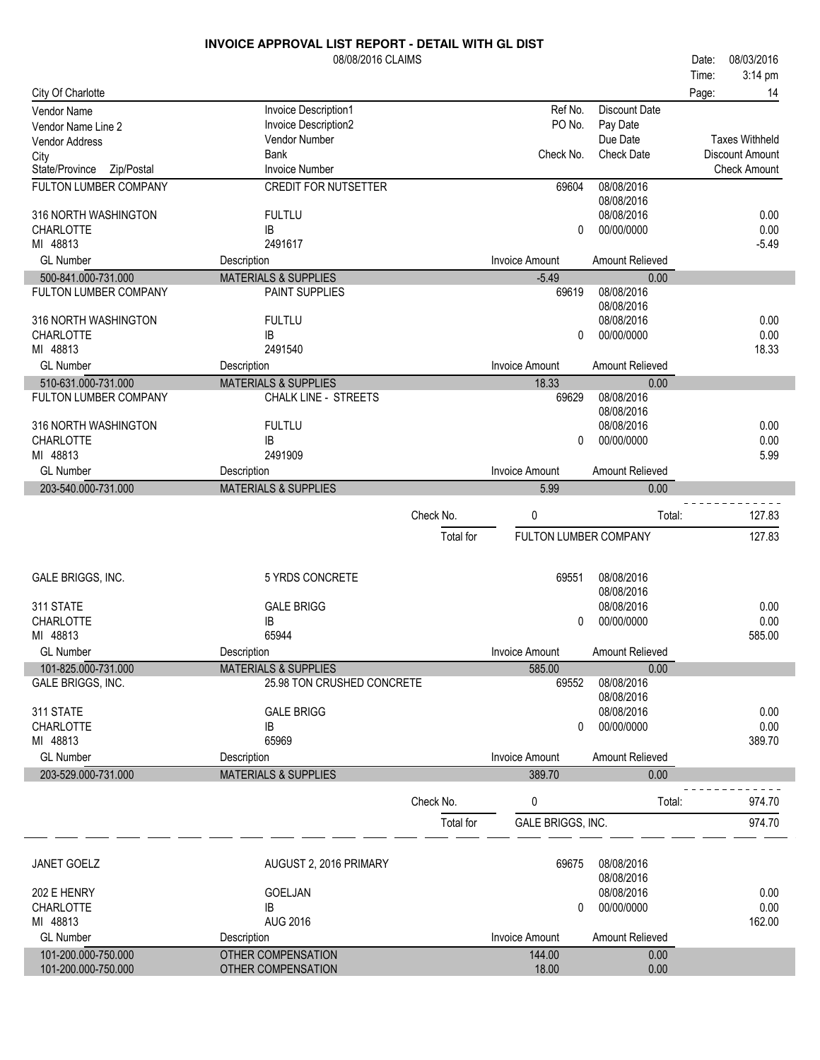# INVOICE APPROVAL LIST REPORT - DETAIL WITH GL DIST

08/08/2016 CLAIMS

Date: 08/03/2016
Time: 3:14 pm
Page: 14

City Of Charlotte

| Vendor Name / Vendor Name Line 2 / Vendor Address / City / State/Province Zip/Postal | Invoice Description1 / Invoice Description2 / Vendor Number / Bank / Invoice Number | Ref No. / PO No. / Check No. | Discount Date / Pay Date / Due Date / Check Date | Taxes Withheld / Discount Amount / Check Amount |
|---|---|---|---|---|
| FULTON LUMBER COMPANY | CREDIT FOR NUTSETTER | 69604 | 08/08/2016 | |
| | | | 08/08/2016 | |
| 316 NORTH WASHINGTON | FULTLU | | 08/08/2016 | 0.00 |
| CHARLOTTE | IB | 0 | 00/00/0000 | 0.00 |
| MI 48813 | 2491617 | | | -5.49 |
| **GL Number** | **Description** | **Invoice Amount** | **Amount Relieved** | |
| 500-841.000-731.000 | MATERIALS & SUPPLIES | -5.49 | 0.00 | |
| FULTON LUMBER COMPANY | PAINT SUPPLIES | 69619 | 08/08/2016 | |
| | | | 08/08/2016 | |
| 316 NORTH WASHINGTON | FULTLU | | 08/08/2016 | 0.00 |
| CHARLOTTE | IB | 0 | 00/00/0000 | 0.00 |
| MI 48813 | 2491540 | | | 18.33 |
| **GL Number** | **Description** | **Invoice Amount** | **Amount Relieved** | |
| 510-631.000-731.000 | MATERIALS & SUPPLIES | 18.33 | 0.00 | |
| FULTON LUMBER COMPANY | CHALK LINE - STREETS | 69629 | 08/08/2016 | |
| | | | 08/08/2016 | |
| 316 NORTH WASHINGTON | FULTLU | | 08/08/2016 | 0.00 |
| CHARLOTTE | IB | 0 | 00/00/0000 | 0.00 |
| MI 48813 | 2491909 | | | 5.99 |
| **GL Number** | **Description** | **Invoice Amount** | **Amount Relieved** | |
| 203-540.000-731.000 | MATERIALS & SUPPLIES | 5.99 | 0.00 | |
| | Check No. | 0 | Total: | 127.83 |
| | Total for | FULTON LUMBER COMPANY | | 127.83 |
| GALE BRIGGS, INC. | 5 YRDS CONCRETE | 69551 | 08/08/2016 | |
| | | | 08/08/2016 | |
| 311 STATE | GALE BRIGG | | 08/08/2016 | 0.00 |
| CHARLOTTE | IB | 0 | 00/00/0000 | 0.00 |
| MI 48813 | 65944 | | | 585.00 |
| **GL Number** | **Description** | **Invoice Amount** | **Amount Relieved** | |
| 101-825.000-731.000 | MATERIALS & SUPPLIES | 585.00 | 0.00 | |
| GALE BRIGGS, INC. | 25.98 TON CRUSHED CONCRETE | 69552 | 08/08/2016 | |
| | | | 08/08/2016 | |
| 311 STATE | GALE BRIGG | | 08/08/2016 | 0.00 |
| CHARLOTTE | IB | 0 | 00/00/0000 | 0.00 |
| MI 48813 | 65969 | | | 389.70 |
| **GL Number** | **Description** | **Invoice Amount** | **Amount Relieved** | |
| 203-529.000-731.000 | MATERIALS & SUPPLIES | 389.70 | 0.00 | |
| | Check No. | 0 | Total: | 974.70 |
| | Total for | GALE BRIGGS, INC. | | 974.70 |
| JANET GOELZ | AUGUST 2, 2016 PRIMARY | 69675 | 08/08/2016 | |
| | | | 08/08/2016 | |
| 202 E HENRY | GOELJAN | | 08/08/2016 | 0.00 |
| CHARLOTTE | IB | 0 | 00/00/0000 | 0.00 |
| MI 48813 | AUG 2016 | | | 162.00 |
| **GL Number** | **Description** | **Invoice Amount** | **Amount Relieved** | |
| 101-200.000-750.000 | OTHER COMPENSATION | 144.00 | 0.00 | |
| 101-200.000-750.000 | OTHER COMPENSATION | 18.00 | 0.00 | |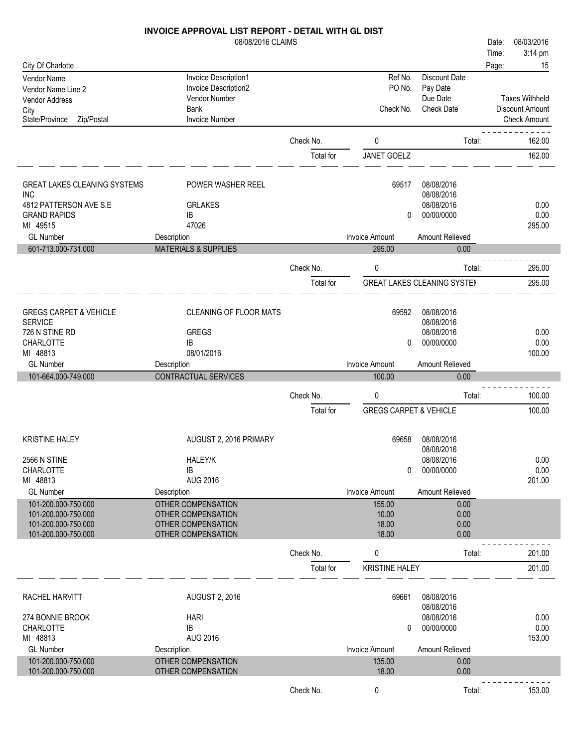# INVOICE APPROVAL LIST REPORT - DETAIL WITH GL DIST

08/08/2016 CLAIMS

Date: 08/03/2016
Time: 3:14 pm

City Of Charlotte

| Vendor Name / Vendor Name Line 2 / Vendor Address / City / State/Province Zip/Postal | Invoice Description1 / Invoice Description2 / Vendor Number / Bank / Invoice Number | Ref No. / PO No. / Check No. | Discount Date / Pay Date / Due Date / Check Date | Taxes Withheld / Discount Amount / Check Amount |
|---|---|---|---|---|

Check No. 0 Total: 162.00

Total for JANET GOELZ 162.00

---

| | | | | |
|---|---|---|---|---|
| GREAT LAKES CLEANING SYSTEMS INC | POWER WASHER REEL | 69517 | 08/08/2016 | |
| | | | 08/08/2016 | |
| 4812 PATTERSON AVE S.E | GRLAKES | | 08/08/2016 | 0.00 |
| GRAND RAPIDS | IB | 0 | 00/00/0000 | 0.00 |
| MI 49515 | 47026 | | | 295.00 |

| GL Number | Description | Invoice Amount | Amount Relieved |
|---|---|---|---|
| 601-713.000-731.000 | MATERIALS & SUPPLIES | 295.00 | 0.00 |

Check No. 0 Total: 295.00

Total for GREAT LAKES CLEANING SYSTEI 295.00

---

| | | | | |
|---|---|---|---|---|
| GREGS CARPET & VEHICLE SERVICE | CLEANING OF FLOOR MATS | 69592 | 08/08/2016 | |
| | | | 08/08/2016 | |
| 726 N STINE RD | GREGS | | 08/08/2016 | 0.00 |
| CHARLOTTE | IB | 0 | 00/00/0000 | 0.00 |
| MI 48813 | 08/01/2016 | | | 100.00 |

| GL Number | Description | Invoice Amount | Amount Relieved |
|---|---|---|---|
| 101-664.000-749.000 | CONTRACTUAL SERVICES | 100.00 | 0.00 |

Check No. 0 Total: 100.00

Total for GREGS CARPET & VEHICLE 100.00

---

| | | | | |
|---|---|---|---|---|
| KRISTINE HALEY | AUGUST 2, 2016 PRIMARY | 69658 | 08/08/2016 | |
| | | | 08/08/2016 | |
| 2566 N STINE | HALEY/K | | 08/08/2016 | 0.00 |
| CHARLOTTE | IB | 0 | 00/00/0000 | 0.00 |
| MI 48813 | AUG 2016 | | | 201.00 |

| GL Number | Description | Invoice Amount | Amount Relieved |
|---|---|---|---|
| 101-200.000-750.000 | OTHER COMPENSATION | 155.00 | 0.00 |
| 101-200.000-750.000 | OTHER COMPENSATION | 10.00 | 0.00 |
| 101-200.000-750.000 | OTHER COMPENSATION | 18.00 | 0.00 |
| 101-200.000-750.000 | OTHER COMPENSATION | 18.00 | 0.00 |

Check No. 0 Total: 201.00

Total for KRISTINE HALEY 201.00

---

| | | | | |
|---|---|---|---|---|
| RACHEL HARVITT | AUGUST 2, 2016 | 69661 | 08/08/2016 | |
| | | | 08/08/2016 | |
| 274 BONNIE BROOK | HARI | | 08/08/2016 | 0.00 |
| CHARLOTTE | IB | 0 | 00/00/0000 | 0.00 |
| MI 48813 | AUG 2016 | | | 153.00 |

| GL Number | Description | Invoice Amount | Amount Relieved |
|---|---|---|---|
| 101-200.000-750.000 | OTHER COMPENSATION | 135.00 | 0.00 |
| 101-200.000-750.000 | OTHER COMPENSATION | 18.00 | 0.00 |

Check No. 0 Total: 153.00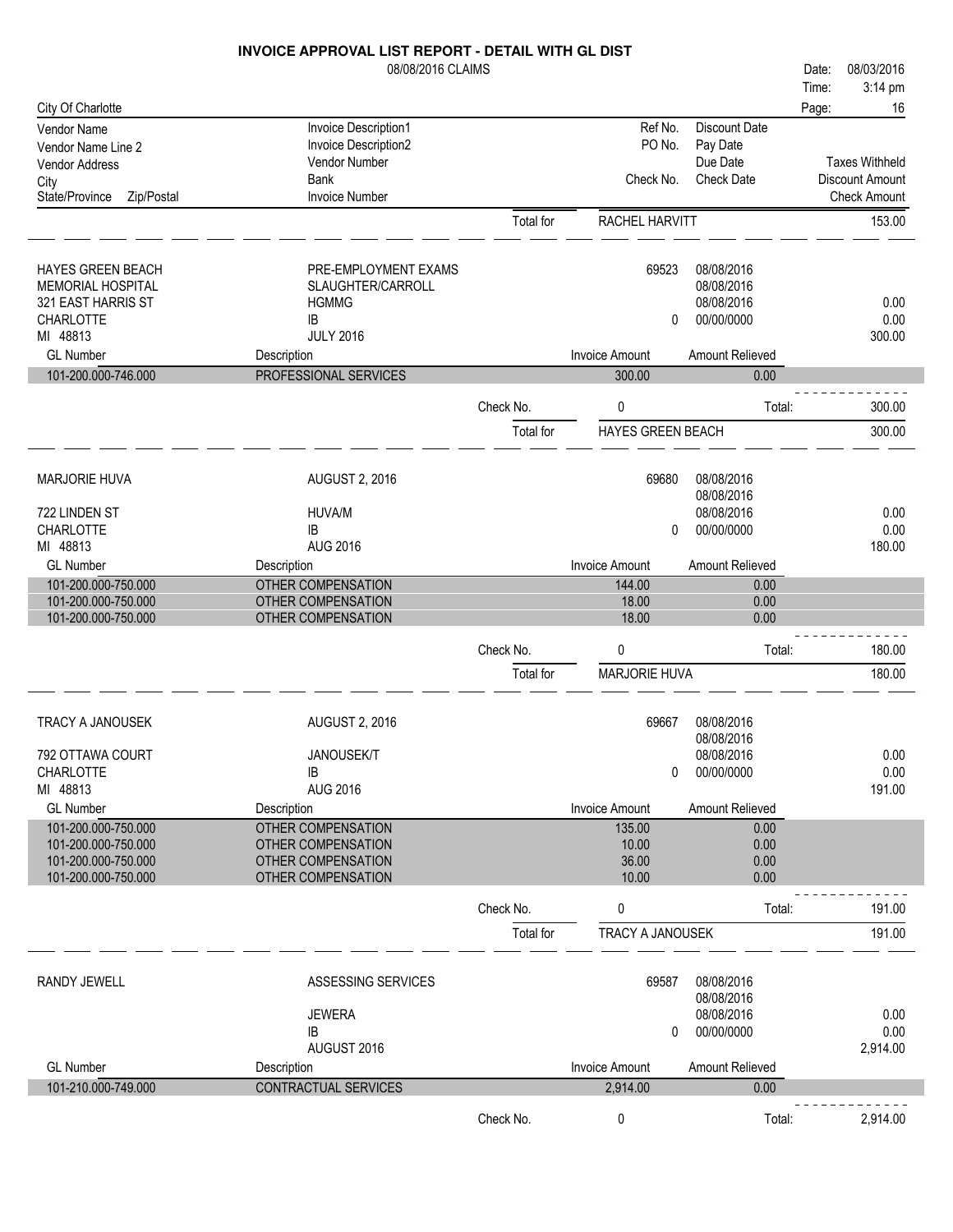# INVOICE APPROVAL LIST REPORT - DETAIL WITH GL DIST

08/08/2016 CLAIMS

Date: 08/03/2016
Time: 3:14 pm

City Of Charlotte

| Vendor Name / Vendor Name Line 2 / Vendor Address / City / State/Province Zip/Postal | Invoice Description1 / Invoice Description2 / Vendor Number / Bank / Invoice Number | Ref No. / PO No. / Check No. | Discount Date / Pay Date / Due Date / Check Date | Taxes Withheld / Discount Amount / Check Amount |
|---|---|---|---|---|

Total for RACHEL HARVITT: 153.00

---

**HAYES GREEN BEACH MEMORIAL HOSPITAL**
321 EAST HARRIS ST
CHARLOTTE
MI 48813

| Field | Value |
|---|---|
| Invoice Description1 | PRE-EMPLOYMENT EXAMS |
| Invoice Description2 | SLAUGHTER/CARROLL |
| Vendor Number | HGMMG |
| Bank | IB |
| Invoice Number | JULY 2016 |
| Ref No. | 69523 |
| Check No. | 0 |
| Discount Date | 08/08/2016 |
| Pay Date | 08/08/2016 |
| Due Date | 08/08/2016 |
| Check Date | 00/00/0000 |
| Taxes Withheld | 0.00 |
| Discount Amount | 0.00 |
| Check Amount | 300.00 |

| GL Number | Description | Invoice Amount | Amount Relieved |
|---|---|---|---|
| 101-200.000-746.000 | PROFESSIONAL SERVICES | 300.00 | 0.00 |

Check No. 0 Total: 300.00

Total for HAYES GREEN BEACH: 300.00

---

**MARJORIE HUVA**
722 LINDEN ST
CHARLOTTE
MI 48813

| Field | Value |
|---|---|
| Invoice Description1 | AUGUST 2, 2016 |
| Vendor Number | HUVA/M |
| Bank | IB |
| Invoice Number | AUG 2016 |
| Ref No. | 69680 |
| Check No. | 0 |
| Discount Date | 08/08/2016 |
| Pay Date | 08/08/2016 |
| Due Date | 08/08/2016 |
| Check Date | 00/00/0000 |
| Taxes Withheld | 0.00 |
| Discount Amount | 0.00 |
| Check Amount | 180.00 |

| GL Number | Description | Invoice Amount | Amount Relieved |
|---|---|---|---|
| 101-200.000-750.000 | OTHER COMPENSATION | 144.00 | 0.00 |
| 101-200.000-750.000 | OTHER COMPENSATION | 18.00 | 0.00 |
| 101-200.000-750.000 | OTHER COMPENSATION | 18.00 | 0.00 |

Check No. 0 Total: 180.00

Total for MARJORIE HUVA: 180.00

---

**TRACY A JANOUSEK**
792 OTTAWA COURT
CHARLOTTE
MI 48813

| Field | Value |
|---|---|
| Invoice Description1 | AUGUST 2, 2016 |
| Vendor Number | JANOUSEK/T |
| Bank | IB |
| Invoice Number | AUG 2016 |
| Ref No. | 69667 |
| Check No. | 0 |
| Discount Date | 08/08/2016 |
| Pay Date | 08/08/2016 |
| Due Date | 08/08/2016 |
| Check Date | 00/00/0000 |
| Taxes Withheld | 0.00 |
| Discount Amount | 0.00 |
| Check Amount | 191.00 |

| GL Number | Description | Invoice Amount | Amount Relieved |
|---|---|---|---|
| 101-200.000-750.000 | OTHER COMPENSATION | 135.00 | 0.00 |
| 101-200.000-750.000 | OTHER COMPENSATION | 10.00 | 0.00 |
| 101-200.000-750.000 | OTHER COMPENSATION | 36.00 | 0.00 |
| 101-200.000-750.000 | OTHER COMPENSATION | 10.00 | 0.00 |

Check No. 0 Total: 191.00

Total for TRACY A JANOUSEK: 191.00

---

**RANDY JEWELL**

| Field | Value |
|---|---|
| Invoice Description1 | ASSESSING SERVICES |
| Vendor Number | JEWERA |
| Bank | IB |
| Invoice Number | AUGUST 2016 |
| Ref No. | 69587 |
| Check No. | 0 |
| Discount Date | 08/08/2016 |
| Pay Date | 08/08/2016 |
| Due Date | 08/08/2016 |
| Check Date | 00/00/0000 |
| Taxes Withheld | 0.00 |
| Discount Amount | 0.00 |
| Check Amount | 2,914.00 |

| GL Number | Description | Invoice Amount | Amount Relieved |
|---|---|---|---|
| 101-210.000-749.000 | CONTRACTUAL SERVICES | 2,914.00 | 0.00 |

Check No. 0 Total: 2,914.00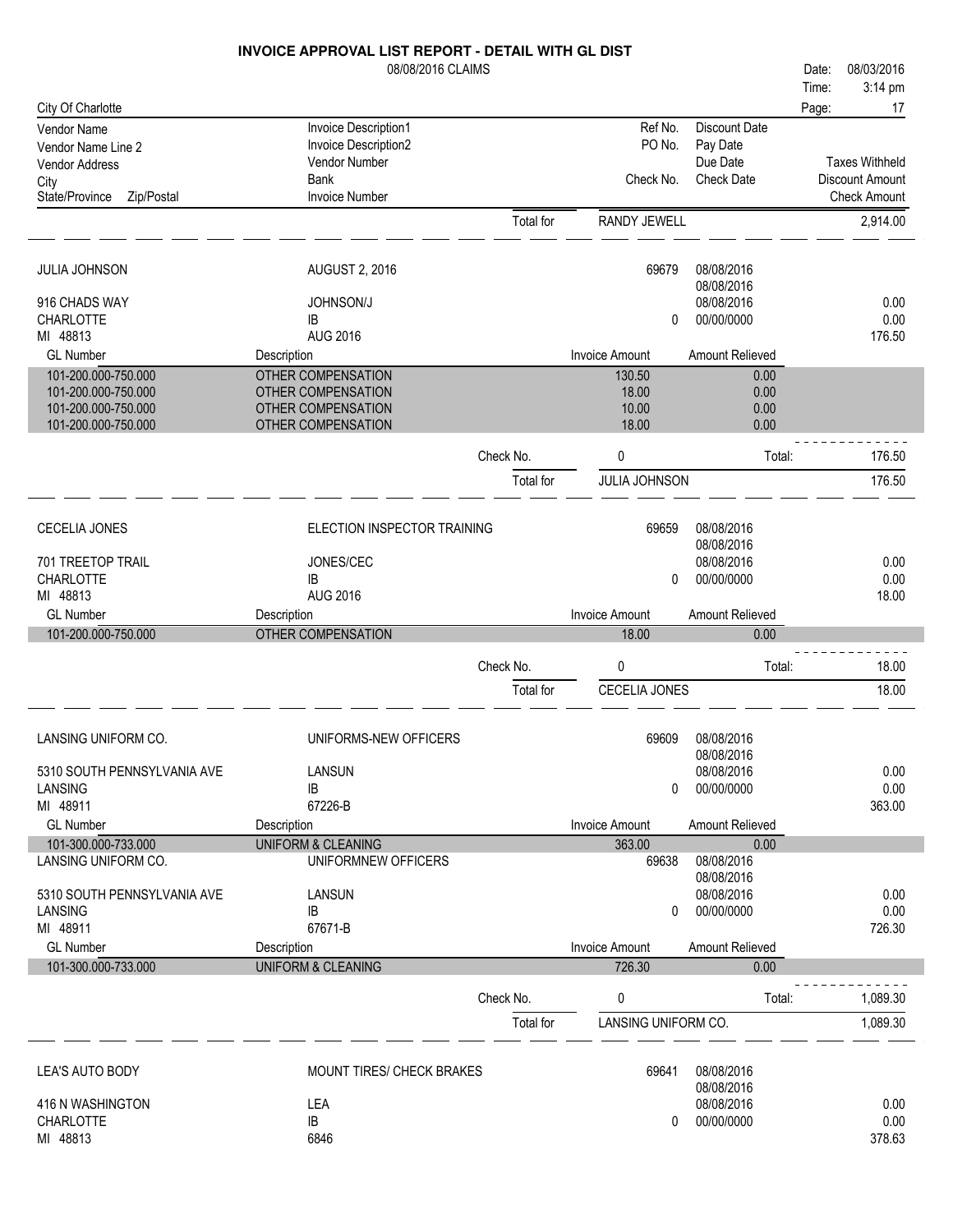# INVOICE APPROVAL LIST REPORT - DETAIL WITH GL DIST

08/08/2016 CLAIMS

Date: 08/03/2016
Time: 3:14 pm

City Of Charlotte

| Vendor Name / Vendor Name Line 2 / Vendor Address / City / State/Province Zip/Postal | Invoice Description1 / Invoice Description2 / Vendor Number / Bank / Invoice Number | Ref No. / PO No. / Check No. | Discount Date / Pay Date / Due Date / Check Date | Taxes Withheld / Discount Amount / Check Amount |
|---|---|---|---|---|

Total for RANDY JEWELL: 2,914.00

---

**JULIA JOHNSON**
916 CHADS WAY
CHARLOTTE
MI 48813

AUGUST 2, 2016 — JOHNSON/J — IB — AUG 2016

Ref No. 69679 — 08/08/2016, 08/08/2016, 08/08/2016 — Check No. 0 — 00/00/0000

Taxes Withheld 0.00 — Discount Amount 0.00 — Check Amount 176.50

| GL Number | Description | Invoice Amount | Amount Relieved |
|---|---|---|---|
| 101-200.000-750.000 | OTHER COMPENSATION | 130.50 | 0.00 |
| 101-200.000-750.000 | OTHER COMPENSATION | 18.00 | 0.00 |
| 101-200.000-750.000 | OTHER COMPENSATION | 10.00 | 0.00 |
| 101-200.000-750.000 | OTHER COMPENSATION | 18.00 | 0.00 |

Check No. 0 — Total: 176.50

Total for JULIA JOHNSON: 176.50

---

**CECELIA JONES**
701 TREETOP TRAIL
CHARLOTTE
MI 48813

ELECTION INSPECTOR TRAINING — JONES/CEC — IB — AUG 2016

Ref No. 69659 — 08/08/2016, 08/08/2016, 08/08/2016 — Check No. 0 — 00/00/0000

Taxes Withheld 0.00 — Discount Amount 0.00 — Check Amount 18.00

| GL Number | Description | Invoice Amount | Amount Relieved |
|---|---|---|---|
| 101-200.000-750.000 | OTHER COMPENSATION | 18.00 | 0.00 |

Check No. 0 — Total: 18.00

Total for CECELIA JONES: 18.00

---

**LANSING UNIFORM CO.**
5310 SOUTH PENNSYLVANIA AVE
LANSING
MI 48911

UNIFORMS-NEW OFFICERS — LANSUN — IB — 67226-B

Ref No. 69609 — 08/08/2016, 08/08/2016, 08/08/2016 — Check No. 0 — 00/00/0000

Taxes Withheld 0.00 — Discount Amount 0.00 — Check Amount 363.00

| GL Number | Description | Invoice Amount | Amount Relieved |
|---|---|---|---|
| 101-300.000-733.000 | UNIFORM & CLEANING | 363.00 | 0.00 |

**LANSING UNIFORM CO.**
5310 SOUTH PENNSYLVANIA AVE
LANSING
MI 48911

UNIFORMNEW OFFICERS — LANSUN — IB — 67671-B

Ref No. 69638 — 08/08/2016, 08/08/2016, 08/08/2016 — Check No. 0 — 00/00/0000

Taxes Withheld 0.00 — Discount Amount 0.00 — Check Amount 726.30

| GL Number | Description | Invoice Amount | Amount Relieved |
|---|---|---|---|
| 101-300.000-733.000 | UNIFORM & CLEANING | 726.30 | 0.00 |

Check No. 0 — Total: 1,089.30

Total for LANSING UNIFORM CO.: 1,089.30

---

**LEA'S AUTO BODY**
416 N WASHINGTON
CHARLOTTE
MI 48813

MOUNT TIRES/ CHECK BRAKES — LEA — IB — 6846

Ref No. 69641 — 08/08/2016, 08/08/2016, 08/08/2016 — Check No. 0 — 00/00/0000

Taxes Withheld 0.00 — Discount Amount 0.00 — Check Amount 378.63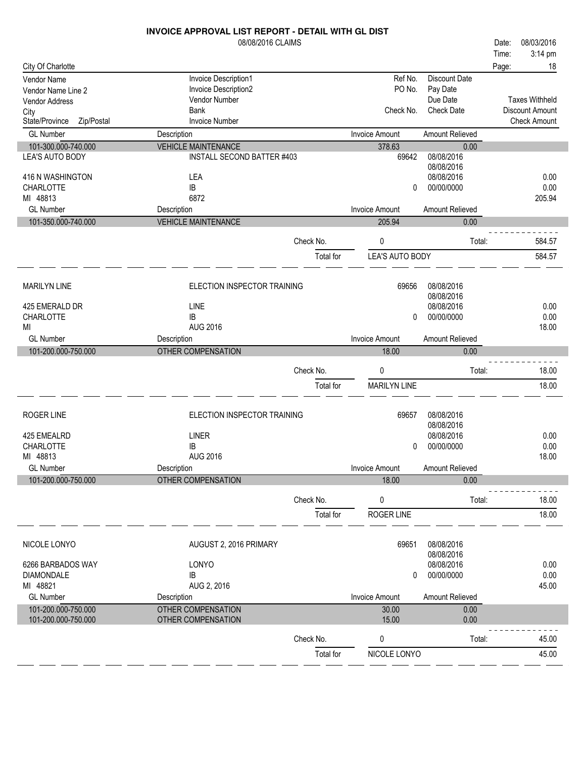# INVOICE APPROVAL LIST REPORT - DETAIL WITH GL DIST

08/08/2016 CLAIMS

Date: 08/03/2016
Time: 3:14 pm

City Of Charlotte

| Vendor Name / Vendor Name Line 2 / Vendor Address / City / State/Province Zip/Postal | Invoice Description1 / Invoice Description2 / Vendor Number / Bank / Invoice Number | Ref No. / PO No. / Check No. | Discount Date / Pay Date / Due Date / Check Date | Taxes Withheld / Discount Amount / Check Amount |
|---|---|---|---|---|

| GL Number | Description | Invoice Amount | Amount Relieved |
|---|---|---|---|
| 101-300.000-740.000 | VEHICLE MAINTENANCE | 378.63 | 0.00 |

**LEA'S AUTO BODY**

| | | | | |
|---|---|---|---|---|
| LEA'S AUTO BODY | INSTALL SECOND BATTER #403 | 69642 | 08/08/2016 | |
| | | | 08/08/2016 | |
| 416 N WASHINGTON | LEA | | 08/08/2016 | 0.00 |
| CHARLOTTE | IB | 0 | 00/00/0000 | 0.00 |
| MI 48813 | 6872 | | | 205.94 |

| GL Number | Description | Invoice Amount | Amount Relieved |
|---|---|---|---|
| 101-350.000-740.000 | VEHICLE MAINTENANCE | 205.94 | 0.00 |

Check No. 0 Total: 584.57

Total for LEA'S AUTO BODY 584.57

---

| | | | | |
|---|---|---|---|---|
| MARILYN LINE | ELECTION INSPECTOR TRAINING | 69656 | 08/08/2016 | |
| | | | 08/08/2016 | |
| 425 EMERALD DR | LINE | | 08/08/2016 | 0.00 |
| CHARLOTTE | IB | 0 | 00/00/0000 | 0.00 |
| MI | AUG 2016 | | | 18.00 |

| GL Number | Description | Invoice Amount | Amount Relieved |
|---|---|---|---|
| 101-200.000-750.000 | OTHER COMPENSATION | 18.00 | 0.00 |

Check No. 0 Total: 18.00

Total for MARILYN LINE 18.00

---

| | | | | |
|---|---|---|---|---|
| ROGER LINE | ELECTION INSPECTOR TRAINING | 69657 | 08/08/2016 | |
| | | | 08/08/2016 | |
| 425 EMEALRD | LINER | | 08/08/2016 | 0.00 |
| CHARLOTTE | IB | 0 | 00/00/0000 | 0.00 |
| MI 48813 | AUG 2016 | | | 18.00 |

| GL Number | Description | Invoice Amount | Amount Relieved |
|---|---|---|---|
| 101-200.000-750.000 | OTHER COMPENSATION | 18.00 | 0.00 |

Check No. 0 Total: 18.00

Total for ROGER LINE 18.00

---

| | | | | |
|---|---|---|---|---|
| NICOLE LONYO | AUGUST 2, 2016 PRIMARY | 69651 | 08/08/2016 | |
| | | | 08/08/2016 | |
| 6266 BARBADOS WAY | LONYO | | 08/08/2016 | 0.00 |
| DIAMONDALE | IB | 0 | 00/00/0000 | 0.00 |
| MI 48821 | AUG 2, 2016 | | | 45.00 |

| GL Number | Description | Invoice Amount | Amount Relieved |
|---|---|---|---|
| 101-200.000-750.000 | OTHER COMPENSATION | 30.00 | 0.00 |
| 101-200.000-750.000 | OTHER COMPENSATION | 15.00 | 0.00 |

Check No. 0 Total: 45.00

Total for NICOLE LONYO 45.00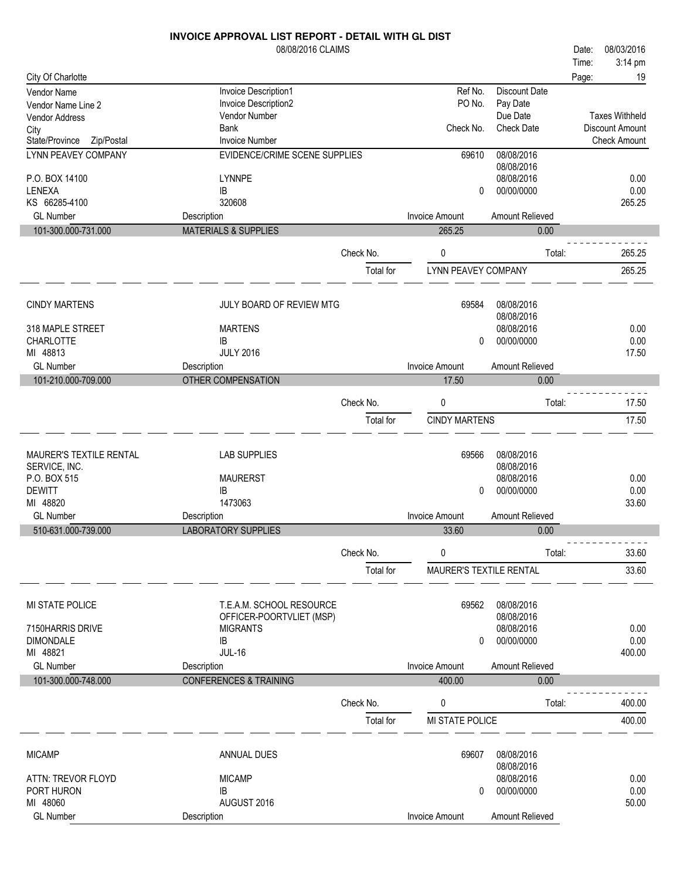# INVOICE APPROVAL LIST REPORT - DETAIL WITH GL DIST

08/08/2016 CLAIMS

Date: 08/03/2016
Time: 3:14 pm

City Of Charlotte

| Vendor Name / Vendor Name Line 2 / Vendor Address / City / State/Province Zip/Postal | Invoice Description1 / Invoice Description2 / Vendor Number / Bank / Invoice Number | Ref No. / PO No. / Check No. | Discount Date / Pay Date / Due Date / Check Date | Taxes Withheld / Discount Amount / Check Amount |
|---|---|---|---|---|
| LYNN PEAVEY COMPANY | EVIDENCE/CRIME SCENE SUPPLIES | 69610 | 08/08/2016 | |
| | | | 08/08/2016 | |
| P.O. BOX 14100 | LYNNPE | | 08/08/2016 | 0.00 |
| LENEXA | IB | 0 | 00/00/0000 | 0.00 |
| KS 66285-4100 | 320608 | | | 265.25 |

| GL Number | Description | Invoice Amount | Amount Relieved |
|---|---|---|---|
| 101-300.000-731.000 | MATERIALS & SUPPLIES | 265.25 | 0.00 |

Check No. 0 Total: 265.25

Total for LYNN PEAVEY COMPANY 265.25

| Vendor | Invoice | Ref No. / Check No. | Dates | Amounts |
|---|---|---|---|---|
| CINDY MARTENS | JULY BOARD OF REVIEW MTG | 69584 | 08/08/2016 | |
| | | | 08/08/2016 | |
| 318 MAPLE STREET | MARTENS | | 08/08/2016 | 0.00 |
| CHARLOTTE | IB | 0 | 00/00/0000 | 0.00 |
| MI 48813 | JULY 2016 | | | 17.50 |

| GL Number | Description | Invoice Amount | Amount Relieved |
|---|---|---|---|
| 101-210.000-709.000 | OTHER COMPENSATION | 17.50 | 0.00 |

Check No. 0 Total: 17.50

Total for CINDY MARTENS 17.50

| Vendor | Invoice | Ref No. / Check No. | Dates | Amounts |
|---|---|---|---|---|
| MAURER'S TEXTILE RENTAL | LAB SUPPLIES | 69566 | 08/08/2016 | |
| SERVICE, INC. | | | 08/08/2016 | |
| P.O. BOX 515 | MAURERST | | 08/08/2016 | 0.00 |
| DEWITT | IB | 0 | 00/00/0000 | 0.00 |
| MI 48820 | 1473063 | | | 33.60 |

| GL Number | Description | Invoice Amount | Amount Relieved |
|---|---|---|---|
| 510-631.000-739.000 | LABORATORY SUPPLIES | 33.60 | 0.00 |

Check No. 0 Total: 33.60

Total for MAURER'S TEXTILE RENTAL 33.60

| Vendor | Invoice | Ref No. / Check No. | Dates | Amounts |
|---|---|---|---|---|
| MI STATE POLICE | T.E.A.M. SCHOOL RESOURCE | 69562 | 08/08/2016 | |
| | OFFICER-POORTVLIET (MSP) | | 08/08/2016 | |
| 7150HARRIS DRIVE | MIGRANTS | | 08/08/2016 | 0.00 |
| DIMONDALE | IB | 0 | 00/00/0000 | 0.00 |
| MI 48821 | JUL-16 | | | 400.00 |

| GL Number | Description | Invoice Amount | Amount Relieved |
|---|---|---|---|
| 101-300.000-748.000 | CONFERENCES & TRAINING | 400.00 | 0.00 |

Check No. 0 Total: 400.00

Total for MI STATE POLICE 400.00

| Vendor | Invoice | Ref No. / Check No. | Dates | Amounts |
|---|---|---|---|---|
| MICAMP | ANNUAL DUES | 69607 | 08/08/2016 | |
| | | | 08/08/2016 | |
| ATTN: TREVOR FLOYD | MICAMP | | 08/08/2016 | 0.00 |
| PORT HURON | IB | 0 | 00/00/0000 | 0.00 |
| MI 48060 | AUGUST 2016 | | | 50.00 |

| GL Number | Description | Invoice Amount | Amount Relieved |
|---|---|---|---|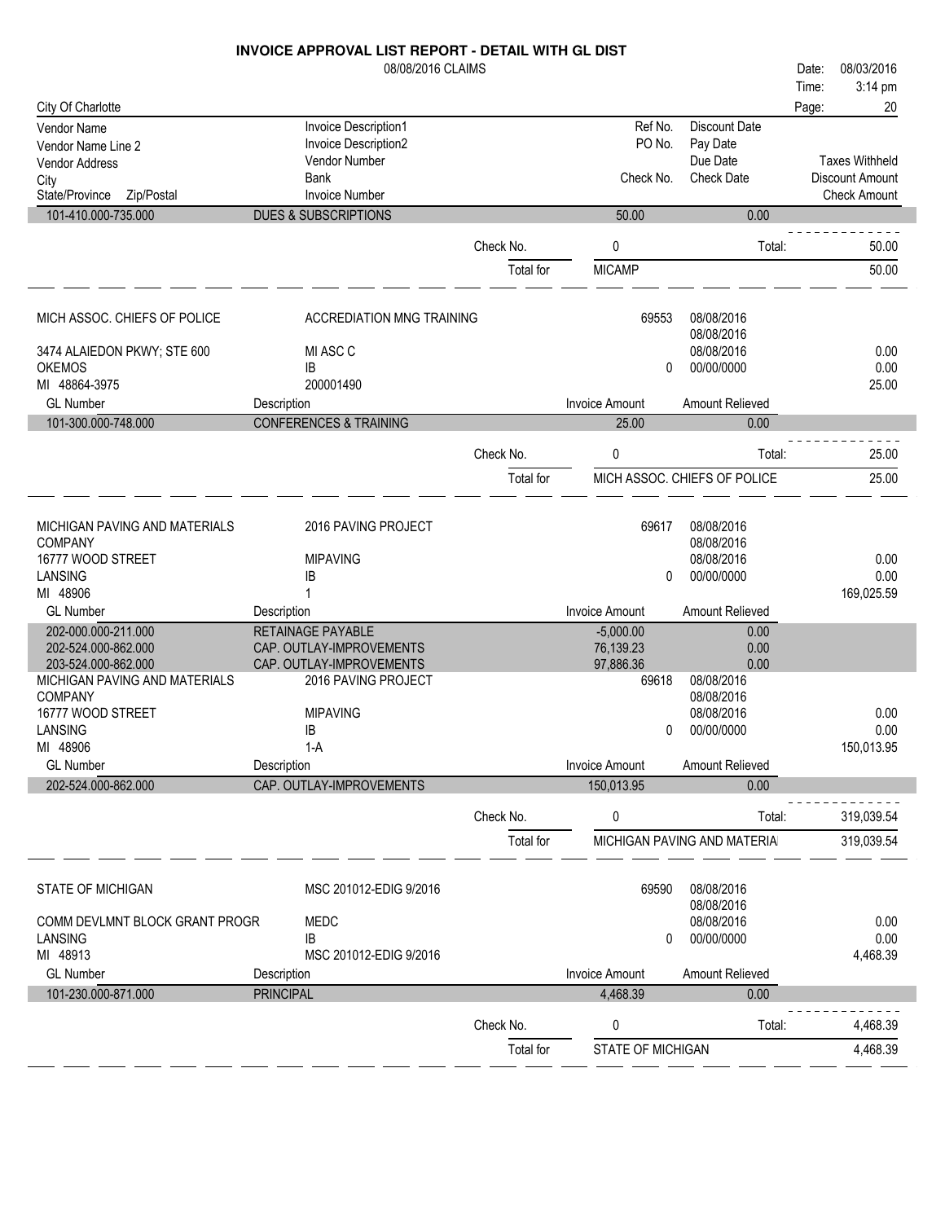# INVOICE APPROVAL LIST REPORT - DETAIL WITH GL DIST

08/08/2016 CLAIMS

Date: 08/03/2016
Time: 3:14 pm

City Of Charlotte

| Vendor Name / Vendor Name Line 2 / Vendor Address / City / State/Province Zip/Postal | Invoice Description1 / Invoice Description2 / Vendor Number / Bank / Invoice Number | | Ref No. / PO No. / Check No. | Discount Date / Pay Date / Due Date / Check Date | Taxes Withheld / Discount Amount / Check Amount |
|---|---|---|---|---|---|
| 101-410.000-735.000 | DUES & SUBSCRIPTIONS | | 50.00 | 0.00 | |
| | | Check No. | 0 | Total: | 50.00 |
| | | Total for | MICAMP | | 50.00 |
| MICH ASSOC. CHIEFS OF POLICE | ACCREDIATION MNG TRAINING | | 69553 | 08/08/2016 | |
| | | | | 08/08/2016 | |
| 3474 ALAIEDON PKWY; STE 600 | MI ASC C | | | 08/08/2016 | 0.00 |
| OKEMOS | IB | | 0 | 00/00/0000 | 0.00 |
| MI 48864-3975 | 200001490 | | | | 25.00 |
| GL Number | Description | | Invoice Amount | Amount Relieved | |
| 101-300.000-748.000 | CONFERENCES & TRAINING | | 25.00 | 0.00 | |
| | | Check No. | 0 | Total: | 25.00 |
| | | Total for | MICH ASSOC. CHIEFS OF POLICE | | 25.00 |
| MICHIGAN PAVING AND MATERIALS | 2016 PAVING PROJECT | | 69617 | 08/08/2016 | |
| COMPANY | | | | 08/08/2016 | |
| 16777 WOOD STREET | MIPAVING | | | 08/08/2016 | 0.00 |
| LANSING | IB | | 0 | 00/00/0000 | 0.00 |
| MI 48906 | 1 | | | | 169,025.59 |
| GL Number | Description | | Invoice Amount | Amount Relieved | |
| 202-000.000-211.000 | RETAINAGE PAYABLE | | -5,000.00 | 0.00 | |
| 202-524.000-862.000 | CAP. OUTLAY-IMPROVEMENTS | | 76,139.23 | 0.00 | |
| 203-524.000-862.000 | CAP. OUTLAY-IMPROVEMENTS | | 97,886.36 | 0.00 | |
| MICHIGAN PAVING AND MATERIALS | 2016 PAVING PROJECT | | 69618 | 08/08/2016 | |
| COMPANY | | | | 08/08/2016 | |
| 16777 WOOD STREET | MIPAVING | | | 08/08/2016 | 0.00 |
| LANSING | IB | | 0 | 00/00/0000 | 0.00 |
| MI 48906 | 1-A | | | | 150,013.95 |
| GL Number | Description | | Invoice Amount | Amount Relieved | |
| 202-524.000-862.000 | CAP. OUTLAY-IMPROVEMENTS | | 150,013.95 | 0.00 | |
| | | Check No. | 0 | Total: | 319,039.54 |
| | | Total for | MICHIGAN PAVING AND MATERIA | | 319,039.54 |
| STATE OF MICHIGAN | MSC 201012-EDIG 9/2016 | | 69590 | 08/08/2016 | |
| | | | | 08/08/2016 | |
| COMM DEVLMNT BLOCK GRANT PROGR | MEDC | | | 08/08/2016 | 0.00 |
| LANSING | IB | | 0 | 00/00/0000 | 0.00 |
| MI 48913 | MSC 201012-EDIG 9/2016 | | | | 4,468.39 |
| GL Number | Description | | Invoice Amount | Amount Relieved | |
| 101-230.000-871.000 | PRINCIPAL | | 4,468.39 | 0.00 | |
| | | Check No. | 0 | Total: | 4,468.39 |
| | | Total for | STATE OF MICHIGAN | | 4,468.39 |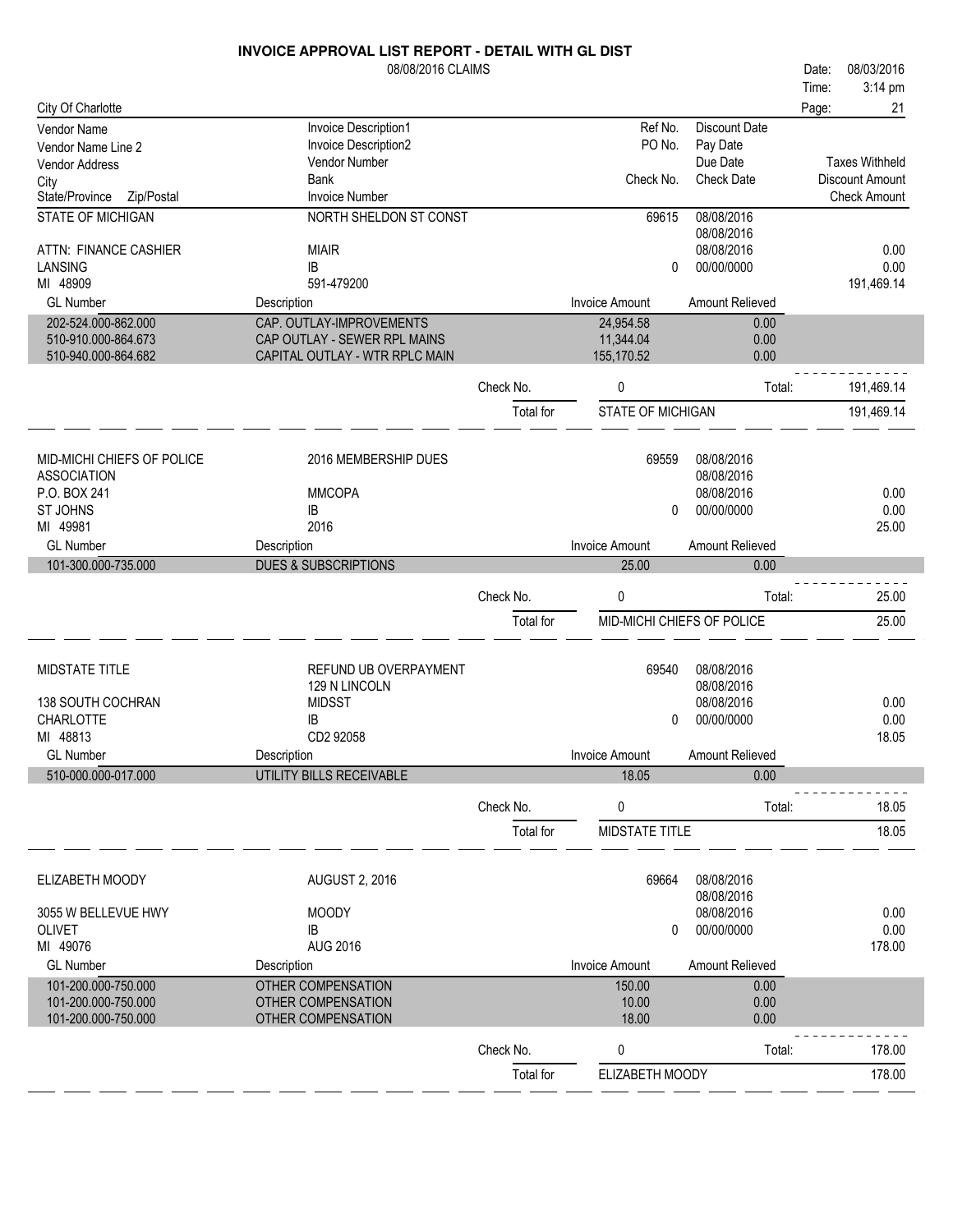# INVOICE APPROVAL LIST REPORT - DETAIL WITH GL DIST

08/08/2016 CLAIMS

Date: 08/03/2016
Time: 3:14 pm

City Of Charlotte

| Vendor Name | Invoice Description1 | Ref No. | Discount Date | |
|---|---|---|---|---|
| Vendor Name Line 2 | Invoice Description2 | PO No. | Pay Date | |
| Vendor Address | Vendor Number | | Due Date | Taxes Withheld |
| City | Bank | Check No. | Check Date | Discount Amount |
| State/Province Zip/Postal | Invoice Number | | | Check Amount |

| STATE OF MICHIGAN | NORTH SHELDON ST CONST | 69615 | 08/08/2016 | |
|---|---|---|---|---|
| | | | 08/08/2016 | |
| ATTN: FINANCE CASHIER | MIAIR | | 08/08/2016 | 0.00 |
| LANSING | IB | 0 | 00/00/0000 | 0.00 |
| MI 48909 | 591-479200 | | | 191,469.14 |

| GL Number | Description | Invoice Amount | Amount Relieved |
|---|---|---|---|
| 202-524.000-862.000 | CAP. OUTLAY-IMPROVEMENTS | 24,954.58 | 0.00 |
| 510-910.000-864.673 | CAP OUTLAY - SEWER RPL MAINS | 11,344.04 | 0.00 |
| 510-940.000-864.682 | CAPITAL OUTLAY - WTR RPLC MAIN | 155,170.52 | 0.00 |

Check No. 0 Total: 191,469.14

Total for STATE OF MICHIGAN 191,469.14

| MID-MICHI CHIEFS OF POLICE | 2016 MEMBERSHIP DUES | 69559 | 08/08/2016 | |
|---|---|---|---|---|
| ASSOCIATION | | | 08/08/2016 | |
| P.O. BOX 241 | MMCOPA | | 08/08/2016 | 0.00 |
| ST JOHNS | IB | 0 | 00/00/0000 | 0.00 |
| MI 49981 | 2016 | | | 25.00 |

| GL Number | Description | Invoice Amount | Amount Relieved |
|---|---|---|---|
| 101-300.000-735.000 | DUES & SUBSCRIPTIONS | 25.00 | 0.00 |

Check No. 0 Total: 25.00

Total for MID-MICHI CHIEFS OF POLICE 25.00

| MIDSTATE TITLE | REFUND UB OVERPAYMENT | 69540 | 08/08/2016 | |
|---|---|---|---|---|
| | 129 N LINCOLN | | 08/08/2016 | |
| 138 SOUTH COCHRAN | MIDSST | | 08/08/2016 | 0.00 |
| CHARLOTTE | IB | 0 | 00/00/0000 | 0.00 |
| MI 48813 | CD2 92058 | | | 18.05 |

| GL Number | Description | Invoice Amount | Amount Relieved |
|---|---|---|---|
| 510-000.000-017.000 | UTILITY BILLS RECEIVABLE | 18.05 | 0.00 |

Check No. 0 Total: 18.05

Total for MIDSTATE TITLE 18.05

| ELIZABETH MOODY | AUGUST 2, 2016 | 69664 | 08/08/2016 | |
|---|---|---|---|---|
| | | | 08/08/2016 | |
| 3055 W BELLEVUE HWY | MOODY | | 08/08/2016 | 0.00 |
| OLIVET | IB | 0 | 00/00/0000 | 0.00 |
| MI 49076 | AUG 2016 | | | 178.00 |

| GL Number | Description | Invoice Amount | Amount Relieved |
|---|---|---|---|
| 101-200.000-750.000 | OTHER COMPENSATION | 150.00 | 0.00 |
| 101-200.000-750.000 | OTHER COMPENSATION | 10.00 | 0.00 |
| 101-200.000-750.000 | OTHER COMPENSATION | 18.00 | 0.00 |

Check No. 0 Total: 178.00

Total for ELIZABETH MOODY 178.00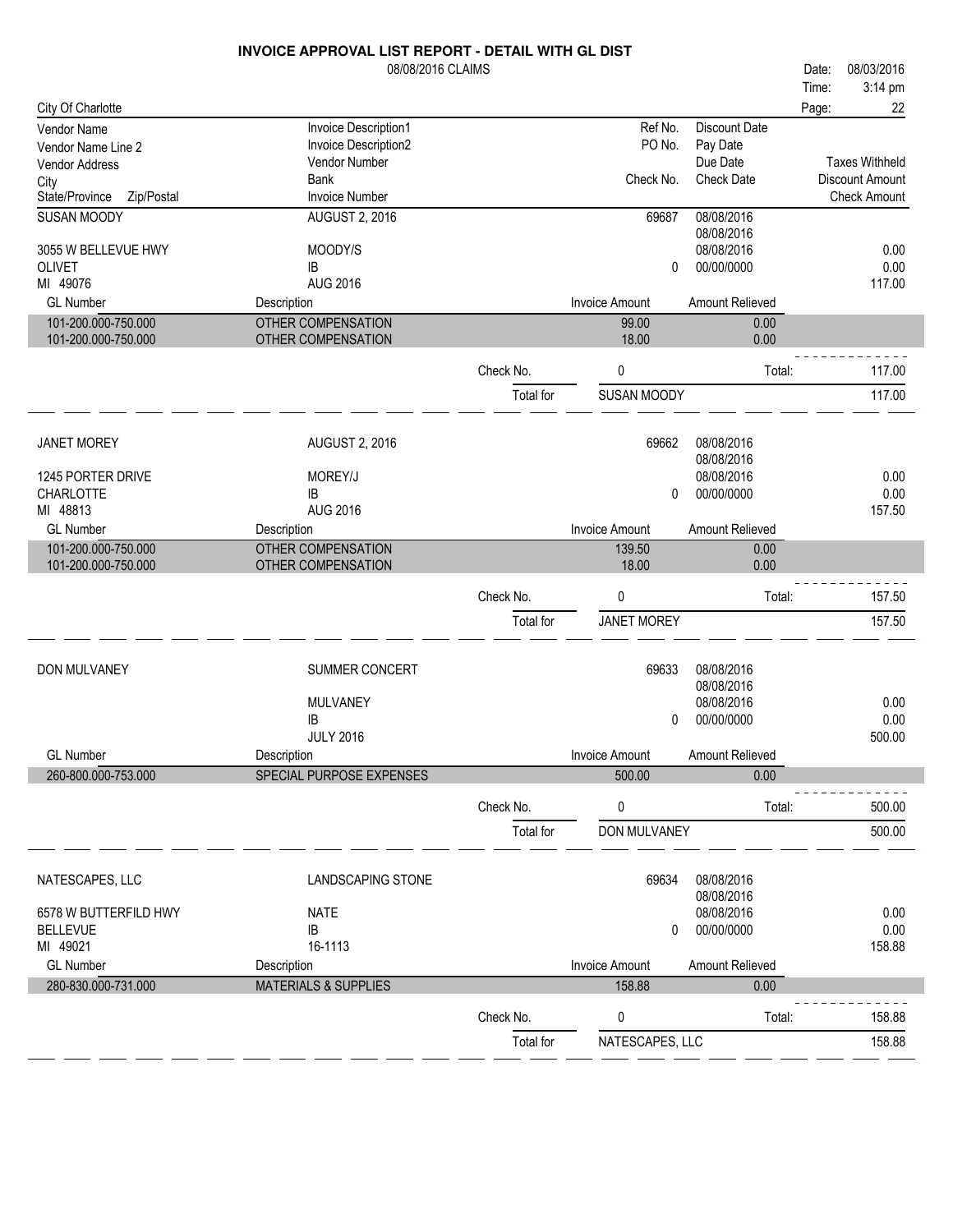# INVOICE APPROVAL LIST REPORT - DETAIL WITH GL DIST

08/08/2016 CLAIMS

Date: 08/03/2016
Time: 3:14 pm

City Of Charlotte

| Vendor Name / Vendor Name Line 2 / Vendor Address / City / State/Province Zip/Postal | Invoice Description1 / Invoice Description2 / Vendor Number / Bank / Invoice Number | Ref No. / PO No. / Check No. | Discount Date / Pay Date / Due Date / Check Date | Taxes Withheld / Discount Amount / Check Amount |
|---|---|---|---|---|

## SUSAN MOODY

| | | | | |
|---|---|---|---|---|
| SUSAN MOODY | AUGUST 2, 2016 | 69687 | 08/08/2016 | |
| | | | 08/08/2016 | |
| 3055 W BELLEVUE HWY | MOODY/S | | 08/08/2016 | 0.00 |
| OLIVET | IB | 0 | 00/00/0000 | 0.00 |
| MI 49076 | AUG 2016 | | | 117.00 |

| GL Number | Description | Invoice Amount | Amount Relieved |
|---|---|---|---|
| 101-200.000-750.000 | OTHER COMPENSATION | 99.00 | 0.00 |
| 101-200.000-750.000 | OTHER COMPENSATION | 18.00 | 0.00 |

Check No. 0 Total: 117.00

Total for SUSAN MOODY 117.00

## JANET MOREY

| | | | | |
|---|---|---|---|---|
| JANET MOREY | AUGUST 2, 2016 | 69662 | 08/08/2016 | |
| | | | 08/08/2016 | |
| 1245 PORTER DRIVE | MOREY/J | | 08/08/2016 | 0.00 |
| CHARLOTTE | IB | 0 | 00/00/0000 | 0.00 |
| MI 48813 | AUG 2016 | | | 157.50 |

| GL Number | Description | Invoice Amount | Amount Relieved |
|---|---|---|---|
| 101-200.000-750.000 | OTHER COMPENSATION | 139.50 | 0.00 |
| 101-200.000-750.000 | OTHER COMPENSATION | 18.00 | 0.00 |

Check No. 0 Total: 157.50

Total for JANET MOREY 157.50

## DON MULVANEY

| | | | | |
|---|---|---|---|---|
| DON MULVANEY | SUMMER CONCERT | 69633 | 08/08/2016 | |
| | | | 08/08/2016 | |
| | MULVANEY | | 08/08/2016 | 0.00 |
| | IB | 0 | 00/00/0000 | 0.00 |
| | JULY 2016 | | | 500.00 |

| GL Number | Description | Invoice Amount | Amount Relieved |
|---|---|---|---|
| 260-800.000-753.000 | SPECIAL PURPOSE EXPENSES | 500.00 | 0.00 |

Check No. 0 Total: 500.00

Total for DON MULVANEY 500.00

## NATESCAPES, LLC

| | | | | |
|---|---|---|---|---|
| NATESCAPES, LLC | LANDSCAPING STONE | 69634 | 08/08/2016 | |
| | | | 08/08/2016 | |
| 6578 W BUTTERFILD HWY | NATE | | 08/08/2016 | 0.00 |
| BELLEVUE | IB | 0 | 00/00/0000 | 0.00 |
| MI 49021 | 16-1113 | | | 158.88 |

| GL Number | Description | Invoice Amount | Amount Relieved |
|---|---|---|---|
| 280-830.000-731.000 | MATERIALS & SUPPLIES | 158.88 | 0.00 |

Check No. 0 Total: 158.88

Total for NATESCAPES, LLC 158.88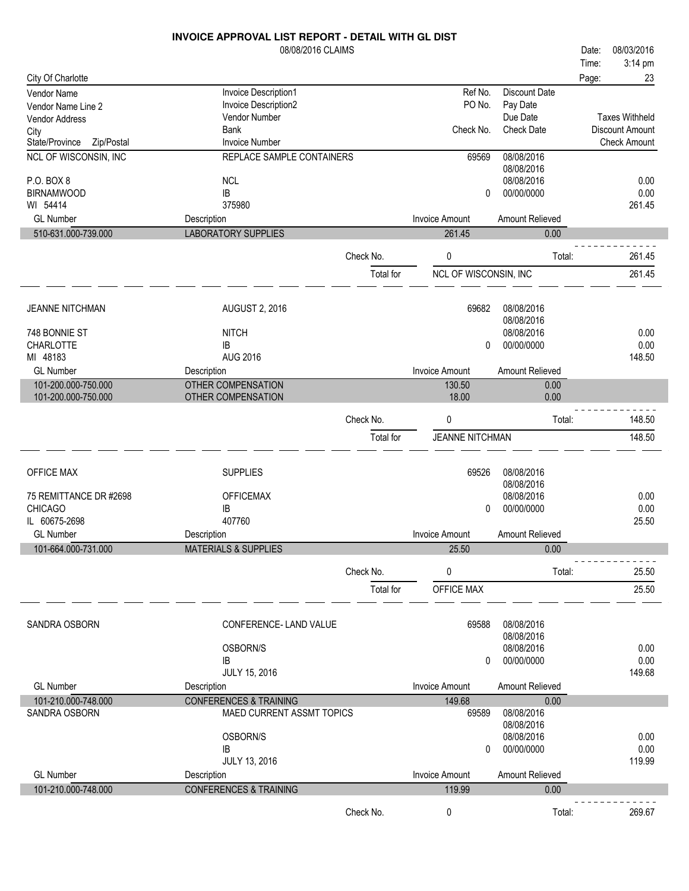# INVOICE APPROVAL LIST REPORT - DETAIL WITH GL DIST

08/08/2016 CLAIMS

Date: 08/03/2016
Time: 3:14 pm

City Of Charlotte

| Vendor Name / Vendor Name Line 2 / Vendor Address / City / State/Province Zip/Postal | Invoice Description1 / Invoice Description2 / Vendor Number / Bank / Invoice Number | Ref No. / PO No. / Check No. | Discount Date / Pay Date / Due Date / Check Date | Taxes Withheld / Discount Amount / Check Amount |
|---|---|---|---|---|

---

**NCL OF WISCONSIN, INC**

| | | | | |
|---|---|---|---|---|
| NCL OF WISCONSIN, INC | REPLACE SAMPLE CONTAINERS | 69569 | 08/08/2016 | |
| | | | 08/08/2016 | |
| P.O. BOX 8 | NCL | | 08/08/2016 | 0.00 |
| BIRNAMWOOD | IB | 0 | 00/00/0000 | 0.00 |
| WI 54414 | 375980 | | | 261.45 |

| GL Number | Description | Invoice Amount | Amount Relieved |
|---|---|---|---|
| 510-631.000-739.000 | LABORATORY SUPPLIES | 261.45 | 0.00 |

Check No. 0 Total: 261.45

Total for NCL OF WISCONSIN, INC 261.45

---

**JEANNE NITCHMAN**

| | | | | |
|---|---|---|---|---|
| JEANNE NITCHMAN | AUGUST 2, 2016 | 69682 | 08/08/2016 | |
| | | | 08/08/2016 | |
| 748 BONNIE ST | NITCH | | 08/08/2016 | 0.00 |
| CHARLOTTE | IB | 0 | 00/00/0000 | 0.00 |
| MI 48183 | AUG 2016 | | | 148.50 |

| GL Number | Description | Invoice Amount | Amount Relieved |
|---|---|---|---|
| 101-200.000-750.000 | OTHER COMPENSATION | 130.50 | 0.00 |
| 101-200.000-750.000 | OTHER COMPENSATION | 18.00 | 0.00 |

Check No. 0 Total: 148.50

Total for JEANNE NITCHMAN 148.50

---

**OFFICE MAX**

| | | | | |
|---|---|---|---|---|
| OFFICE MAX | SUPPLIES | 69526 | 08/08/2016 | |
| | | | 08/08/2016 | |
| 75 REMITTANCE DR #2698 | OFFICEMAX | | 08/08/2016 | 0.00 |
| CHICAGO | IB | 0 | 00/00/0000 | 0.00 |
| IL 60675-2698 | 407760 | | | 25.50 |

| GL Number | Description | Invoice Amount | Amount Relieved |
|---|---|---|---|
| 101-664.000-731.000 | MATERIALS & SUPPLIES | 25.50 | 0.00 |

Check No. 0 Total: 25.50

Total for OFFICE MAX 25.50

---

**SANDRA OSBORN**

| | | | | |
|---|---|---|---|---|
| SANDRA OSBORN | CONFERENCE- LAND VALUE | 69588 | 08/08/2016 | |
| | | | 08/08/2016 | |
| | OSBORN/S | | 08/08/2016 | 0.00 |
| | IB | 0 | 00/00/0000 | 0.00 |
| | JULY 15, 2016 | | | 149.68 |

| GL Number | Description | Invoice Amount | Amount Relieved |
|---|---|---|---|
| 101-210.000-748.000 | CONFERENCES & TRAINING | 149.68 | 0.00 |

| | | | | |
|---|---|---|---|---|
| SANDRA OSBORN | MAED CURRENT ASSMT TOPICS | 69589 | 08/08/2016 | |
| | | | 08/08/2016 | |
| | OSBORN/S | | 08/08/2016 | 0.00 |
| | IB | 0 | 00/00/0000 | 0.00 |
| | JULY 13, 2016 | | | 119.99 |

| GL Number | Description | Invoice Amount | Amount Relieved |
|---|---|---|---|
| 101-210.000-748.000 | CONFERENCES & TRAINING | 119.99 | 0.00 |

Check No. 0 Total: 269.67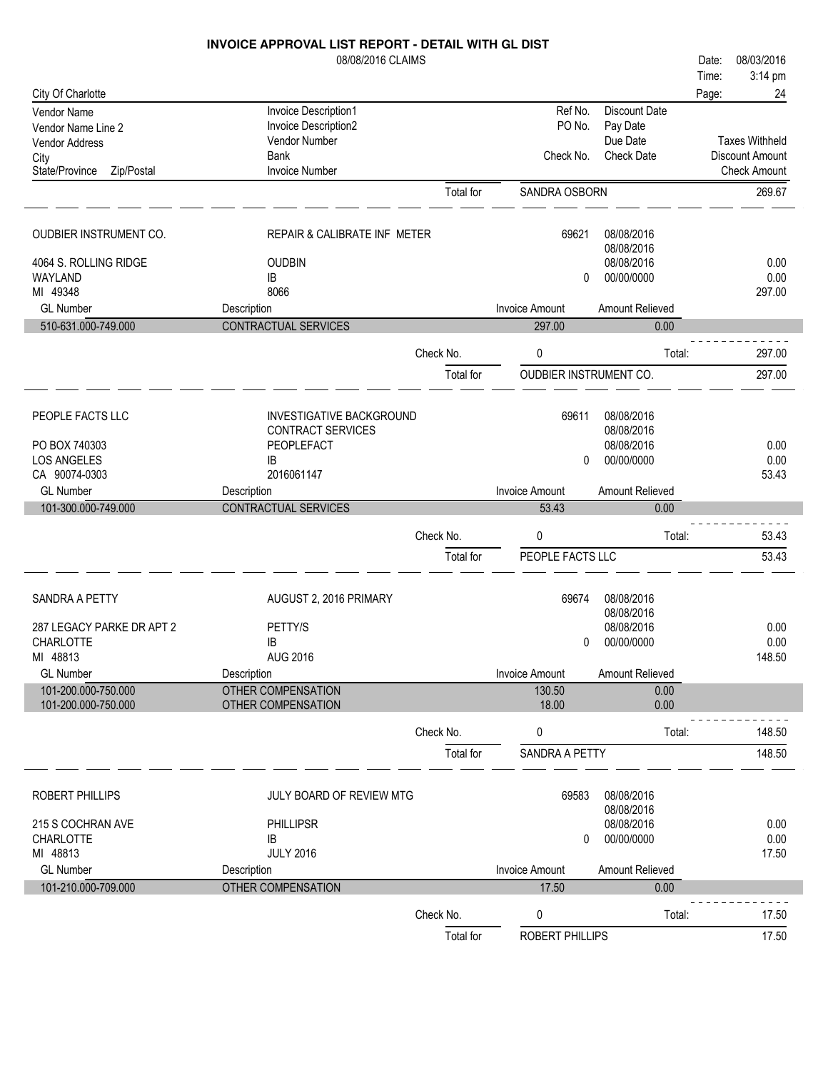**INVOICE APPROVAL LIST REPORT - DETAIL WITH GL DIST**

08/08/2016 CLAIMS

Date: 08/03/2016
Time: 3:14 pm

City Of Charlotte

| Vendor Name / Vendor Name Line 2 / Vendor Address / City / State/Province Zip/Postal | Invoice Description1 / Invoice Description2 / Vendor Number / Bank / Invoice Number | Ref No. / PO No. / Check No. | Discount Date / Pay Date / Due Date / Check Date | Taxes Withheld / Discount Amount / Check Amount |
|---|---|---|---|---|

Total for SANDRA OSBORN: 269.67

---

**OUDBIER INSTRUMENT CO.**
4064 S. ROLLING RIDGE
WAYLAND
MI 49348

| Field | Value |
|---|---|
| Invoice Description1 | REPAIR & CALIBRATE INF METER |
| Vendor Number | OUDBIN |
| Bank | IB |
| Invoice Number | 8066 |
| Ref No. | 69621 |
| Check No. | 0 |
| Discount Date | 08/08/2016 |
| Pay Date | 08/08/2016 |
| Due Date | 08/08/2016 |
| Check Date | 00/00/0000 |
| Taxes Withheld | 0.00 |
| Discount Amount | 0.00 |
| Check Amount | 297.00 |

| GL Number | Description | Invoice Amount | Amount Relieved |
|---|---|---|---|
| 510-631.000-749.000 | CONTRACTUAL SERVICES | 297.00 | 0.00 |

Check No. 0 — Total: 297.00

Total for OUDBIER INSTRUMENT CO.: 297.00

---

**PEOPLE FACTS LLC**
PO BOX 740303
LOS ANGELES
CA 90074-0303

| Field | Value |
|---|---|
| Invoice Description1 | INVESTIGATIVE BACKGROUND |
| Invoice Description2 | CONTRACT SERVICES |
| Vendor Number | PEOPLEFACT |
| Bank | IB |
| Invoice Number | 2016061147 |
| Ref No. | 69611 |
| Check No. | 0 |
| Discount Date | 08/08/2016 |
| Pay Date | 08/08/2016 |
| Due Date | 08/08/2016 |
| Check Date | 00/00/0000 |
| Taxes Withheld | 0.00 |
| Discount Amount | 0.00 |
| Check Amount | 53.43 |

| GL Number | Description | Invoice Amount | Amount Relieved |
|---|---|---|---|
| 101-300.000-749.000 | CONTRACTUAL SERVICES | 53.43 | 0.00 |

Check No. 0 — Total: 53.43

Total for PEOPLE FACTS LLC: 53.43

---

**SANDRA A PETTY**
287 LEGACY PARKE DR APT 2
CHARLOTTE
MI 48813

| Field | Value |
|---|---|
| Invoice Description1 | AUGUST 2, 2016 PRIMARY |
| Vendor Number | PETTY/S |
| Bank | IB |
| Invoice Number | AUG 2016 |
| Ref No. | 69674 |
| Check No. | 0 |
| Discount Date | 08/08/2016 |
| Pay Date | 08/08/2016 |
| Due Date | 08/08/2016 |
| Check Date | 00/00/0000 |
| Taxes Withheld | 0.00 |
| Discount Amount | 0.00 |
| Check Amount | 148.50 |

| GL Number | Description | Invoice Amount | Amount Relieved |
|---|---|---|---|
| 101-200.000-750.000 | OTHER COMPENSATION | 130.50 | 0.00 |
| 101-200.000-750.000 | OTHER COMPENSATION | 18.00 | 0.00 |

Check No. 0 — Total: 148.50

Total for SANDRA A PETTY: 148.50

---

**ROBERT PHILLIPS**
215 S COCHRAN AVE
CHARLOTTE
MI 48813

| Field | Value |
|---|---|
| Invoice Description1 | JULY BOARD OF REVIEW MTG |
| Vendor Number | PHILLIPSR |
| Bank | IB |
| Invoice Number | JULY 2016 |
| Ref No. | 69583 |
| Check No. | 0 |
| Discount Date | 08/08/2016 |
| Pay Date | 08/08/2016 |
| Due Date | 08/08/2016 |
| Check Date | 00/00/0000 |
| Taxes Withheld | 0.00 |
| Discount Amount | 0.00 |
| Check Amount | 17.50 |

| GL Number | Description | Invoice Amount | Amount Relieved |
|---|---|---|---|
| 101-210.000-709.000 | OTHER COMPENSATION | 17.50 | 0.00 |

Check No. 0 — Total: 17.50

Total for ROBERT PHILLIPS: 17.50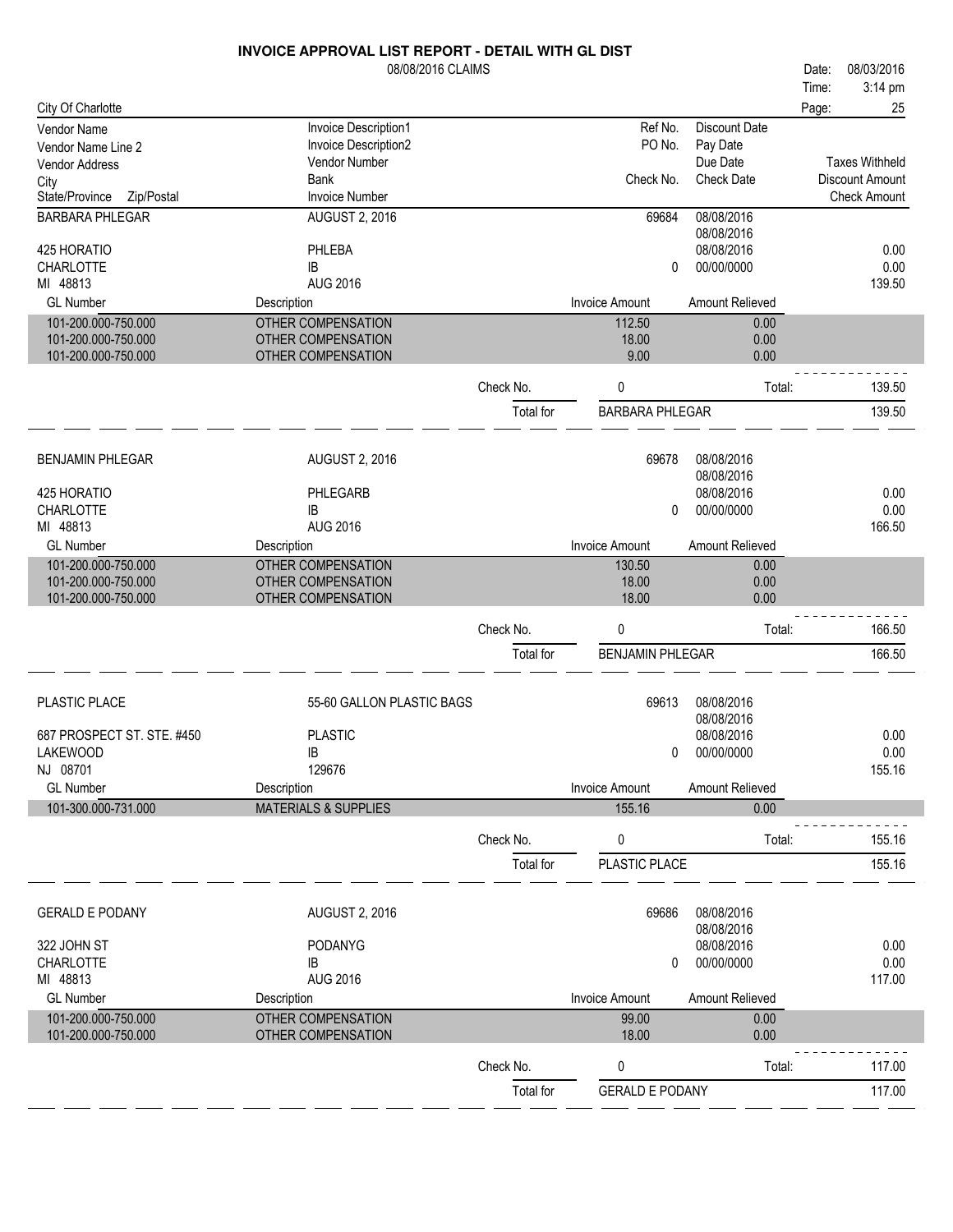# INVOICE APPROVAL LIST REPORT - DETAIL WITH GL DIST

08/08/2016 CLAIMS

Date: 08/03/2016
Time: 3:14 pm

City Of Charlotte

| Vendor Name | Invoice Description1 | Ref No. | Discount Date | |
|---|---|---|---|---|
| Vendor Name Line 2 | Invoice Description2 | PO No. | Pay Date | |
| Vendor Address | Vendor Number | | Due Date | Taxes Withheld |
| City | Bank | Check No. | Check Date | Discount Amount |
| State/Province Zip/Postal | Invoice Number | | | Check Amount |

| | | | | |
|---|---|---|---|---|
| BARBARA PHLEGAR | AUGUST 2, 2016 | 69684 | 08/08/2016 | |
| | | | 08/08/2016 | |
| 425 HORATIO | PHLEBA | | 08/08/2016 | 0.00 |
| CHARLOTTE | IB | 0 | 00/00/0000 | 0.00 |
| MI 48813 | AUG 2016 | | | 139.50 |

| GL Number | Description | Invoice Amount | Amount Relieved |
|---|---|---|---|
| 101-200.000-750.000 | OTHER COMPENSATION | 112.50 | 0.00 |
| 101-200.000-750.000 | OTHER COMPENSATION | 18.00 | 0.00 |
| 101-200.000-750.000 | OTHER COMPENSATION | 9.00 | 0.00 |

Check No. 0 Total: 139.50

Total for BARBARA PHLEGAR 139.50

| | | | | |
|---|---|---|---|---|
| BENJAMIN PHLEGAR | AUGUST 2, 2016 | 69678 | 08/08/2016 | |
| | | | 08/08/2016 | |
| 425 HORATIO | PHLEGARB | | 08/08/2016 | 0.00 |
| CHARLOTTE | IB | 0 | 00/00/0000 | 0.00 |
| MI 48813 | AUG 2016 | | | 166.50 |

| GL Number | Description | Invoice Amount | Amount Relieved |
|---|---|---|---|
| 101-200.000-750.000 | OTHER COMPENSATION | 130.50 | 0.00 |
| 101-200.000-750.000 | OTHER COMPENSATION | 18.00 | 0.00 |
| 101-200.000-750.000 | OTHER COMPENSATION | 18.00 | 0.00 |

Check No. 0 Total: 166.50

Total for BENJAMIN PHLEGAR 166.50

| | | | | |
|---|---|---|---|---|
| PLASTIC PLACE | 55-60 GALLON PLASTIC BAGS | 69613 | 08/08/2016 | |
| | | | 08/08/2016 | |
| 687 PROSPECT ST. STE. #450 | PLASTIC | | 08/08/2016 | 0.00 |
| LAKEWOOD | IB | 0 | 00/00/0000 | 0.00 |
| NJ 08701 | 129676 | | | 155.16 |

| GL Number | Description | Invoice Amount | Amount Relieved |
|---|---|---|---|
| 101-300.000-731.000 | MATERIALS & SUPPLIES | 155.16 | 0.00 |

Check No. 0 Total: 155.16

Total for PLASTIC PLACE 155.16

| | | | | |
|---|---|---|---|---|
| GERALD E PODANY | AUGUST 2, 2016 | 69686 | 08/08/2016 | |
| | | | 08/08/2016 | |
| 322 JOHN ST | PODANYG | | 08/08/2016 | 0.00 |
| CHARLOTTE | IB | 0 | 00/00/0000 | 0.00 |
| MI 48813 | AUG 2016 | | | 117.00 |

| GL Number | Description | Invoice Amount | Amount Relieved |
|---|---|---|---|
| 101-200.000-750.000 | OTHER COMPENSATION | 99.00 | 0.00 |
| 101-200.000-750.000 | OTHER COMPENSATION | 18.00 | 0.00 |

Check No. 0 Total: 117.00

Total for GERALD E PODANY 117.00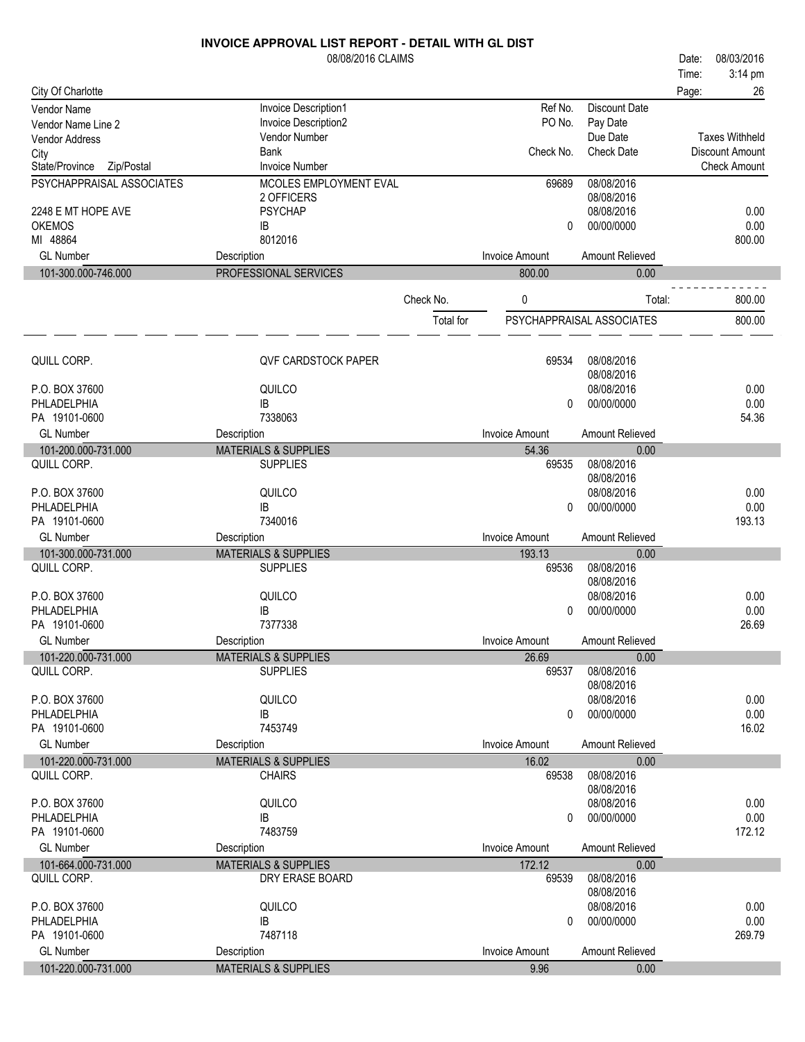# INVOICE APPROVAL LIST REPORT - DETAIL WITH GL DIST

08/08/2016 CLAIMS

Date: 08/03/2016
Time: 3:14 pm

City Of Charlotte

| Vendor Name / Vendor Name Line 2 / Vendor Address / City / State/Province Zip/Postal | Invoice Description1 / Invoice Description2 / Vendor Number / Bank / Invoice Number | Ref No. / PO No. / Check No. | Discount Date / Pay Date / Due Date / Check Date | Taxes Withheld / Discount Amount / Check Amount |
|---|---|---|---|---|
| PSYCHAPPRAISAL ASSOCIATES | MCOLES EMPLOYMENT EVAL | 69689 | 08/08/2016 | |
| | 2 OFFICERS | | 08/08/2016 | |
| 2248 E MT HOPE AVE | PSYCHAP | | 08/08/2016 | 0.00 |
| OKEMOS | IB | 0 | 00/00/0000 | 0.00 |
| MI 48864 | 8012016 | | | 800.00 |

| GL Number | Description | Invoice Amount | Amount Relieved |
|---|---|---|---|
| 101-300.000-746.000 | PROFESSIONAL SERVICES | 800.00 | 0.00 |

Check No. 0 Total: 800.00

Total for PSYCHAPPRAISAL ASSOCIATES 800.00

| Vendor | Invoice Description / Vendor Number / Bank / Invoice Number | Ref No. / Check No. | Dates | Taxes Withheld / Discount Amount / Check Amount |
|---|---|---|---|---|
| QUILL CORP. | QVF CARDSTOCK PAPER | 69534 | 08/08/2016 | |
| | | | 08/08/2016 | |
| P.O. BOX 37600 | QUILCO | | 08/08/2016 | 0.00 |
| PHLADELPHIA | IB | 0 | 00/00/0000 | 0.00 |
| PA 19101-0600 | 7338063 | | | 54.36 |

| GL Number | Description | Invoice Amount | Amount Relieved |
|---|---|---|---|
| 101-200.000-731.000 | MATERIALS & SUPPLIES | 54.36 | 0.00 |

| Vendor | Invoice Description / Vendor Number / Bank / Invoice Number | Ref No. / Check No. | Dates | Taxes Withheld / Discount Amount / Check Amount |
|---|---|---|---|---|
| QUILL CORP. | SUPPLIES | 69535 | 08/08/2016 | |
| | | | 08/08/2016 | |
| P.O. BOX 37600 | QUILCO | | 08/08/2016 | 0.00 |
| PHLADELPHIA | IB | 0 | 00/00/0000 | 0.00 |
| PA 19101-0600 | 7340016 | | | 193.13 |

| GL Number | Description | Invoice Amount | Amount Relieved |
|---|---|---|---|
| 101-300.000-731.000 | MATERIALS & SUPPLIES | 193.13 | 0.00 |

| Vendor | Invoice Description / Vendor Number / Bank / Invoice Number | Ref No. / Check No. | Dates | Taxes Withheld / Discount Amount / Check Amount |
|---|---|---|---|---|
| QUILL CORP. | SUPPLIES | 69536 | 08/08/2016 | |
| | | | 08/08/2016 | |
| P.O. BOX 37600 | QUILCO | | 08/08/2016 | 0.00 |
| PHLADELPHIA | IB | 0 | 00/00/0000 | 0.00 |
| PA 19101-0600 | 7377338 | | | 26.69 |

| GL Number | Description | Invoice Amount | Amount Relieved |
|---|---|---|---|
| 101-220.000-731.000 | MATERIALS & SUPPLIES | 26.69 | 0.00 |

| Vendor | Invoice Description / Vendor Number / Bank / Invoice Number | Ref No. / Check No. | Dates | Taxes Withheld / Discount Amount / Check Amount |
|---|---|---|---|---|
| QUILL CORP. | SUPPLIES | 69537 | 08/08/2016 | |
| | | | 08/08/2016 | |
| P.O. BOX 37600 | QUILCO | | 08/08/2016 | 0.00 |
| PHLADELPHIA | IB | 0 | 00/00/0000 | 0.00 |
| PA 19101-0600 | 7453749 | | | 16.02 |

| GL Number | Description | Invoice Amount | Amount Relieved |
|---|---|---|---|
| 101-220.000-731.000 | MATERIALS & SUPPLIES | 16.02 | 0.00 |

| Vendor | Invoice Description / Vendor Number / Bank / Invoice Number | Ref No. / Check No. | Dates | Taxes Withheld / Discount Amount / Check Amount |
|---|---|---|---|---|
| QUILL CORP. | CHAIRS | 69538 | 08/08/2016 | |
| | | | 08/08/2016 | |
| P.O. BOX 37600 | QUILCO | | 08/08/2016 | 0.00 |
| PHLADELPHIA | IB | 0 | 00/00/0000 | 0.00 |
| PA 19101-0600 | 7483759 | | | 172.12 |

| GL Number | Description | Invoice Amount | Amount Relieved |
|---|---|---|---|
| 101-664.000-731.000 | MATERIALS & SUPPLIES | 172.12 | 0.00 |

| Vendor | Invoice Description / Vendor Number / Bank / Invoice Number | Ref No. / Check No. | Dates | Taxes Withheld / Discount Amount / Check Amount |
|---|---|---|---|---|
| QUILL CORP. | DRY ERASE BOARD | 69539 | 08/08/2016 | |
| | | | 08/08/2016 | |
| P.O. BOX 37600 | QUILCO | | 08/08/2016 | 0.00 |
| PHLADELPHIA | IB | 0 | 00/00/0000 | 0.00 |
| PA 19101-0600 | 7487118 | | | 269.79 |

| GL Number | Description | Invoice Amount | Amount Relieved |
|---|---|---|---|
| 101-220.000-731.000 | MATERIALS & SUPPLIES | 9.96 | 0.00 |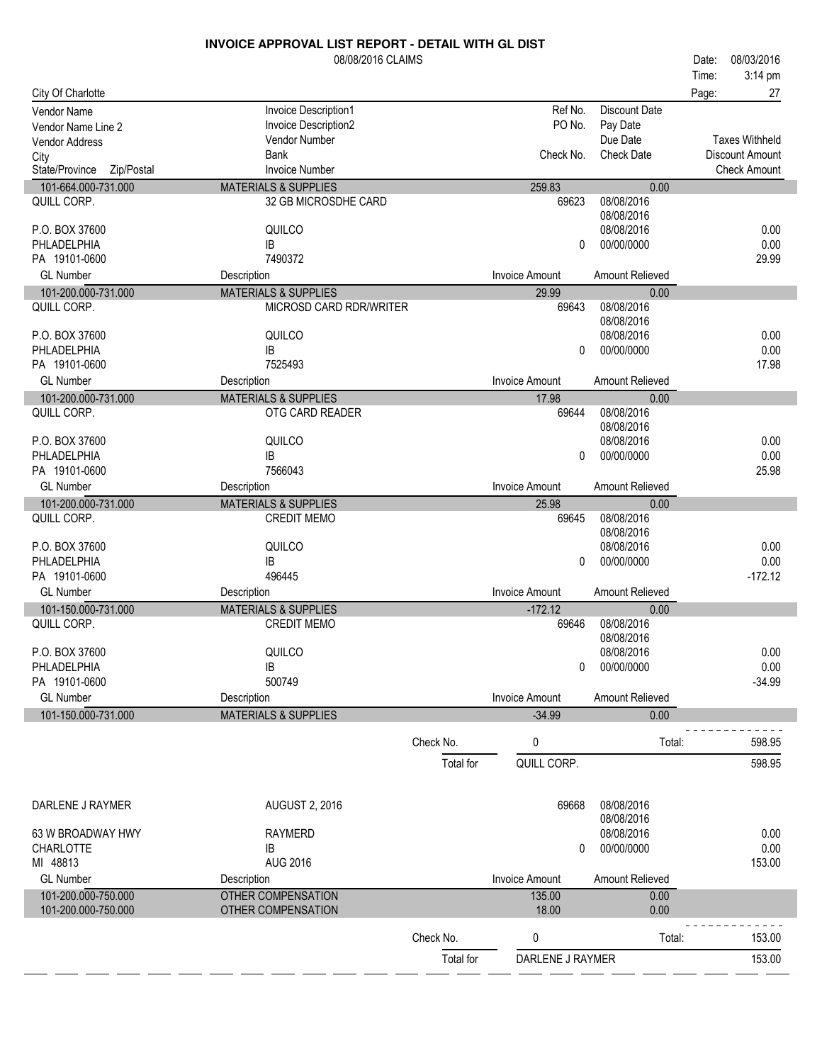# INVOICE APPROVAL LIST REPORT - DETAIL WITH GL DIST

08/08/2016 CLAIMS

Date: 08/03/2016
Time: 3:14 pm

City Of Charlotte

| Vendor Name / Vendor Name Line 2 / Vendor Address / City / State/Province Zip/Postal | Invoice Description1 / Invoice Description2 / Vendor Number / Bank / Invoice Number | Ref No. / PO No. / Check No. | Discount Date / Pay Date / Due Date / Check Date | Taxes Withheld / Discount Amount / Check Amount |
|---|---|---|---|---|
| 101-664.000-731.000 | MATERIALS & SUPPLIES | 259.83 | 0.00 | |
| QUILL CORP. | 32 GB MICROSDHE CARD | 69623 | 08/08/2016 | |
| | | | 08/08/2016 | |
| P.O. BOX 37600 | QUILCO | | 08/08/2016 | 0.00 |
| PHLADELPHIA | IB | 0 | 00/00/0000 | 0.00 |
| PA 19101-0600 | 7490372 | | | 29.99 |
| GL Number | Description | Invoice Amount | Amount Relieved | |
| 101-200.000-731.000 | MATERIALS & SUPPLIES | 29.99 | 0.00 | |
| QUILL CORP. | MICROSD CARD RDR/WRITER | 69643 | 08/08/2016 | |
| | | | 08/08/2016 | |
| P.O. BOX 37600 | QUILCO | | 08/08/2016 | 0.00 |
| PHLADELPHIA | IB | 0 | 00/00/0000 | 0.00 |
| PA 19101-0600 | 7525493 | | | 17.98 |
| GL Number | Description | Invoice Amount | Amount Relieved | |
| 101-200.000-731.000 | MATERIALS & SUPPLIES | 17.98 | 0.00 | |
| QUILL CORP. | OTG CARD READER | 69644 | 08/08/2016 | |
| | | | 08/08/2016 | |
| P.O. BOX 37600 | QUILCO | | 08/08/2016 | 0.00 |
| PHLADELPHIA | IB | 0 | 00/00/0000 | 0.00 |
| PA 19101-0600 | 7566043 | | | 25.98 |
| GL Number | Description | Invoice Amount | Amount Relieved | |
| 101-200.000-731.000 | MATERIALS & SUPPLIES | 25.98 | 0.00 | |
| QUILL CORP. | CREDIT MEMO | 69645 | 08/08/2016 | |
| | | | 08/08/2016 | |
| P.O. BOX 37600 | QUILCO | | 08/08/2016 | 0.00 |
| PHLADELPHIA | IB | 0 | 00/00/0000 | 0.00 |
| PA 19101-0600 | 496445 | | | -172.12 |
| GL Number | Description | Invoice Amount | Amount Relieved | |
| 101-150.000-731.000 | MATERIALS & SUPPLIES | -172.12 | 0.00 | |
| QUILL CORP. | CREDIT MEMO | 69646 | 08/08/2016 | |
| | | | 08/08/2016 | |
| P.O. BOX 37600 | QUILCO | | 08/08/2016 | 0.00 |
| PHLADELPHIA | IB | 0 | 00/00/0000 | 0.00 |
| PA 19101-0600 | 500749 | | | -34.99 |
| GL Number | Description | Invoice Amount | Amount Relieved | |
| 101-150.000-731.000 | MATERIALS & SUPPLIES | -34.99 | 0.00 | |
| | Check No. | 0 | Total: | 598.95 |
| | Total for | QUILL CORP. | | 598.95 |
| DARLENE J RAYMER | AUGUST 2, 2016 | 69668 | 08/08/2016 | |
| | | | 08/08/2016 | |
| 63 W BROADWAY HWY | RAYMERD | | 08/08/2016 | 0.00 |
| CHARLOTTE | IB | 0 | 00/00/0000 | 0.00 |
| MI 48813 | AUG 2016 | | | 153.00 |
| GL Number | Description | Invoice Amount | Amount Relieved | |
| 101-200.000-750.000 | OTHER COMPENSATION | 135.00 | 0.00 | |
| 101-200.000-750.000 | OTHER COMPENSATION | 18.00 | 0.00 | |
| | Check No. | 0 | Total: | 153.00 |
| | Total for | DARLENE J RAYMER | | 153.00 |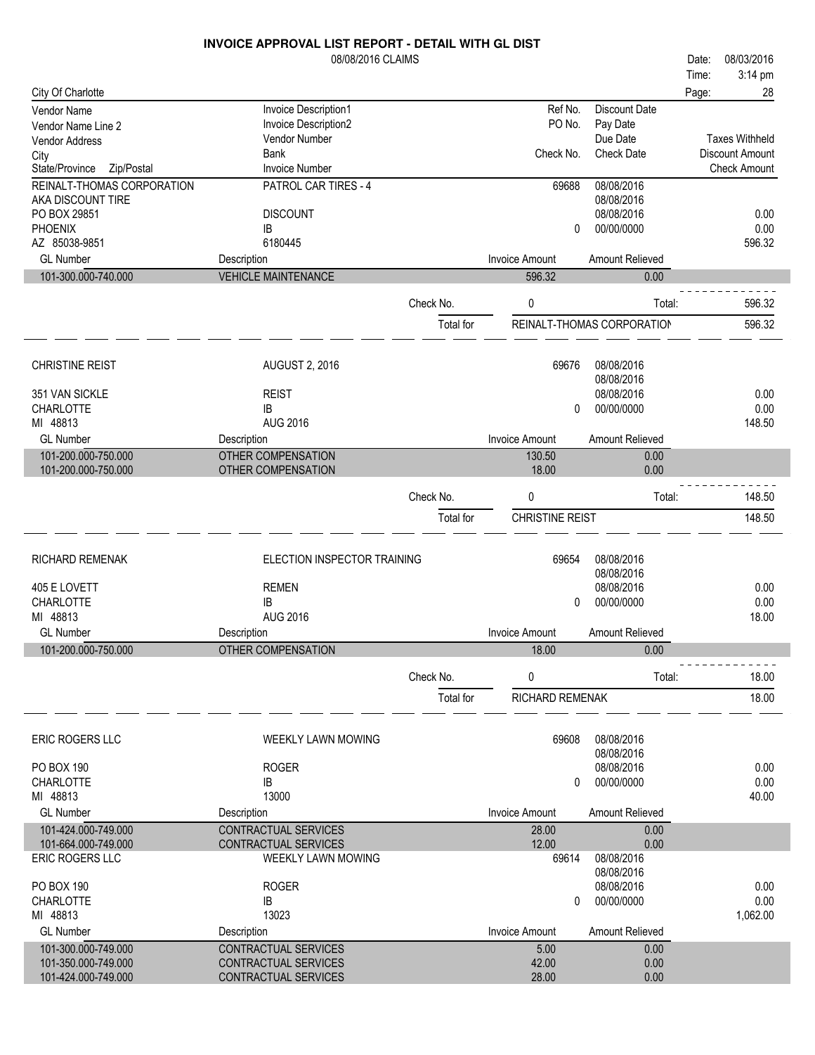# INVOICE APPROVAL LIST REPORT - DETAIL WITH GL DIST

08/08/2016 CLAIMS

Date: 08/03/2016
Time: 3:14 pm
Page: 28

City Of Charlotte

| Vendor Name | Invoice Description1 | Ref No. | Discount Date | |
|---|---|---|---|---|
| Vendor Name Line 2 | Invoice Description2 | PO No. | Pay Date | |
| Vendor Address | Vendor Number | | Due Date | Taxes Withheld |
| City | Bank | Check No. | Check Date | Discount Amount |
| State/Province Zip/Postal | Invoice Number | | | Check Amount |

| | | | | |
|---|---|---|---|---|
| REINALT-THOMAS CORPORATION | PATROL CAR TIRES - 4 | 69688 | 08/08/2016 | |
| AKA DISCOUNT TIRE | | | 08/08/2016 | |
| PO BOX 29851 | DISCOUNT | | 08/08/2016 | 0.00 |
| PHOENIX | IB | 0 | 00/00/0000 | 0.00 |
| AZ 85038-9851 | 6180445 | | | 596.32 |

| GL Number | Description | Invoice Amount | Amount Relieved |
|---|---|---|---|
| 101-300.000-740.000 | VEHICLE MAINTENANCE | 596.32 | 0.00 |

Check No. 0 Total: 596.32

Total for REINALT-THOMAS CORPORATION 596.32

| | | | | |
|---|---|---|---|---|
| CHRISTINE REIST | AUGUST 2, 2016 | 69676 | 08/08/2016 | |
| | | | 08/08/2016 | |
| 351 VAN SICKLE | REIST | | 08/08/2016 | 0.00 |
| CHARLOTTE | IB | 0 | 00/00/0000 | 0.00 |
| MI 48813 | AUG 2016 | | | 148.50 |

| GL Number | Description | Invoice Amount | Amount Relieved |
|---|---|---|---|
| 101-200.000-750.000 | OTHER COMPENSATION | 130.50 | 0.00 |
| 101-200.000-750.000 | OTHER COMPENSATION | 18.00 | 0.00 |

Check No. 0 Total: 148.50

Total for CHRISTINE REIST 148.50

| | | | | |
|---|---|---|---|---|
| RICHARD REMENAK | ELECTION INSPECTOR TRAINING | 69654 | 08/08/2016 | |
| | | | 08/08/2016 | |
| 405 E LOVETT | REMEN | | 08/08/2016 | 0.00 |
| CHARLOTTE | IB | 0 | 00/00/0000 | 0.00 |
| MI 48813 | AUG 2016 | | | 18.00 |

| GL Number | Description | Invoice Amount | Amount Relieved |
|---|---|---|---|
| 101-200.000-750.000 | OTHER COMPENSATION | 18.00 | 0.00 |

Check No. 0 Total: 18.00

Total for RICHARD REMENAK 18.00

| | | | | |
|---|---|---|---|---|
| ERIC ROGERS LLC | WEEKLY LAWN MOWING | 69608 | 08/08/2016 | |
| | | | 08/08/2016 | |
| PO BOX 190 | ROGER | | 08/08/2016 | 0.00 |
| CHARLOTTE | IB | 0 | 00/00/0000 | 0.00 |
| MI 48813 | 13000 | | | 40.00 |

| GL Number | Description | Invoice Amount | Amount Relieved |
|---|---|---|---|
| 101-424.000-749.000 | CONTRACTUAL SERVICES | 28.00 | 0.00 |
| 101-664.000-749.000 | CONTRACTUAL SERVICES | 12.00 | 0.00 |

| | | | | |
|---|---|---|---|---|
| ERIC ROGERS LLC | WEEKLY LAWN MOWING | 69614 | 08/08/2016 | |
| | | | 08/08/2016 | |
| PO BOX 190 | ROGER | | 08/08/2016 | 0.00 |
| CHARLOTTE | IB | 0 | 00/00/0000 | 0.00 |
| MI 48813 | 13023 | | | 1,062.00 |

| GL Number | Description | Invoice Amount | Amount Relieved |
|---|---|---|---|
| 101-300.000-749.000 | CONTRACTUAL SERVICES | 5.00 | 0.00 |
| 101-350.000-749.000 | CONTRACTUAL SERVICES | 42.00 | 0.00 |
| 101-424.000-749.000 | CONTRACTUAL SERVICES | 28.00 | 0.00 |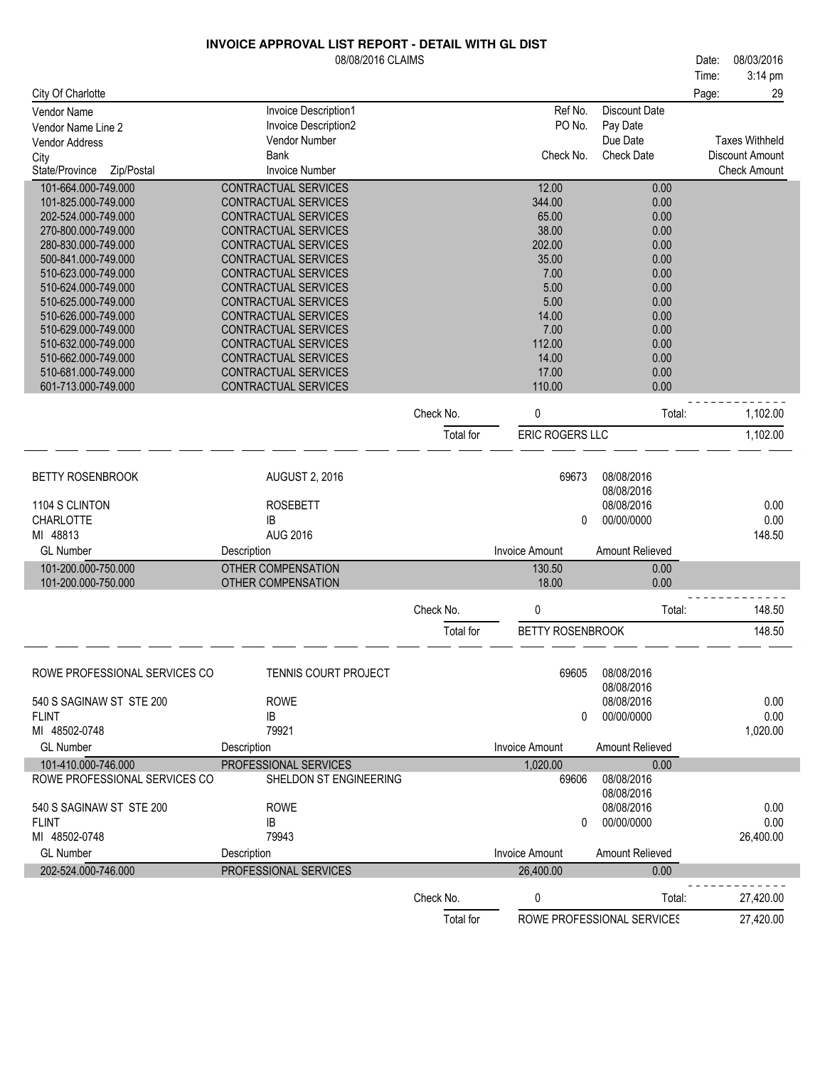# INVOICE APPROVAL LIST REPORT - DETAIL WITH GL DIST

08/08/2016 CLAIMS

Date: 08/03/2016
Time: 3:14 pm

City Of Charlotte

| Vendor Name | Invoice Description1 | Ref No. | Discount Date | |
|---|---|---|---|---|
| Vendor Name Line 2 | Invoice Description2 | PO No. | Pay Date | |
| Vendor Address | Vendor Number | | Due Date | Taxes Withheld |
| City | Bank | Check No. | Check Date | Discount Amount |
| State/Province Zip/Postal | Invoice Number | | | Check Amount |

| GL Number | Description | Invoice Amount | Amount Relieved |
|---|---|---|---|
| 101-664.000-749.000 | CONTRACTUAL SERVICES | 12.00 | 0.00 |
| 101-825.000-749.000 | CONTRACTUAL SERVICES | 344.00 | 0.00 |
| 202-524.000-749.000 | CONTRACTUAL SERVICES | 65.00 | 0.00 |
| 270-800.000-749.000 | CONTRACTUAL SERVICES | 38.00 | 0.00 |
| 280-830.000-749.000 | CONTRACTUAL SERVICES | 202.00 | 0.00 |
| 500-841.000-749.000 | CONTRACTUAL SERVICES | 35.00 | 0.00 |
| 510-623.000-749.000 | CONTRACTUAL SERVICES | 7.00 | 0.00 |
| 510-624.000-749.000 | CONTRACTUAL SERVICES | 5.00 | 0.00 |
| 510-625.000-749.000 | CONTRACTUAL SERVICES | 5.00 | 0.00 |
| 510-626.000-749.000 | CONTRACTUAL SERVICES | 14.00 | 0.00 |
| 510-629.000-749.000 | CONTRACTUAL SERVICES | 7.00 | 0.00 |
| 510-632.000-749.000 | CONTRACTUAL SERVICES | 112.00 | 0.00 |
| 510-662.000-749.000 | CONTRACTUAL SERVICES | 14.00 | 0.00 |
| 510-681.000-749.000 | CONTRACTUAL SERVICES | 17.00 | 0.00 |
| 601-713.000-749.000 | CONTRACTUAL SERVICES | 110.00 | 0.00 |

Check No. 0 — Total: 1,102.00

Total for ERIC ROGERS LLC — 1,102.00

---

| | | | | |
|---|---|---|---|---|
| BETTY ROSENBROOK | AUGUST 2, 2016 | 69673 | 08/08/2016 | |
| | | | 08/08/2016 | |
| 1104 S CLINTON | ROSEBETT | | 08/08/2016 | 0.00 |
| CHARLOTTE | IB | 0 | 00/00/0000 | 0.00 |
| MI 48813 | AUG 2016 | | | 148.50 |

| GL Number | Description | Invoice Amount | Amount Relieved |
|---|---|---|---|
| 101-200.000-750.000 | OTHER COMPENSATION | 130.50 | 0.00 |
| 101-200.000-750.000 | OTHER COMPENSATION | 18.00 | 0.00 |

Check No. 0 — Total: 148.50

Total for BETTY ROSENBROOK — 148.50

---

| | | | | |
|---|---|---|---|---|
| ROWE PROFESSIONAL SERVICES CO | TENNIS COURT PROJECT | 69605 | 08/08/2016 | |
| | | | 08/08/2016 | |
| 540 S SAGINAW ST STE 200 | ROWE | | 08/08/2016 | 0.00 |
| FLINT | IB | 0 | 00/00/0000 | 0.00 |
| MI 48502-0748 | 79921 | | | 1,020.00 |

| GL Number | Description | Invoice Amount | Amount Relieved |
|---|---|---|---|
| 101-410.000-746.000 | PROFESSIONAL SERVICES | 1,020.00 | 0.00 |

| | | | | |
|---|---|---|---|---|
| ROWE PROFESSIONAL SERVICES CO | SHELDON ST ENGINEERING | 69606 | 08/08/2016 | |
| | | | 08/08/2016 | |
| 540 S SAGINAW ST STE 200 | ROWE | | 08/08/2016 | 0.00 |
| FLINT | IB | 0 | 00/00/0000 | 0.00 |
| MI 48502-0748 | 79943 | | | 26,400.00 |

| GL Number | Description | Invoice Amount | Amount Relieved |
|---|---|---|---|
| 202-524.000-746.000 | PROFESSIONAL SERVICES | 26,400.00 | 0.00 |

Check No. 0 — Total: 27,420.00

Total for ROWE PROFESSIONAL SERVICES — 27,420.00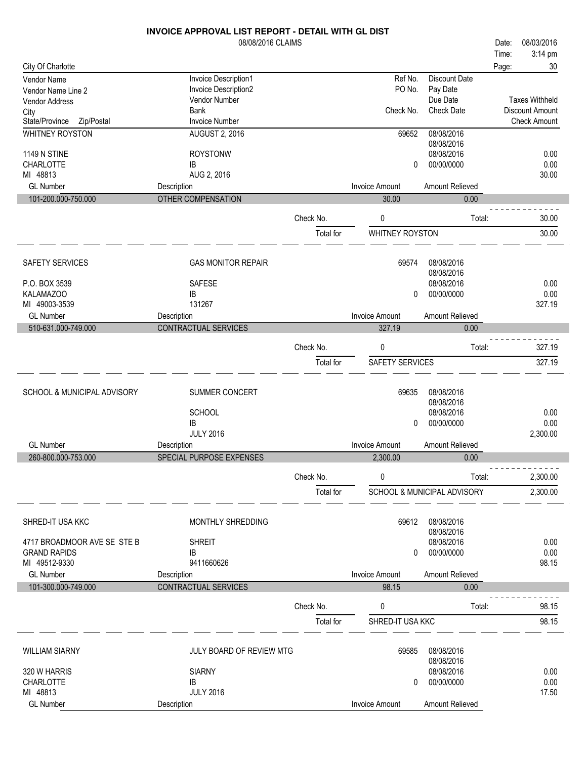# INVOICE APPROVAL LIST REPORT - DETAIL WITH GL DIST

08/08/2016 CLAIMS

Date: 08/03/2016
Time: 3:14 pm
Page: 30

City Of Charlotte

| Vendor Name / Vendor Name Line 2 / Vendor Address / City / State/Province Zip/Postal | Invoice Description1 / Invoice Description2 / Vendor Number / Bank / Invoice Number | Ref No. / PO No. / Check No. | Discount Date / Pay Date / Due Date / Check Date | Taxes Withheld / Discount Amount / Check Amount |
|---|---|---|---|---|
| WHITNEY ROYSTON | AUGUST 2, 2016 | 69652 | 08/08/2016 | |
| | | | 08/08/2016 | |
| 1149 N STINE | ROYSTONW | | 08/08/2016 | 0.00 |
| CHARLOTTE | IB | 0 | 00/00/0000 | 0.00 |
| MI 48813 | AUG 2, 2016 | | | 30.00 |

| GL Number | Description | Invoice Amount | Amount Relieved |
|---|---|---|---|
| 101-200.000-750.000 | OTHER COMPENSATION | 30.00 | 0.00 |

Check No. 0 Total: 30.00

Total for WHITNEY ROYSTON 30.00

| Vendor | Invoice | Ref No. / Check No. | Dates | Amounts |
|---|---|---|---|---|
| SAFETY SERVICES | GAS MONITOR REPAIR | 69574 | 08/08/2016 | |
| | | | 08/08/2016 | |
| P.O. BOX 3539 | SAFESE | | 08/08/2016 | 0.00 |
| KALAMAZOO | IB | 0 | 00/00/0000 | 0.00 |
| MI 49003-3539 | 131267 | | | 327.19 |

| GL Number | Description | Invoice Amount | Amount Relieved |
|---|---|---|---|
| 510-631.000-749.000 | CONTRACTUAL SERVICES | 327.19 | 0.00 |

Check No. 0 Total: 327.19

Total for SAFETY SERVICES 327.19

| Vendor | Invoice | Ref No. / Check No. | Dates | Amounts |
|---|---|---|---|---|
| SCHOOL & MUNICIPAL ADVISORY | SUMMER CONCERT | 69635 | 08/08/2016 | |
| | | | 08/08/2016 | |
| | SCHOOL | | 08/08/2016 | 0.00 |
| | IB | 0 | 00/00/0000 | 0.00 |
| | JULY 2016 | | | 2,300.00 |

| GL Number | Description | Invoice Amount | Amount Relieved |
|---|---|---|---|
| 260-800.000-753.000 | SPECIAL PURPOSE EXPENSES | 2,300.00 | 0.00 |

Check No. 0 Total: 2,300.00

Total for SCHOOL & MUNICIPAL ADVISORY 2,300.00

| Vendor | Invoice | Ref No. / Check No. | Dates | Amounts |
|---|---|---|---|---|
| SHRED-IT USA KKC | MONTHLY SHREDDING | 69612 | 08/08/2016 | |
| | | | 08/08/2016 | |
| 4717 BROADMOOR AVE SE STE B | SHREIT | | 08/08/2016 | 0.00 |
| GRAND RAPIDS | IB | 0 | 00/00/0000 | 0.00 |
| MI 49512-9330 | 9411660626 | | | 98.15 |

| GL Number | Description | Invoice Amount | Amount Relieved |
|---|---|---|---|
| 101-300.000-749.000 | CONTRACTUAL SERVICES | 98.15 | 0.00 |

Check No. 0 Total: 98.15

Total for SHRED-IT USA KKC 98.15

| Vendor | Invoice | Ref No. / Check No. | Dates | Amounts |
|---|---|---|---|---|
| WILLIAM SIARNY | JULY BOARD OF REVIEW MTG | 69585 | 08/08/2016 | |
| | | | 08/08/2016 | |
| 320 W HARRIS | SIARNY | | 08/08/2016 | 0.00 |
| CHARLOTTE | IB | 0 | 00/00/0000 | 0.00 |
| MI 48813 | JULY 2016 | | | 17.50 |

| GL Number | Description | Invoice Amount | Amount Relieved |
|---|---|---|---|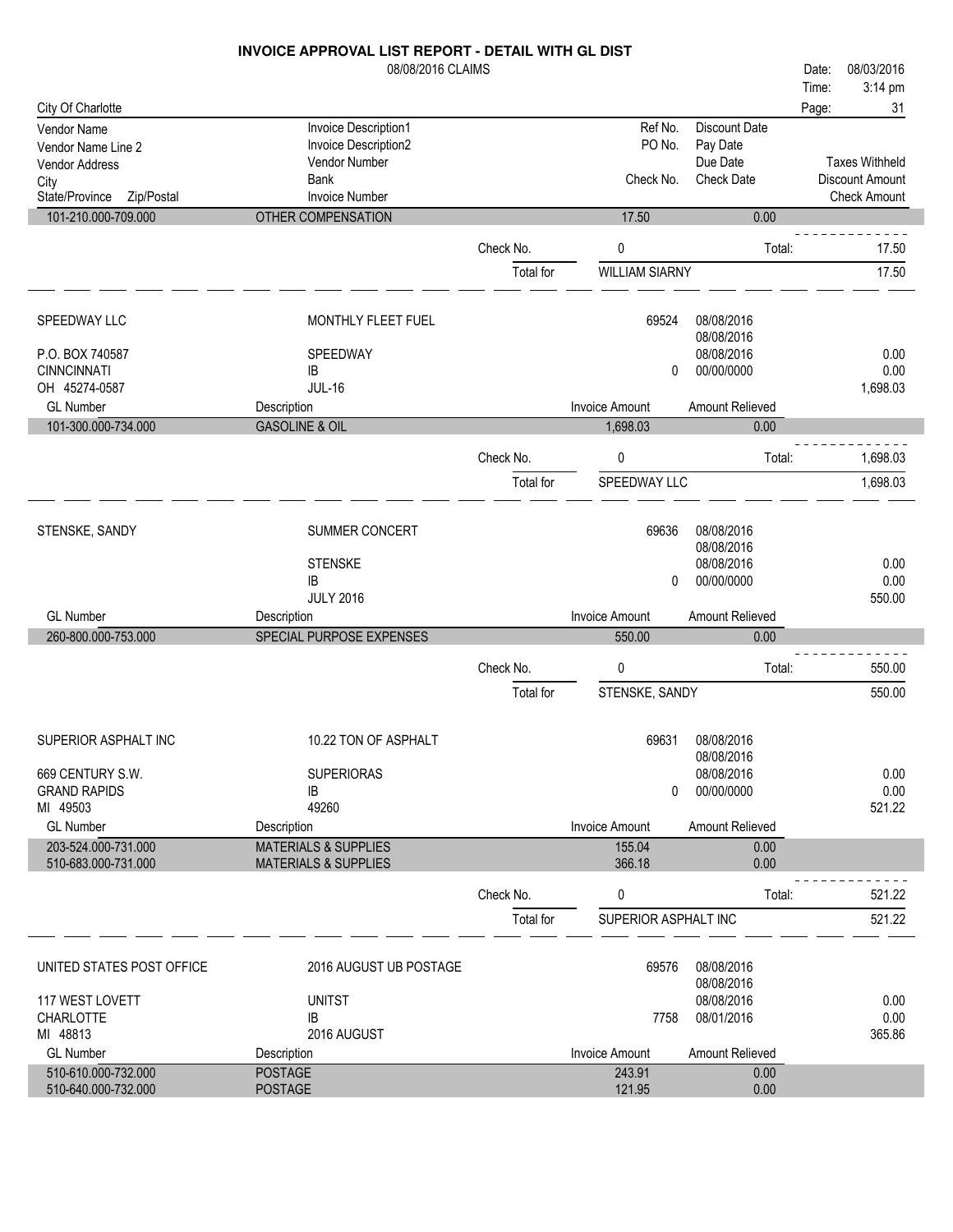# INVOICE APPROVAL LIST REPORT - DETAIL WITH GL DIST

08/08/2016 CLAIMS

Date: 08/03/2016
Time: 3:14 pm

City Of Charlotte

| Vendor Name / Vendor Name Line 2 / Vendor Address / City / State/Province Zip/Postal | Invoice Description1 / Invoice Description2 / Vendor Number / Bank / Invoice Number | Ref No. / PO No. / Check No. | Discount Date / Pay Date / Due Date / Check Date | Taxes Withheld / Discount Amount / Check Amount |
|---|---|---|---|---|

| GL Number | Description | Invoice Amount | Amount Relieved |
|---|---|---|---|
| 101-210.000-709.000 | OTHER COMPENSATION | 17.50 | 0.00 |

Check No. 0 Total: 17.50

Total for WILLIAM SIARNY 17.50

---

**SPEEDWAY LLC** — MONTHLY FLEET FUEL

| | | | | |
|---|---|---|---|---|
| SPEEDWAY LLC | MONTHLY FLEET FUEL | 69524 | 08/08/2016 | |
| | | | 08/08/2016 | |
| P.O. BOX 740587 | SPEEDWAY | | 08/08/2016 | 0.00 |
| CINNCINNATI | IB | 0 | 00/00/0000 | 0.00 |
| OH 45274-0587 | JUL-16 | | | 1,698.03 |

| GL Number | Description | Invoice Amount | Amount Relieved |
|---|---|---|---|
| 101-300.000-734.000 | GASOLINE & OIL | 1,698.03 | 0.00 |

Check No. 0 Total: 1,698.03

Total for SPEEDWAY LLC 1,698.03

---

**STENSKE, SANDY** — SUMMER CONCERT

| | | | | |
|---|---|---|---|---|
| STENSKE, SANDY | SUMMER CONCERT | 69636 | 08/08/2016 | |
| | | | 08/08/2016 | |
| | STENSKE | | 08/08/2016 | 0.00 |
| | IB | 0 | 00/00/0000 | 0.00 |
| | JULY 2016 | | | 550.00 |

| GL Number | Description | Invoice Amount | Amount Relieved |
|---|---|---|---|
| 260-800.000-753.000 | SPECIAL PURPOSE EXPENSES | 550.00 | 0.00 |

Check No. 0 Total: 550.00

Total for STENSKE, SANDY 550.00

---

**SUPERIOR ASPHALT INC** — 10.22 TON OF ASPHALT

| | | | | |
|---|---|---|---|---|
| SUPERIOR ASPHALT INC | 10.22 TON OF ASPHALT | 69631 | 08/08/2016 | |
| | | | 08/08/2016 | |
| 669 CENTURY S.W. | SUPERIORAS | | 08/08/2016 | 0.00 |
| GRAND RAPIDS | IB | 0 | 00/00/0000 | 0.00 |
| MI 49503 | 49260 | | | 521.22 |

| GL Number | Description | Invoice Amount | Amount Relieved |
|---|---|---|---|
| 203-524.000-731.000 | MATERIALS & SUPPLIES | 155.04 | 0.00 |
| 510-683.000-731.000 | MATERIALS & SUPPLIES | 366.18 | 0.00 |

Check No. 0 Total: 521.22

Total for SUPERIOR ASPHALT INC 521.22

---

**UNITED STATES POST OFFICE** — 2016 AUGUST UB POSTAGE

| | | | | |
|---|---|---|---|---|
| UNITED STATES POST OFFICE | 2016 AUGUST UB POSTAGE | 69576 | 08/08/2016 | |
| | | | 08/08/2016 | |
| 117 WEST LOVETT | UNITST | | 08/08/2016 | 0.00 |
| CHARLOTTE | IB | 7758 | 08/01/2016 | 0.00 |
| MI 48813 | 2016 AUGUST | | | 365.86 |

| GL Number | Description | Invoice Amount | Amount Relieved |
|---|---|---|---|
| 510-610.000-732.000 | POSTAGE | 243.91 | 0.00 |
| 510-640.000-732.000 | POSTAGE | 121.95 | 0.00 |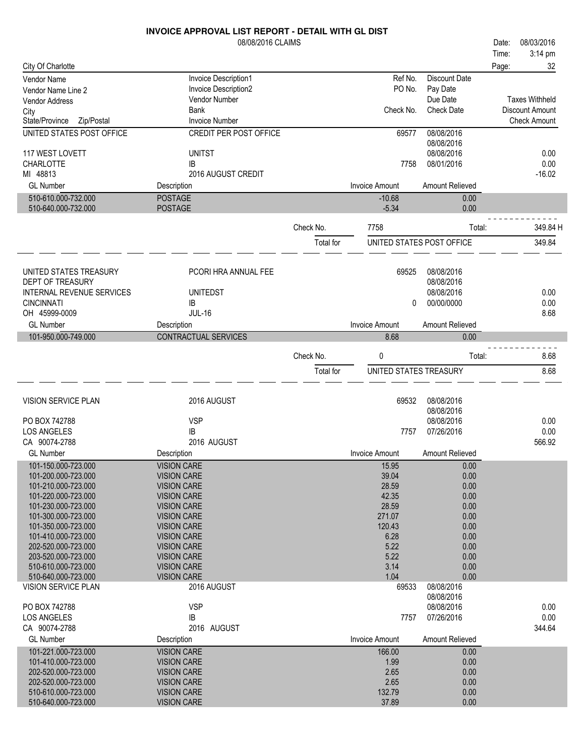# INVOICE APPROVAL LIST REPORT - DETAIL WITH GL DIST

08/08/2016 CLAIMS

Date: 08/03/2016
Time: 3:14 pm

City Of Charlotte

| Vendor Name | Invoice Description1 | Ref No. | Discount Date | |
|---|---|---|---|---|
| Vendor Name Line 2 | Invoice Description2 | PO No. | Pay Date | |
| Vendor Address | Vendor Number | | Due Date | Taxes Withheld |
| City | Bank | Check No. | Check Date | Discount Amount |
| State/Province Zip/Postal | Invoice Number | | | Check Amount |

## UNITED STATES POST OFFICE

| | | | | |
|---|---|---|---|---|
| UNITED STATES POST OFFICE | CREDIT PER POST OFFICE | 69577 | 08/08/2016 | |
| | | | 08/08/2016 | |
| 117 WEST LOVETT | UNITST | | 08/08/2016 | 0.00 |
| CHARLOTTE | IB | 7758 | 08/01/2016 | 0.00 |
| MI 48813 | 2016 AUGUST CREDIT | | | -16.02 |

| GL Number | Description | Invoice Amount | Amount Relieved |
|---|---|---|---|
| 510-610.000-732.000 | POSTAGE | -10.68 | 0.00 |
| 510-640.000-732.000 | POSTAGE | -5.34 | 0.00 |

Check No. 7758 Total: 349.84 H

Total for UNITED STATES POST OFFICE 349.84

## UNITED STATES TREASURY

| | | | | |
|---|---|---|---|---|
| UNITED STATES TREASURY | PCORI HRA ANNUAL FEE | 69525 | 08/08/2016 | |
| DEPT OF TREASURY | | | 08/08/2016 | |
| INTERNAL REVENUE SERVICES | UNITEDST | | 08/08/2016 | 0.00 |
| CINCINNATI | IB | 0 | 00/00/0000 | 0.00 |
| OH 45999-0009 | JUL-16 | | | 8.68 |

| GL Number | Description | Invoice Amount | Amount Relieved |
|---|---|---|---|
| 101-950.000-749.000 | CONTRACTUAL SERVICES | 8.68 | 0.00 |

Check No. 0 Total: 8.68

Total for UNITED STATES TREASURY 8.68

## VISION SERVICE PLAN

| | | | | |
|---|---|---|---|---|
| VISION SERVICE PLAN | 2016 AUGUST | 69532 | 08/08/2016 | |
| | | | 08/08/2016 | |
| PO BOX 742788 | VSP | | 08/08/2016 | 0.00 |
| LOS ANGELES | IB | 7757 | 07/26/2016 | 0.00 |
| CA 90074-2788 | 2016 AUGUST | | | 566.92 |

| GL Number | Description | Invoice Amount | Amount Relieved |
|---|---|---|---|
| 101-150.000-723.000 | VISION CARE | 15.95 | 0.00 |
| 101-200.000-723.000 | VISION CARE | 39.04 | 0.00 |
| 101-210.000-723.000 | VISION CARE | 28.59 | 0.00 |
| 101-220.000-723.000 | VISION CARE | 42.35 | 0.00 |
| 101-230.000-723.000 | VISION CARE | 28.59 | 0.00 |
| 101-300.000-723.000 | VISION CARE | 271.07 | 0.00 |
| 101-350.000-723.000 | VISION CARE | 120.43 | 0.00 |
| 101-410.000-723.000 | VISION CARE | 6.28 | 0.00 |
| 202-520.000-723.000 | VISION CARE | 5.22 | 0.00 |
| 203-520.000-723.000 | VISION CARE | 5.22 | 0.00 |
| 510-610.000-723.000 | VISION CARE | 3.14 | 0.00 |
| 510-640.000-723.000 | VISION CARE | 1.04 | 0.00 |

| | | | | |
|---|---|---|---|---|
| VISION SERVICE PLAN | 2016 AUGUST | 69533 | 08/08/2016 | |
| | | | 08/08/2016 | |
| PO BOX 742788 | VSP | | 08/08/2016 | 0.00 |
| LOS ANGELES | IB | 7757 | 07/26/2016 | 0.00 |
| CA 90074-2788 | 2016 AUGUST | | | 344.64 |

| GL Number | Description | Invoice Amount | Amount Relieved |
|---|---|---|---|
| 101-221.000-723.000 | VISION CARE | 166.00 | 0.00 |
| 101-410.000-723.000 | VISION CARE | 1.99 | 0.00 |
| 202-520.000-723.000 | VISION CARE | 2.65 | 0.00 |
| 202-520.000-723.000 | VISION CARE | 2.65 | 0.00 |
| 510-610.000-723.000 | VISION CARE | 132.79 | 0.00 |
| 510-640.000-723.000 | VISION CARE | 37.89 | 0.00 |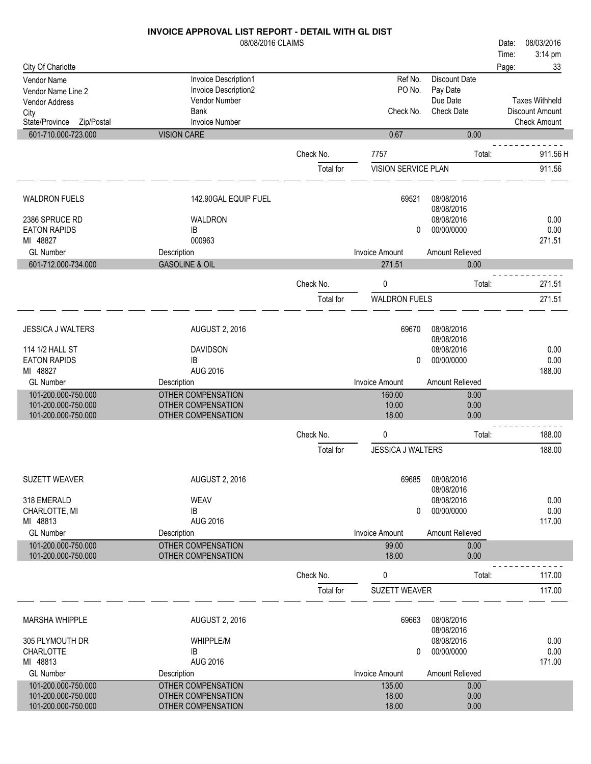# INVOICE APPROVAL LIST REPORT - DETAIL WITH GL DIST

08/08/2016 CLAIMS

Date: 08/03/2016
Time: 3:14 pm

City Of Charlotte

| Vendor Name / Vendor Name Line 2 / Vendor Address / City / State/Province Zip/Postal | Invoice Description1 / Invoice Description2 / Vendor Number / Bank / Invoice Number | Ref No. / PO No. / Check No. | Discount Date / Pay Date / Due Date / Check Date | Taxes Withheld / Discount Amount / Check Amount |
|---|---|---|---|---|
| 601-710.000-723.000 | VISION CARE | 0.67 | 0.00 | |

Check No. 7757 Total: 911.56 H

Total for VISION SERVICE PLAN 911.56

---

| | | | | |
|---|---|---|---|---|
| WALDRON FUELS | 142.90GAL EQUIP FUEL | 69521 | 08/08/2016 | |
| | | | 08/08/2016 | |
| 2386 SPRUCE RD | WALDRON | | 08/08/2016 | 0.00 |
| EATON RAPIDS | IB | 0 | 00/00/0000 | 0.00 |
| MI 48827 | 000963 | | | 271.51 |
| **GL Number** | **Description** | **Invoice Amount** | **Amount Relieved** | |
| 601-712.000-734.000 | GASOLINE & OIL | 271.51 | 0.00 | |

Check No. 0 Total: 271.51

Total for WALDRON FUELS 271.51

---

| | | | | |
|---|---|---|---|---|
| JESSICA J WALTERS | AUGUST 2, 2016 | 69670 | 08/08/2016 | |
| | | | 08/08/2016 | |
| 114 1/2 HALL ST | DAVIDSON | | 08/08/2016 | 0.00 |
| EATON RAPIDS | IB | 0 | 00/00/0000 | 0.00 |
| MI 48827 | AUG 2016 | | | 188.00 |
| **GL Number** | **Description** | **Invoice Amount** | **Amount Relieved** | |
| 101-200.000-750.000 | OTHER COMPENSATION | 160.00 | 0.00 | |
| 101-200.000-750.000 | OTHER COMPENSATION | 10.00 | 0.00 | |
| 101-200.000-750.000 | OTHER COMPENSATION | 18.00 | 0.00 | |

Check No. 0 Total: 188.00

Total for JESSICA J WALTERS 188.00

---

| | | | | |
|---|---|---|---|---|
| SUZETT WEAVER | AUGUST 2, 2016 | 69685 | 08/08/2016 | |
| | | | 08/08/2016 | |
| 318 EMERALD | WEAV | | 08/08/2016 | 0.00 |
| CHARLOTTE, MI | IB | 0 | 00/00/0000 | 0.00 |
| MI 48813 | AUG 2016 | | | 117.00 |
| **GL Number** | **Description** | **Invoice Amount** | **Amount Relieved** | |
| 101-200.000-750.000 | OTHER COMPENSATION | 99.00 | 0.00 | |
| 101-200.000-750.000 | OTHER COMPENSATION | 18.00 | 0.00 | |

Check No. 0 Total: 117.00

Total for SUZETT WEAVER 117.00

---

| | | | | |
|---|---|---|---|---|
| MARSHA WHIPPLE | AUGUST 2, 2016 | 69663 | 08/08/2016 | |
| | | | 08/08/2016 | |
| 305 PLYMOUTH DR | WHIPPLE/M | | 08/08/2016 | 0.00 |
| CHARLOTTE | IB | 0 | 00/00/0000 | 0.00 |
| MI 48813 | AUG 2016 | | | 171.00 |
| **GL Number** | **Description** | **Invoice Amount** | **Amount Relieved** | |
| 101-200.000-750.000 | OTHER COMPENSATION | 135.00 | 0.00 | |
| 101-200.000-750.000 | OTHER COMPENSATION | 18.00 | 0.00 | |
| 101-200.000-750.000 | OTHER COMPENSATION | 18.00 | 0.00 | |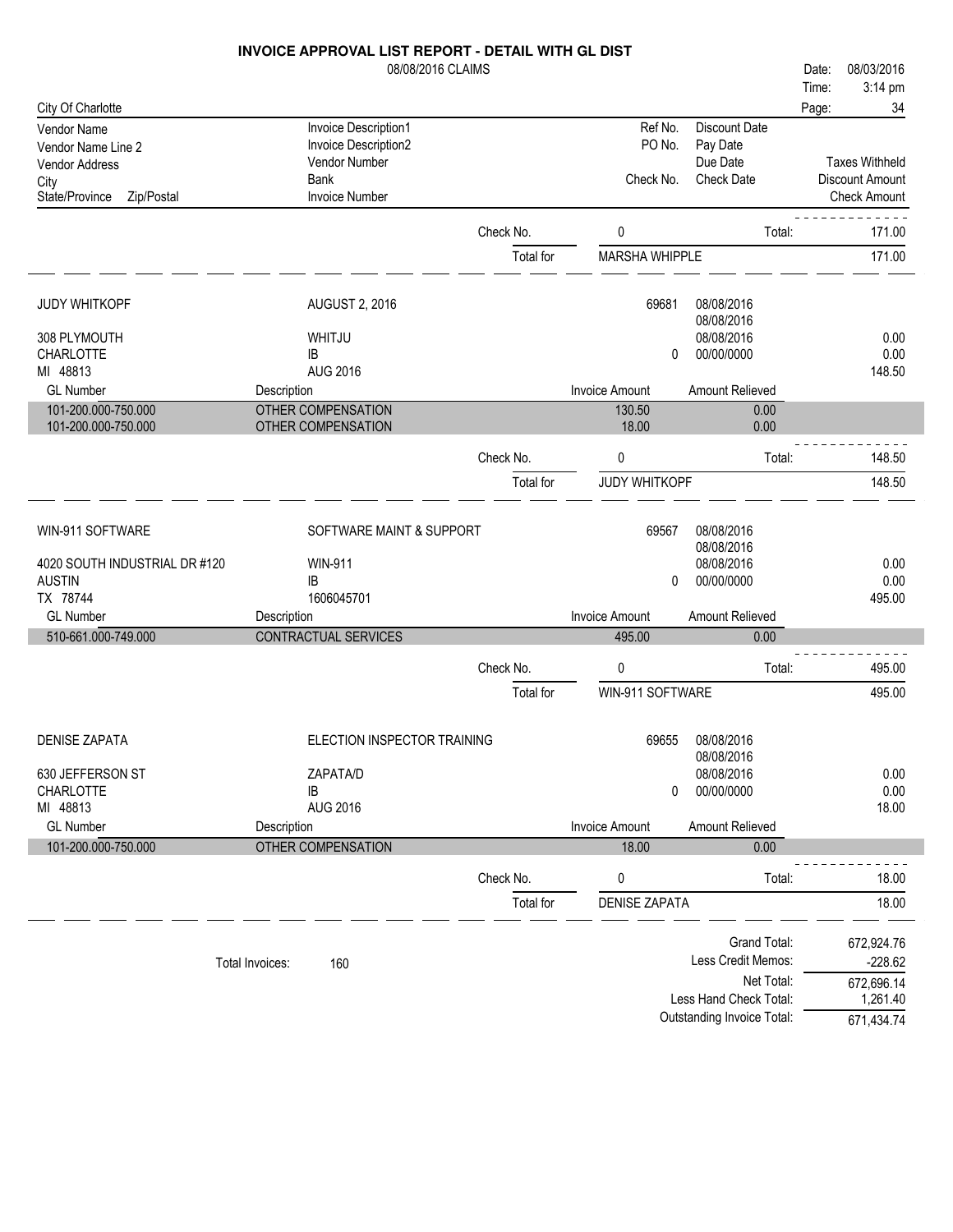# INVOICE APPROVAL LIST REPORT - DETAIL WITH GL DIST

08/08/2016 CLAIMS

Date: 08/03/2016
Time: 3:14 pm
Page: 34

City Of Charlotte

| Vendor Name / Vendor Name Line 2 / Vendor Address / City / State/Province Zip/Postal | Invoice Description1 / Invoice Description2 / Vendor Number / Bank / Invoice Number | Ref No. / PO No. / Check No. | Discount Date / Pay Date / Due Date / Check Date | Taxes Withheld / Discount Amount / Check Amount |
|---|---|---|---|---|

Check No. 0 Total: 171.00

Total for MARSHA WHIPPLE 171.00

---

| | | | | |
|---|---|---|---|---|
| JUDY WHITKOPF | AUGUST 2, 2016 | 69681 | 08/08/2016 | |
| | | | 08/08/2016 | |
| 308 PLYMOUTH | WHITJU | | 08/08/2016 | 0.00 |
| CHARLOTTE | IB | 0 | 00/00/0000 | 0.00 |
| MI 48813 | AUG 2016 | | | 148.50 |

| GL Number | Description | Invoice Amount | Amount Relieved |
|---|---|---|---|
| 101-200.000-750.000 | OTHER COMPENSATION | 130.50 | 0.00 |
| 101-200.000-750.000 | OTHER COMPENSATION | 18.00 | 0.00 |

Check No. 0 Total: 148.50

Total for JUDY WHITKOPF 148.50

---

| | | | | |
|---|---|---|---|---|
| WIN-911 SOFTWARE | SOFTWARE MAINT & SUPPORT | 69567 | 08/08/2016 | |
| | | | 08/08/2016 | |
| 4020 SOUTH INDUSTRIAL DR #120 | WIN-911 | | 08/08/2016 | 0.00 |
| AUSTIN | IB | 0 | 00/00/0000 | 0.00 |
| TX 78744 | 1606045701 | | | 495.00 |

| GL Number | Description | Invoice Amount | Amount Relieved |
|---|---|---|---|
| 510-661.000-749.000 | CONTRACTUAL SERVICES | 495.00 | 0.00 |

Check No. 0 Total: 495.00

Total for WIN-911 SOFTWARE 495.00

---

| | | | | |
|---|---|---|---|---|
| DENISE ZAPATA | ELECTION INSPECTOR TRAINING | 69655 | 08/08/2016 | |
| | | | 08/08/2016 | |
| 630 JEFFERSON ST | ZAPATA/D | | 08/08/2016 | 0.00 |
| CHARLOTTE | IB | 0 | 00/00/0000 | 0.00 |
| MI 48813 | AUG 2016 | | | 18.00 |

| GL Number | Description | Invoice Amount | Amount Relieved |
|---|---|---|---|
| 101-200.000-750.000 | OTHER COMPENSATION | 18.00 | 0.00 |

Check No. 0 Total: 18.00

Total for DENISE ZAPATA 18.00

---

Total Invoices: 160

| | |
|---|---|
| Grand Total: | 672,924.76 |
| Less Credit Memos: | -228.62 |
| Net Total: | 672,696.14 |
| Less Hand Check Total: | 1,261.40 |
| Outstanding Invoice Total: | 671,434.74 |